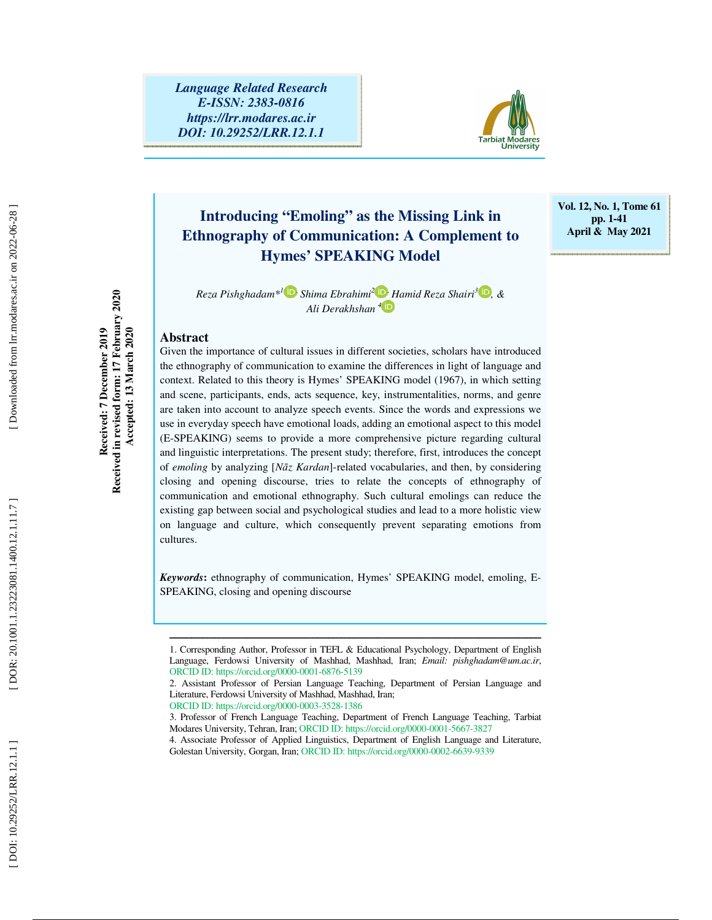Language Related Research
E-ISSN: 2383-0816
https://lrr.modares.ac.ir
DOI: 10.29252/LRR.12.1.1

Vol. 12, No. 1, Tome 61
pp. 1-41
April & May 2021

Received: 7 December 2019
Received in revised form: 17 February 2020
Accepted: 13 March 2020

# Introducing "Emoling" as the Missing Link in Ethnography of Communication: A Complement to Hymes' SPEAKING Model

*Reza Pishghadam*[*1], *Shima Ebrahimi*[2], *Hamid Reza Shairi*[3], & *Ali Derakhshan*[4]

## Abstract

Given the importance of cultural issues in different societies, scholars have introduced the ethnography of communication to examine the differences in light of language and context. Related to this theory is Hymes' SPEAKING model (1967), in which setting and scene, participants, ends, acts sequence, key, instrumentalities, norms, and genre are taken into account to analyze speech events. Since the words and expressions we use in everyday speech have emotional loads, adding an emotional aspect to this model (E-SPEAKING) seems to provide a more comprehensive picture regarding cultural and linguistic interpretations. The present study; therefore, first, introduces the concept of *emoling* by analyzing [*Nāz Kardan*]-related vocabularies, and then, by considering closing and opening discourse, tries to relate the concepts of ethnography of communication and emotional ethnography. Such cultural emolings can reduce the existing gap between social and psychological studies and lead to a more holistic view on language and culture, which consequently prevent separating emotions from cultures.

***Keywords*****:** ethnography of communication, Hymes' SPEAKING model, emoling, E-SPEAKING, closing and opening discourse

---

1. Corresponding Author, Professor in TEFL & Educational Psychology, Department of English Language, Ferdowsi University of Mashhad, Mashhad, Iran; *Email: pishghadam@um.ac.ir*, ORCID ID: https://orcid.org/0000-0001-6876-5139
2. Assistant Professor of Persian Language Teaching, Department of Persian Language and Literature, Ferdowsi University of Mashhad, Mashhad, Iran;
ORCID ID: https://orcid.org/0000-0003-3528-1386
3. Professor of French Language Teaching, Department of French Language Teaching, Tarbiat Modares University, Tehran, Iran; ORCID ID: https://orcid.org/0000-0001-5667-3827
4. Associate Professor of Applied Linguistics, Department of English Language and Literature, Golestan University, Gorgan, Iran; ORCID ID: https://orcid.org/0000-0002-6639-9339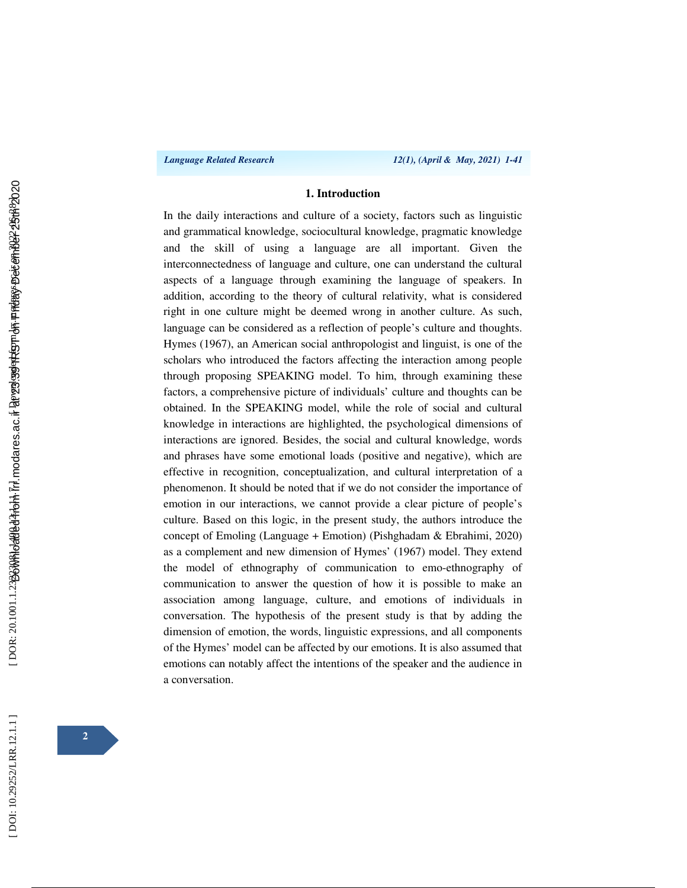## 1. Introduction

In the daily interactions and culture of a society, factors such as linguistic and grammatical knowledge, sociocultural knowledge, pragmatic knowledge and the skill of using a language are all important. Given the interconnectedness of language and culture, one can understand the cultural aspects of a language through examining the language of speakers. In addition, according to the theory of cultural relativity, what is considered right in one culture might be deemed wrong in another culture. As such, language can be considered as a reflection of people's culture and thoughts. Hymes (1967), an American social anthropologist and linguist, is one of the scholars who introduced the factors affecting the interaction among people through proposing SPEAKING model. To him, through examining these factors, a comprehensive picture of individuals' culture and thoughts can be obtained. In the SPEAKING model, while the role of social and cultural knowledge in interactions are highlighted, the psychological dimensions of interactions are ignored. Besides, the social and cultural knowledge, words and phrases have some emotional loads (positive and negative), which are effective in recognition, conceptualization, and cultural interpretation of a phenomenon. It should be noted that if we do not consider the importance of emotion in our interactions, we cannot provide a clear picture of people's culture. Based on this logic, in the present study, the authors introduce the concept of Emoling (Language + Emotion) (Pishghadam & Ebrahimi, 2020) as a complement and new dimension of Hymes' (1967) model. They extend the model of ethnography of communication to emo-ethnography of communication to answer the question of how it is possible to make an association among language, culture, and emotions of individuals in conversation. The hypothesis of the present study is that by adding the dimension of emotion, the words, linguistic expressions, and all components of the Hymes' model can be affected by our emotions. It is also assumed that emotions can notably affect the intentions of the speaker and the audience in a conversation.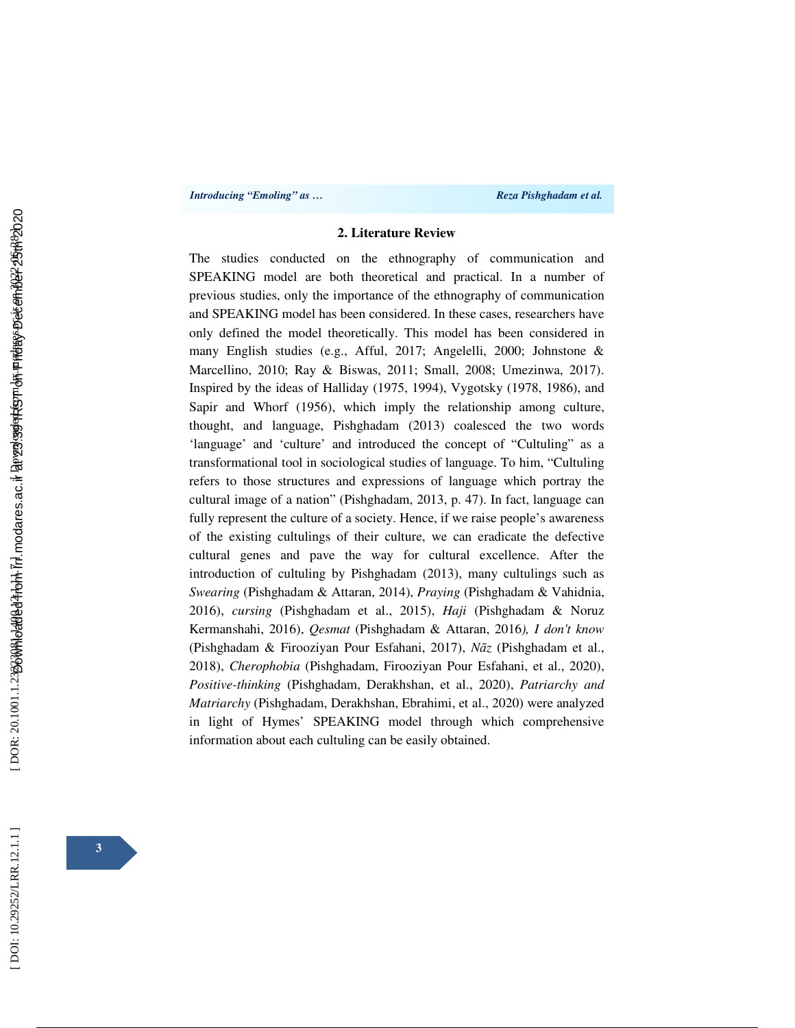## 2. Literature Review

The studies conducted on the ethnography of communication and SPEAKING model are both theoretical and practical. In a number of previous studies, only the importance of the ethnography of communication and SPEAKING model has been considered. In these cases, researchers have only defined the model theoretically. This model has been considered in many English studies (e.g., Afful, 2017; Angelelli, 2000; Johnstone & Marcellino, 2010; Ray & Biswas, 2011; Small, 2008; Umezinwa, 2017). Inspired by the ideas of Halliday (1975, 1994), Vygotsky (1978, 1986), and Sapir and Whorf (1956), which imply the relationship among culture, thought, and language, Pishghadam (2013) coalesced the two words 'language' and 'culture' and introduced the concept of "Culturing" as a transformational tool in sociological studies of language. To him, "Culturing refers to those structures and expressions of language which portray the cultural image of a nation" (Pishghadam, 2013, p. 47). In fact, language can fully represent the culture of a society. Hence, if we raise people's awareness of the existing culturings of their culture, we can eradicate the defective cultural genes and pave the way for cultural excellence. After the introduction of culturing by Pishghadam (2013), many culturings such as *Swearing* (Pishghadam & Attaran, 2014), *Praying* (Pishghadam & Vahidnia, 2016), *cursing* (Pishghadam et al., 2015), *Haji* (Pishghadam & Noruz Kermanshahi, 2016), *Qesmat* (Pishghadam & Attaran, 2016*), I don't know* (Pishghadam & Firooziyan Pour Esfahani, 2017), *Nāz* (Pishghadam et al., 2018), *Cherophobia* (Pishghadam, Firooziyan Pour Esfahani, et al., 2020), *Positive-thinking* (Pishghadam, Derakhshan, et al., 2020), *Patriarchy and Matriarchy* (Pishghadam, Derakhshan, Ebrahimi, et al., 2020) were analyzed in light of Hymes' SPEAKING model through which comprehensive information about each culturing can be easily obtained.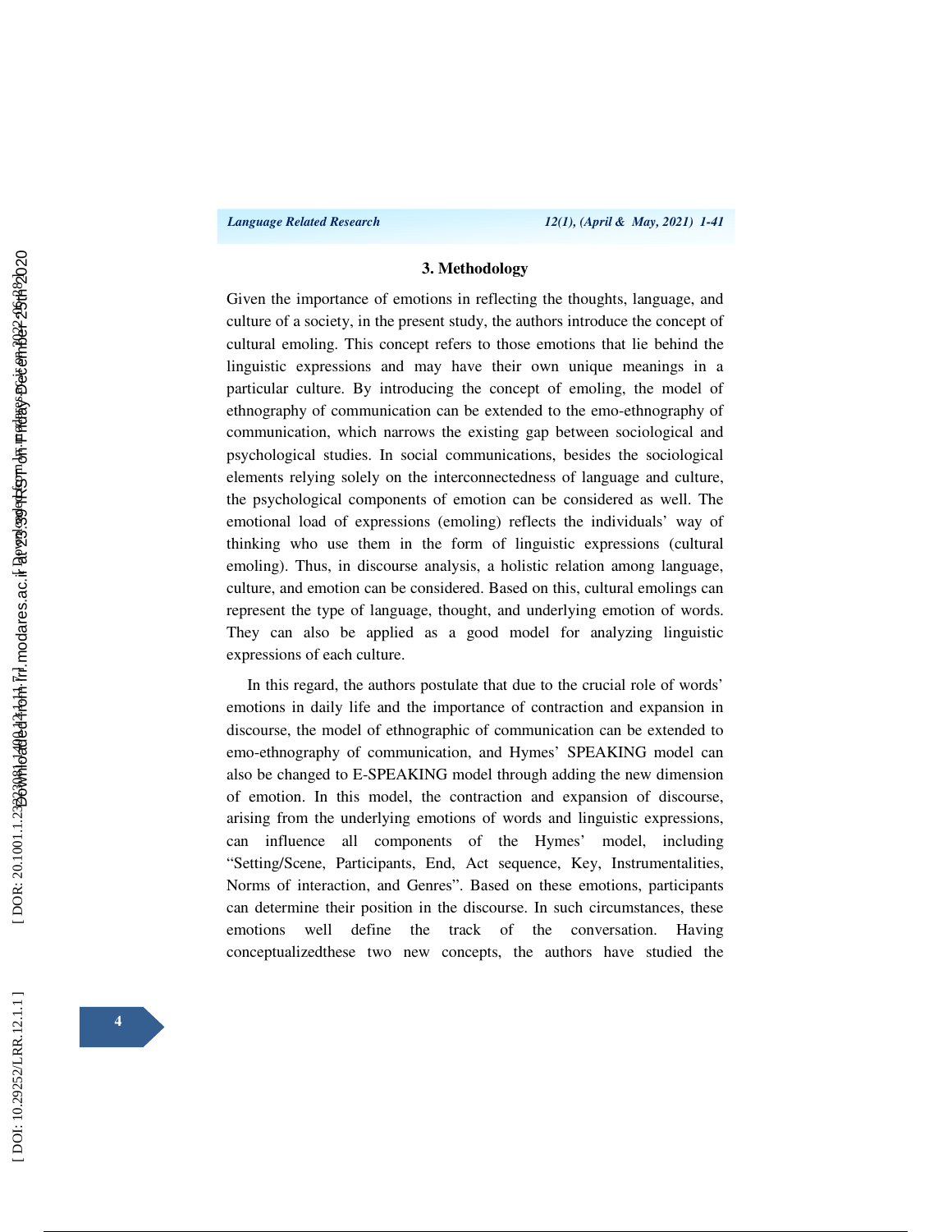## 3. Methodology

Given the importance of emotions in reflecting the thoughts, language, and culture of a society, in the present study, the authors introduce the concept of cultural emoling. This concept refers to those emotions that lie behind the linguistic expressions and may have their own unique meanings in a particular culture. By introducing the concept of emoling, the model of ethnography of communication can be extended to the emo-ethnography of communication, which narrows the existing gap between sociological and psychological studies. In social communications, besides the sociological elements relying solely on the interconnectedness of language and culture, the psychological components of emotion can be considered as well. The emotional load of expressions (emoling) reflects the individuals' way of thinking who use them in the form of linguistic expressions (cultural emoling). Thus, in discourse analysis, a holistic relation among language, culture, and emotion can be considered. Based on this, cultural emolings can represent the type of language, thought, and underlying emotion of words. They can also be applied as a good model for analyzing linguistic expressions of each culture.

In this regard, the authors postulate that due to the crucial role of words' emotions in daily life and the importance of contraction and expansion in discourse, the model of ethnographic of communication can be extended to emo-ethnography of communication, and Hymes' SPEAKING model can also be changed to E-SPEAKING model through adding the new dimension of emotion. In this model, the contraction and expansion of discourse, arising from the underlying emotions of words and linguistic expressions, can influence all components of the Hymes' model, including "Setting/Scene, Participants, End, Act sequence, Key, Instrumentalities, Norms of interaction, and Genres". Based on these emotions, participants can determine their position in the discourse. In such circumstances, these emotions well define the track of the conversation. Having conceptualizedthese two new concepts, the authors have studied the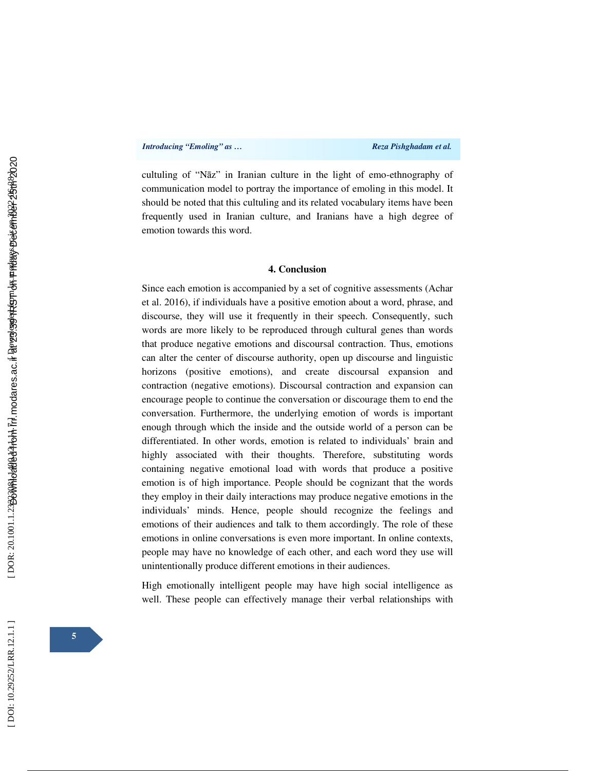culturing of "Nāz" in Iranian culture in the light of emo-ethnography of communication model to portray the importance of emoling in this model. It should be noted that this culturing and its related vocabulary items have been frequently used in Iranian culture, and Iranians have a high degree of emotion towards this word.

## 4. Conclusion

Since each emotion is accompanied by a set of cognitive assessments (Achar et al. 2016), if individuals have a positive emotion about a word, phrase, and discourse, they will use it frequently in their speech. Consequently, such words are more likely to be reproduced through cultural genes than words that produce negative emotions and discoursal contraction. Thus, emotions can alter the center of discourse authority, open up discourse and linguistic horizons (positive emotions), and create discoursal expansion and contraction (negative emotions). Discoursal contraction and expansion can encourage people to continue the conversation or discourage them to end the conversation. Furthermore, the underlying emotion of words is important enough through which the inside and the outside world of a person can be differentiated. In other words, emotion is related to individuals' brain and highly associated with their thoughts. Therefore, substituting words containing negative emotional load with words that produce a positive emotion is of high importance. People should be cognizant that the words they employ in their daily interactions may produce negative emotions in the individuals' minds. Hence, people should recognize the feelings and emotions of their audiences and talk to them accordingly. The role of these emotions in online conversations is even more important. In online contexts, people may have no knowledge of each other, and each word they use will unintentionally produce different emotions in their audiences.

High emotionally intelligent people may have high social intelligence as well. These people can effectively manage their verbal relationships with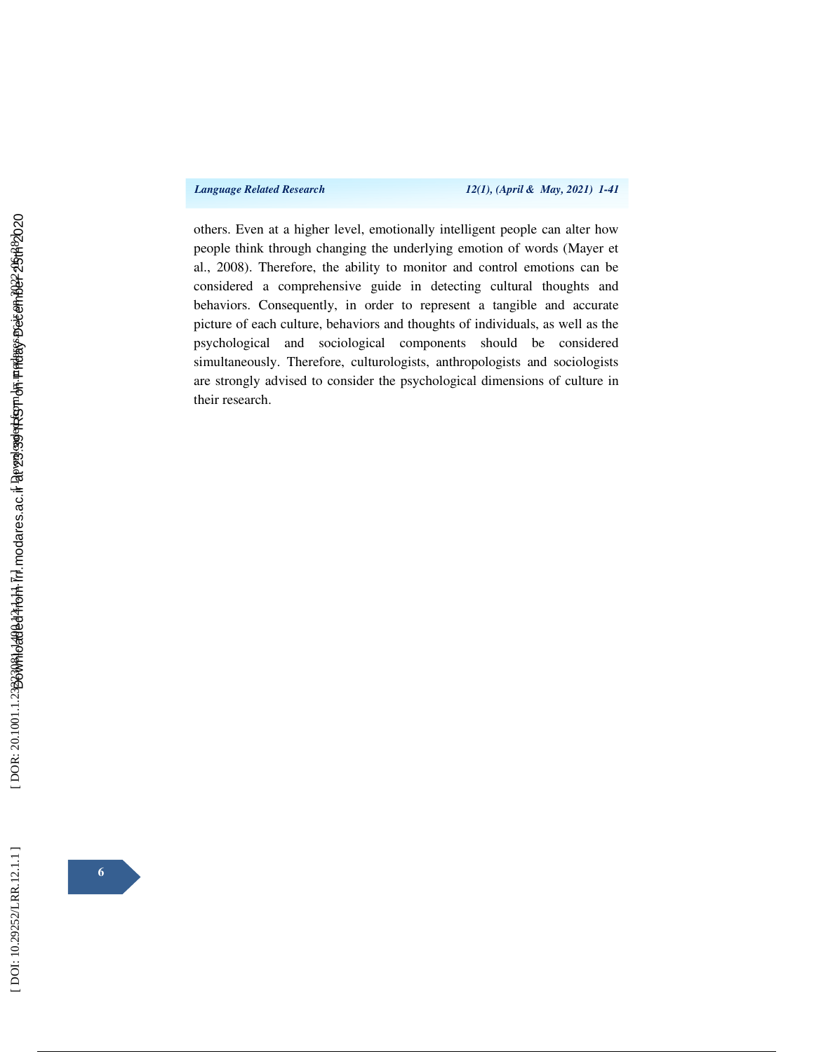others. Even at a higher level, emotionally intelligent people can alter how people think through changing the underlying emotion of words (Mayer et al., 2008). Therefore, the ability to monitor and control emotions can be considered a comprehensive guide in detecting cultural thoughts and behaviors. Consequently, in order to represent a tangible and accurate picture of each culture, behaviors and thoughts of individuals, as well as the psychological and sociological components should be considered simultaneously. Therefore, culturologists, anthropologists and sociologists are strongly advised to consider the psychological dimensions of culture in their research.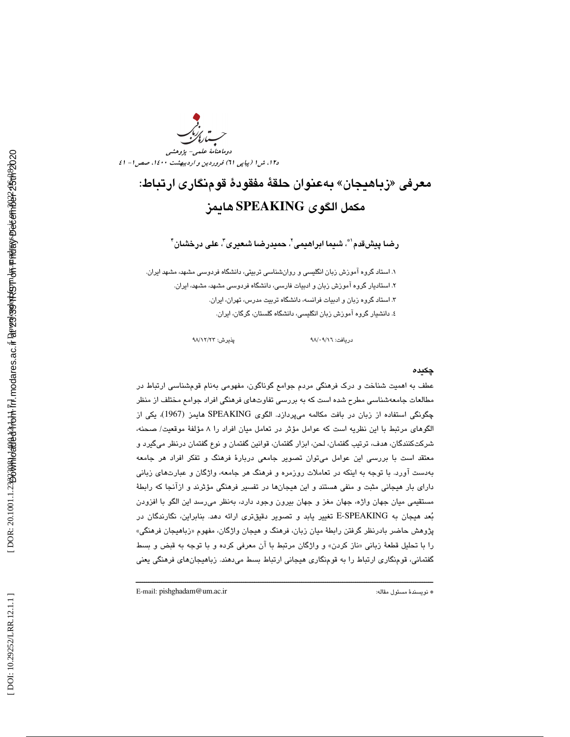# معرفی «زباهیجان» به‌عنوان حلقهٔ مفقودهٔ قوم‌نگاری ارتباط: مکمل الگوی SPEAKING هایمز

**رضا پیش‌قدم[1*]، شیما ابراهیمی[2]، حمیدرضا شعیری[3]، علی درخشان[4]**

۱. استاد گروه آموزش زبان انگلیسی و روان‌شناسی تربیتی، دانشگاه فردوسی مشهد، مشهد ایران.

۲. استادیار گروه آموزش زبان و ادبیات فارسی، دانشگاه فردوسی مشهد، مشهد، ایران.

۳. استاد گروه زبان و ادبیات فرانسه، دانشگاه تربیت مدرس، تهران، ایران.

۴. دانشیار گروه آموزش زبان انگلیسی، دانشگاه گلستان، گرگان، ایران.

دریافت: ۹۸/۰۹/۱۶ پذیرش: ۹۸/۱۲/۲۳

## چکیده

عطف به اهمیت شناخت و درک فرهنگی مردم جوامع گوناگون، مفهومی به‌نام قوم‌شناسی ارتباط در مطالعات جامعه‌شناسی مطرح شده است که به بررسی تفاوت‌های فرهنگی افراد جوامع مختلف از منظر چگونگی استفاده از زبان در بافت مکالمه می‌پردازد. الگوی SPEAKING هایمز (1967)، یکی از الگوهای مرتبط با این نظریه است که عوامل مؤثر در تعامل میان افراد را ۸ مؤلفهٔ موقعیت/ صحنه، شرکت‌کنندگان، هدف، ترتیب گفتمان، لحن، ابزار گفتمان، قوانین گفتمان و نوع گفتمان درنظر می‌گیرد و معتقد است با بررسی این عوامل می‌توان تصویر جامعی دربارهٔ فرهنگ و تفکر افراد هر جامعه به‌دست آورد. با توجه به اینکه در تعاملات روزمره و فرهنگ هر جامعه، واژگان و عبارت‌های زبانی دارای بار هیجانی مثبت و منفی هستند و این هیجان‌ها در تفسیر فرهنگی مؤثرند و ازآنجا که رابطهٔ مستقیمی میان جهان واژه، جهان مغز و جهان بیرون وجود دارد، به‌نظر می‌رسد این الگو با افزودن بُعد هیجان به E-SPEAKING تغییر یابد و تصویر دقیق‌تری ارائه دهد. بنابراین، نگارندگان در پژوهش حاضر بادرنظر گرفتن رابطهٔ میان زبان، فرهنگ و هیجان واژگان، مفهوم «زباهیجان فرهنگی» را با تحلیل قطعهٔ زبانی «ناز کردن» و واژگان مرتبط با آن معرفی کرده و با توجه به قبض و بسط گفتمانی، قوم‌نگاری ارتباط را به قوم‌نگاری هیجانی ارتباط بسط می‌دهند. زباهیجان‌های فرهنگی یعنی

---

* نویسندهٔ مسئول مقاله: E-mail: pishghadam@um.ac.ir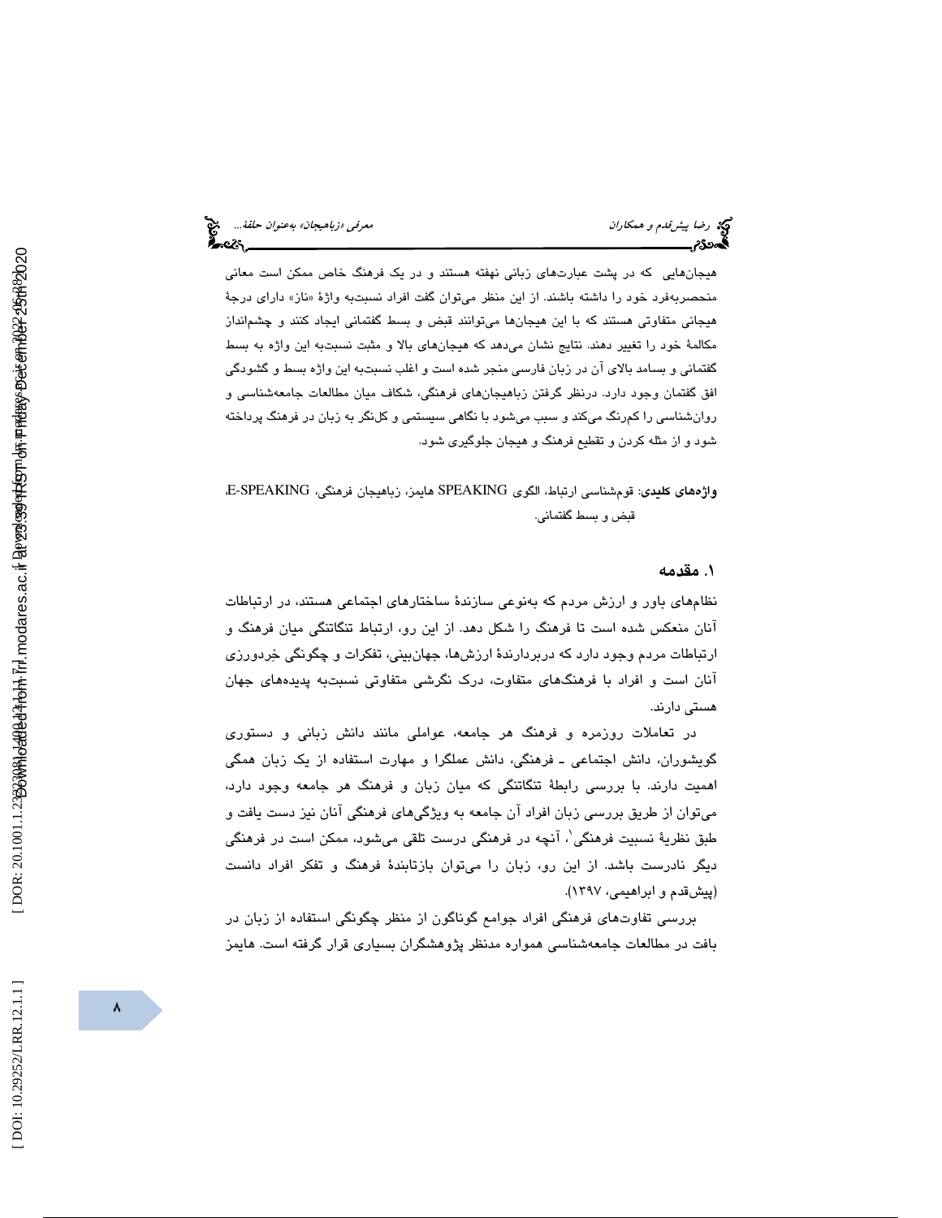هیجان‌هایی که در پشت عبارت‌های زبانی نهفته هستند و در یک فرهنگ خاص ممکن است معانی منحصربه‌فرد خود را داشته باشند. از این منظر می‌توان گفت افراد نسبت‌به واژهٔ «ناز» دارای درجهٔ هیجانی متفاوتی هستند که با این هیجان‌ها می‌توانند قبض و بسط گفتمانی ایجاد کنند و چشم‌انداز مکالمهٔ خود را تغییر دهند. نتایج نشان می‌دهد که هیجان‌های بالا و مثبت نسبت‌به این واژه به بسط گفتمانی و بسامد بالای آن در زبان فارسی منجر شده است و اغلب نسبت‌به این واژه بسط و گشودگی افق گفتمان وجود دارد. درنظر گرفتن زباهیجان‌های فرهنگی، شکاف میان مطالعات جامعه‌شناسی و روان‌شناسی را کم‌رنگ می‌کند و سبب می‌شود با نگاهی سیستمی و کل‌نگر به زبان در فرهنگ پرداخته شود و از مثله کردن و تقطیع فرهنگ و هیجان جلوگیری شود.

**واژه‌های کلیدی**: قوم‌شناسی ارتباط، الگوی SPEAKING هایمز، زباهیجان فرهنگی، E-SPEAKING، قبض و بسط گفتمانی.

## ۱. مقدمه

نظام‌های باور و ارزش مردم که به‌نوعی سازندهٔ ساختارهای اجتماعی هستند، در ارتباطات آنان منعکس شده است تا فرهنگ را شکل دهد. از این رو، ارتباط تنگاتنگی میان فرهنگ و ارتباطات مردم وجود دارد که دربردارندهٔ ارزش‌ها، جهان‌بینی، تفکرات و چگونگی خِردورزی آنان است و افراد با فرهنگ‌های متفاوت، درک نگرشی متفاوتی نسبت‌به پدیده‌های جهان هستی دارند.

در تعاملات روزمره و فرهنگ هر جامعه، عواملی مانند دانش زبانی و دستوری گویشوران، دانش اجتماعی ـ فرهنگی، دانش عملگرا و مهارت استفاده از یک زبان همگی اهمیت دارند. با بررسی رابطهٔ تنگاتنگی که میان زبان و فرهنگ هر جامعه وجود دارد، می‌توان از طریق بررسی زبان افراد آن جامعه به ویژگی‌های فرهنگی آنان نیز دست یافت و طبق نظریهٔ نسبیت فرهنگی[1]، آنچه در فرهنگی درست تلقی می‌شود، ممکن است در فرهنگی دیگر نادرست باشد. از این رو، زبان را می‌توان بازتابندهٔ فرهنگ و تفکر افراد دانست (پیش‌قدم و ابراهیمی، ۱۳۹۷).

بررسی تفاوت‌های فرهنگی افراد جوامع گوناگون از منظر چگونگی استفاده از زبان در بافت در مطالعات جامعه‌شناسی همواره مدنظر پژوهشگران بسیاری قرار گرفته است. هایمز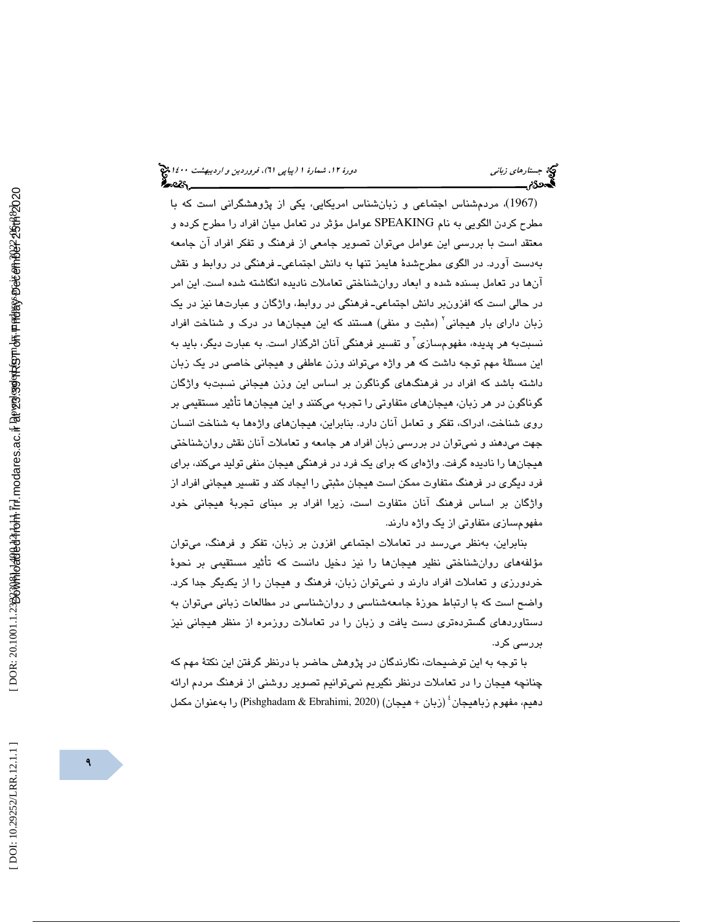(1967)، مردم‌شناس اجتماعی و زبان‌شناس امریکایی، یکی از پژوهشگرانی است که با مطرح کردن الگویی به نام SPEAKING عوامل مؤثر در تعامل میان افراد را مطرح کرده و معتقد است با بررسی این عوامل می‌توان تصویر جامعی از فرهنگ و تفکر افراد آن جامعه به‌دست آورد. در الگوی مطرح‌شدهٔ هایمز تنها به دانش اجتماعی- فرهنگی در روابط و نقش آن‌ها در تعامل بسنده شده و ابعاد روان‌شناختی تعاملات نادیده انگاشته شده است. این امر در حالی است که افزون‌بر دانش اجتماعی- فرهنگی در روابط، واژگان و عبارت‌ها نیز در یک زبان دارای بار هیجانی[2] (مثبت و منفی) هستند که این هیجان‌ها در درک و شناخت افراد نسبت‌به هر پدیده، مفهوم‌سازی[3] و تفسیر فرهنگی آنان اثرگذار است. به عبارت دیگر، باید به این مسئلهٔ مهم توجه داشت که هر واژه می‌تواند وزن عاطفی و هیجانی خاصی در یک زبان داشته باشد که افراد در فرهنگ‌های گوناگون بر اساس این وزن هیجانی نسبت‌به واژگان گوناگون در هر زبان، هیجان‌های متفاوتی را تجربه می‌کنند و این هیجان‌ها تأثیر مستقیمی بر روی شناخت، ادراک، تفکر و تعامل آنان دارد. بنابراین، هیجان‌های واژه‌ها به شناخت انسان جهت می‌دهند و نمی‌توان در بررسی زبان افراد هر جامعه و تعاملات آنان نقش روان‌شناختی هیجان‌ها را نادیده گرفت. واژه‌ای که برای یک فرد در فرهنگی هیجان منفی تولید می‌کند، برای فرد دیگری در فرهنگ متفاوت ممکن است هیجان مثبتی را ایجاد کند و تفسیر هیجانی افراد از واژگان بر اساس فرهنگ آنان متفاوت است، زیرا افراد بر مبنای تجربهٔ هیجانی خود مفهوم‌سازی متفاوتی از یک واژه دارند.

بنابراین، به‌نظر می‌رسد در تعاملات اجتماعی افزون بر زبان، تفکر و فرهنگ، می‌توان مؤلفه‌های روان‌شناختی نظیر هیجان‌ها را نیز دخیل دانست که تأثیر مستقیمی بر نحوهٔ خردورزی و تعاملات افراد دارند و نمی‌توان زبان، فرهنگ و هیجان را از یکدیگر جدا کرد. واضح است که با ارتباط حوزهٔ جامعه‌شناسی و روان‌شناسی در مطالعات زبانی می‌توان به دستاوردهای گسترده‌تری دست یافت و زبان را در تعاملات روزمره از منظر هیجانی نیز بررسی کرد.

با توجه به این توضیحات، نگارندگان در پژوهش حاضر با درنظر گرفتن این نکتهٔ مهم که چنانچه هیجان را در تعاملات درنظر نگیریم نمی‌توانیم تصویر روشنی از فرهنگ مردم ارائه دهیم، مفهوم زباهیجان[4] (زبان + هیجان) (Pishghadam & Ebrahimi, 2020) را به‌عنوان مکمل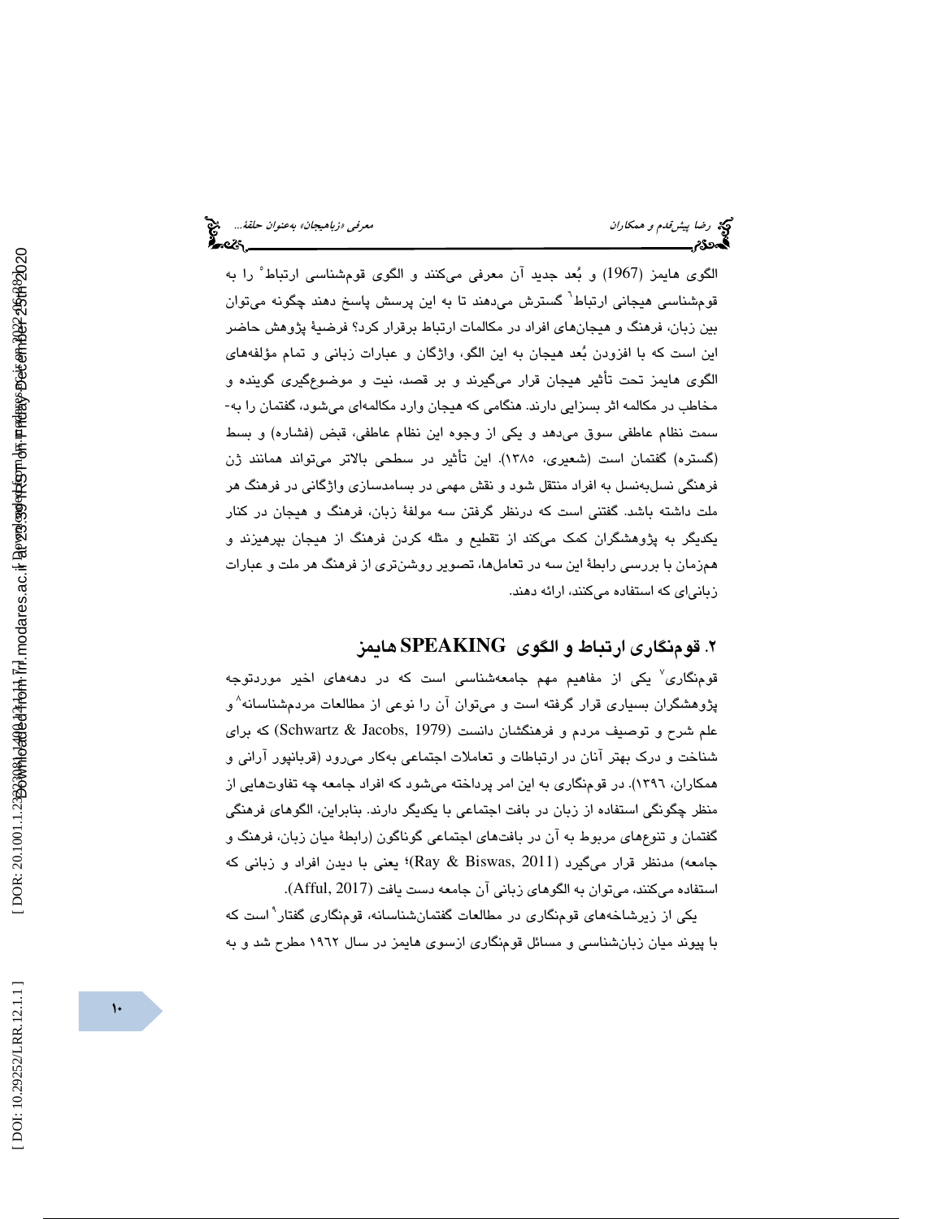الگوی هایمز (1967) و بُعد جدید آن معرفی می‌کنند و الگوی قوم‌شناسی ارتباط[5] را به قوم‌شناسی هیجانی ارتباط[6] گسترش می‌دهند تا به این پرسش پاسخ دهند چگونه می‌توان بین زبان، فرهنگ و هیجان‌های افراد در مکالمات ارتباط برقرار کرد؟ فرضیهٔ پژوهش حاضر این است که با افزودن بُعد هیجان به این الگو، واژگان و عبارات زبانی و تمام مؤلفه‌های الگوی هایمز تحت تأثیر هیجان قرار می‌گیرند و بر قصد، نیت و موضوع‌گیری گوینده و مخاطب در مکالمه اثر بسزایی دارند. هنگامی که هیجان وارد مکالمه‌ای می‌شود، گفتمان را به‌سمت نظام عاطفی سوق می‌دهد و یکی از وجوه این نظام عاطفی، قبض (فشاره) و بسط (گستره) گفتمان است (شعیری، ۱۳۸۵). این تأثیر در سطحی بالاتر می‌تواند همانند ژن فرهنگی نسل‌به‌نسل به افراد منتقل شود و نقش مهمی در بسامدسازی واژگانی در فرهنگ هر ملت داشته باشد. گفتنی است که درنظر گرفتن سه مولفهٔ زبان، فرهنگ و هیجان در کنار یکدیگر به پژوهشگران کمک می‌کند از تقطیع و مثله کردن فرهنگ از هیجان بپرهیزند و هم‌زمان با بررسی رابطهٔ این سه در تعامل‌ها، تصویر روشن‌تری از فرهنگ هر ملت و عبارات زبانی‌ای که استفاده می‌کنند، ارائه دهند.

## ۲. قوم‌نگاری ارتباط و الگوی SPEAKING هایمز

قوم‌نگاری[7] یکی از مفاهیم مهم جامعه‌شناسی است که در دهه‌های اخیر موردتوجه پژوهشگران بسیاری قرار گرفته است و می‌توان آن را نوعی از مطالعات مردم‌شناسانه[8] و علم شرح و توصیف مردم و فرهنگشان دانست (Schwartz & Jacobs, 1979) که برای شناخت و درک بهتر آنان در ارتباطات و تعاملات اجتماعی به‌کار می‌رود (قربانپور آرانی و همکاران، ۱۳۹۶). در قوم‌نگاری به این امر پرداخته می‌شود که افراد جامعه چه تفاوت‌هایی از منظر چگونگی استفاده از زبان در بافت اجتماعی با یکدیگر دارند. بنابراین، الگوهای فرهنگی گفتمان و تنوع‌های مربوط به آن در بافت‌های اجتماعی گوناگون (رابطهٔ میان زبان، فرهنگ و جامعه) مدنظر قرار می‌گیرد (Ray & Biswas, 2011)؛ یعنی با دیدن افراد و زبانی که استفاده می‌کنند، می‌توان به الگوهای زبانی آن جامعه دست یافت (Afful, 2017).

یکی از زیرشاخه‌های قوم‌نگاری در مطالعات گفتمان‌شناسانه، قوم‌نگاری گفتار[9] است که با پیوند میان زبان‌شناسی و مسائل قوم‌نگاری ازسوی هایمز در سال ۱۹۶۲ مطرح شد و به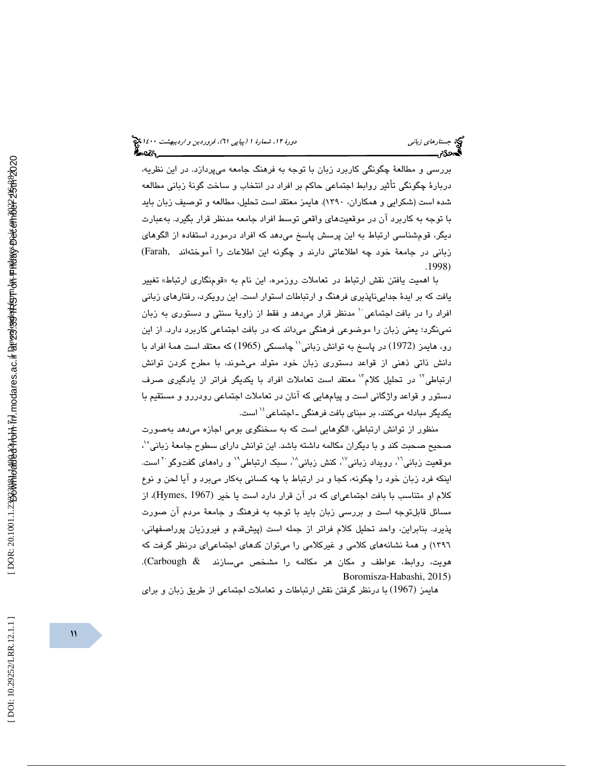بررسی و مطالعهٔ چگونگی کاربرد زبان با توجه به فرهنگ جامعه می‌پردازد. در این نظریه، دربارهٔ چگونگی تأثیر روابط اجتماعی حاکم بر افراد در انتخاب و ساخت گونهٔ زبانی مطالعه شده است (شکرایی و همکاران، ۱۳۹۰). هایمز معتقد است تحلیل، مطالعه و توصیف زبان باید با توجه به کاربرد آن در موقعیت‌های واقعی توسط افراد جامعه مدنظر قرار بگیرد. به‌عبارت دیگر، قوم‌شناسی ارتباط به این پرسش پاسخ می‌دهد که افراد درمورد استفاده از الگوهای زبانی در جامعهٔ خود چه اطلاعاتی دارند و چگونه این اطلاعات را آموخته‌اند (Farah, 1998).

با اهمیت یافتن نقش ارتباط در تعاملات روزمره، این نام به «قوم‌نگاری ارتباط» تغییر یافت که بر ایدهٔ جدایی‌ناپذیری فرهنگ و ارتباطات استوار است. این رویکرد، رفتارهای زبانی افراد را در بافت اجتماعی[10] مدنظر قرار می‌دهد و فقط از زاویهٔ سنتی و دستوری به زبان نمی‌نگرد؛ یعنی زبان را موضوعی فرهنگی می‌داند که در بافت اجتماعی کاربرد دارد. از این رو، هایمز (1972) در پاسخ به توانش زبانی[11] چامسکی (1965) که معتقد است همهٔ افراد با دانش ذاتی ذهنی از قواعد دستوری زبان خود متولد می‌شوند، با مطرح کردن توانش ارتباطی[12] در تحلیل کلام[13] معتقد است تعاملات افراد با یکدیگر فراتر از یادگیری صرف دستور و قواعد واژگانی است و پیام‌هایی که آنان در تعاملات اجتماعی رودررو و مستقیم با یکدیگر مبادله می‌کنند، بر مبنای بافت فرهنگی ـ اجتماعی[14] است.

منظور از توانش ارتباطی، الگوهایی است که به سخنگوی بومی اجازه می‌دهد به‌صورت صحیح صحبت کند و با دیگران مکالمه داشته باشد. این توانش دارای سطوح جامعهٔ زبانی[15]، موقعیت زبانی[16]، رویداد زبانی[17]، کنش زبانی[18]، سبک ارتباطی[19] و راه‌های گفت‌وگو[20] است. اینکه فرد زبان خود را چگونه، کجا و در ارتباط با چه کسانی به‌کار می‌برد و آیا لحن و نوع کلام او متناسب با بافت اجتماعی‌ای که در آن قرار دارد است یا خیر (Hymes, 1967)، از مسائل قابل‌توجه است و بررسی زبان باید با توجه به فرهنگ و جامعهٔ مردم آن صورت پذیرد. بنابراین، واحد تحلیل کلام فراتر از جمله است (پیش‌قدم و فیروزیان پوراصفهانی، ۱۳۹۶) و همهٔ نشانه‌های کلامی و غیرکلامی را می‌توان کدهای اجتماعی‌ای درنظر گرفت که هویت، روابط، عواطف و مکان هر مکالمه را مشخص می‌سازند (Carbough & Boromisza-Habashi, 2015).

هایمز (1967) با درنظر گرفتن نقش ارتباطات و تعاملات اجتماعی از طریق زبان و برای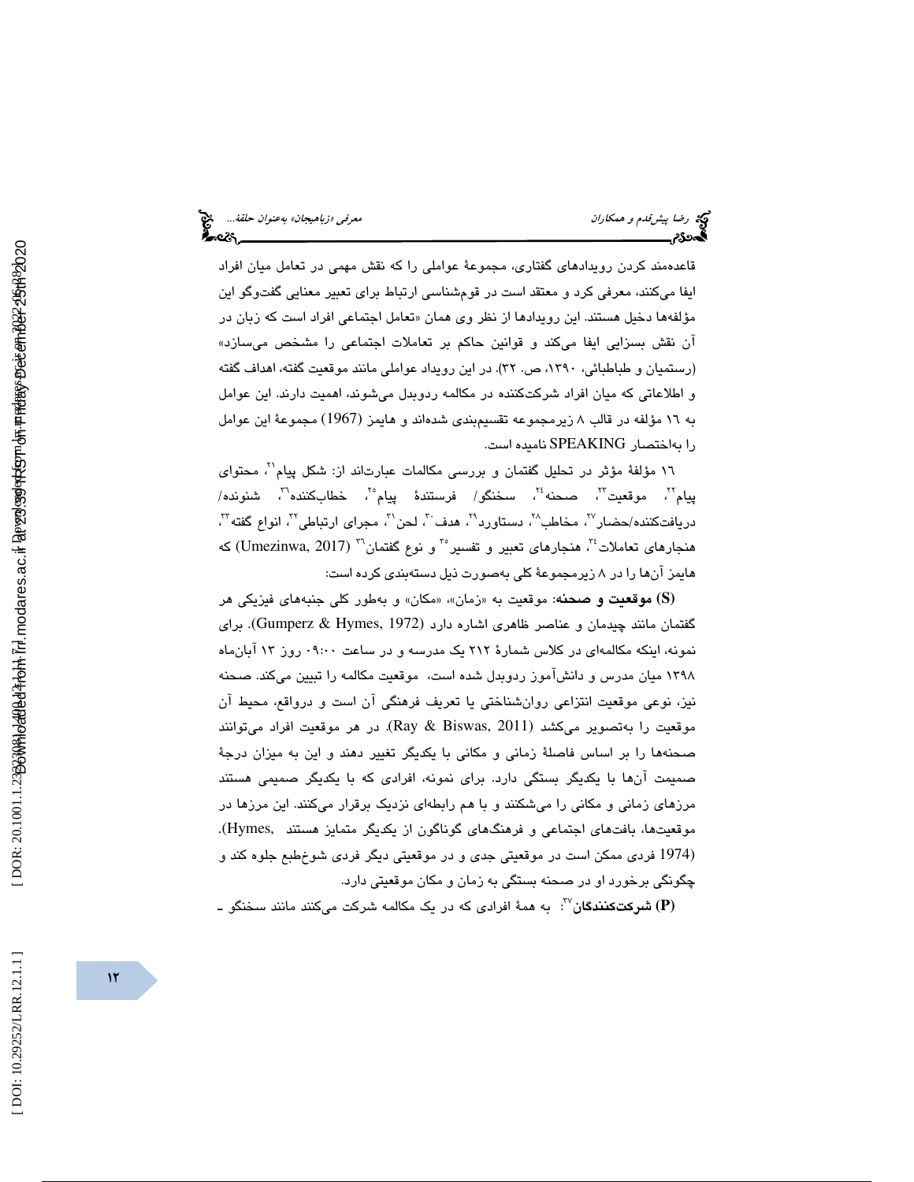قاعده‌مند کردن رویدادهای گفتاری، مجموعهٔ عواملی را که نقش مهمی در تعامل میان افراد ایفا می‌کنند، معرفی کرد و معتقد است در قوم‌شناسی ارتباط برای تعبیر معنایی گفت‌وگو این مؤلفه‌ها دخیل هستند. این رویدادها از نظر وی همان «تعامل اجتماعی افراد است که زبان در آن نقش بسزایی ایفا می‌کند و قوانین حاکم بر تعاملات اجتماعی را مشخص می‌سازد» (رستمیان و طباطبائی، ۱۳۹۰، ص. ۳۲). در این رویداد عواملی مانند موقعیت گفته، اهداف گفته و اطلاعاتی که میان افراد شرکت‌کننده در مکالمه ردوبدل می‌شوند، اهمیت دارند. این عوامل به ۱۶ مؤلفه در قالب ۸ زیرمجموعه تقسیم‌بندی شده‌اند و هایمز (1967) مجموعهٔ این عوامل را به‌اختصار SPEAKING نامیده است.

۱۶ مؤلفهٔ مؤثر در تحلیل گفتمان و بررسی مکالمات عبارت‌اند از: شکل پیام[۲۱]، محتوای پیام[۲۲]، موقعیت[۲۳]، صحنه[۲۴]، سخنگو/ فرستندهٔ پیام[۲۵]، خطاب‌کننده[۲۶]، شنونده/ دریافت‌کننده/حضار[۲۷]، مخاطب[۲۸]، دستاورد[۲۹]، هدف[۳۰]، لحن[۳۱]، مجرای ارتباطی[۳۲]، انواع گفته[۳۳]، هنجارهای تعاملات[۳۴]، هنجارهای تعبیر و تفسیر[۳۵] و نوع گفتمان[۳۶] (Umezinwa, 2017) که هایمز آن‌ها را در ۸ زیرمجموعهٔ کلی به‌صورت ذیل دسته‌بندی کرده است:

**(S) موقعیت و صحنه**: موقعیت به «زمان»، «مکان» و به‌طور کلی جنبه‌های فیزیکی هر گفتمان مانند چیدمان و عناصر ظاهری اشاره دارد (Gumperz & Hymes, 1972). برای نمونه، اینکه مکالمه‌ای در کلاس شمارهٔ ۲۱۲ یک مدرسه و در ساعت ۰۹:۰۰ روز ۱۳ آبان‌ماه ۱۳۹۸ میان مدرس و دانش‌آموز ردوبدل شده است، موقعیت مکالمه را تبیین می‌کند. صحنه نیز، نوعی موقعیت انتزاعی روان‌شناختی یا تعریف فرهنگی آن است و درواقع، محیط آن موقعیت را به‌تصویر می‌کشد (Ray & Biswas, 2011). در هر موقعیت افراد می‌توانند صحنه‌ها را بر اساس فاصلهٔ زمانی و مکانی با یکدیگر تغییر دهند و این به میزان درجهٔ صمیمیت آن‌ها با یکدیگر بستگی دارد. برای نمونه، افرادی که با یکدیگر صمیمی هستند مرزهای زمانی و مکانی را می‌شکنند و با هم رابطه‌ای نزدیک برقرار می‌کنند. این مرزها در موقعیت‌ها، بافت‌های اجتماعی و فرهنگ‌های گوناگون از یکدیگر متمایز هستند (Hymes, 1974). فردی ممکن است در موقعیتی جدی و در موقعیتی دیگر فردی شوخ‌طبع جلوه کند و چگونگی برخورد او در صحنه بستگی به زمان و مکان موقعیتی دارد.

**(P) شرکت‌کنندگان**[۳۷]: به همهٔ افرادی که در یک مکالمه شرکت می‌کنند مانند سخنگو ـ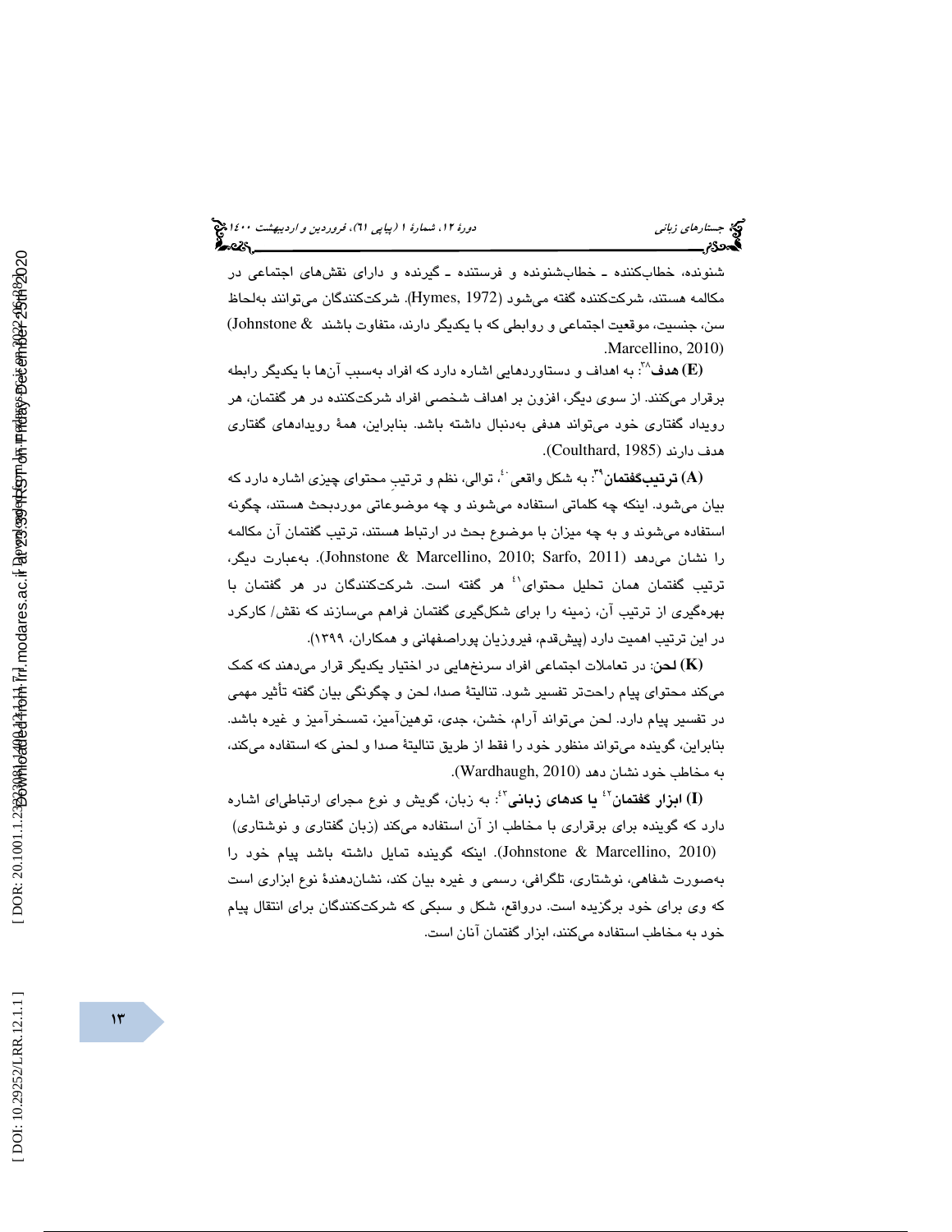شنونده، خطاب‌کننده ـ خطاب‌شنونده و فرستنده ـ گیرنده و دارای نقش‌های اجتماعی در مکالمه هستند، شرکت‌کننده گفته می‌شود (Hymes, 1972). شرکت‌کنندگان می‌توانند به‌لحاظ سن، جنسیت، موقعیت اجتماعی و روابطی که با یکدیگر دارند، متفاوت باشند (Johnstone & Marcellino, 2010).

**(E) هدف**[38]: به اهداف و دستاوردهایی اشاره دارد که افراد به‌سبب آن‌ها با یکدیگر رابطه برقرار می‌کنند. از سوی دیگر، افزون بر اهداف شخصی افراد شرکت‌کننده در هر گفتمان، هر رویداد گفتاری خود می‌تواند هدفی به‌دنبال داشته باشد. بنابراین، همهٔ رویدادهای گفتاری هدف دارند (Coulthard, 1985).

**(A) ترتیب‌گفتمان**[39]: به شکل واقعی[40]، توالی، نظم و ترتیبِ محتوای چیزی اشاره دارد که بیان می‌شود. اینکه چه کلماتی استفاده می‌شوند و چه موضوعاتی موردبحث هستند، چگونه استفاده می‌شوند و به چه میزان با موضوع بحث در ارتباط هستند، ترتیب گفتمان آن مکالمه را نشان می‌دهد (Johnstone & Marcellino, 2010; Sarfo, 2011). به‌عبارت دیگر، ترتیب گفتمان همان تحلیل محتوای[41] هر گفته است. شرکت‌کنندگان در هر گفتمان با بهره‌گیری از ترتیب آن، زمینه را برای شکل‌گیری گفتمان فراهم می‌سازند که نقش/ کارکرد در این ترتیب اهمیت دارد (پیش‌قدم، فیروزیان پوراصفهانی و همکاران، ۱۳۹۹).

**(K) لحن**: در تعاملات اجتماعی افراد سرنخ‌هایی در اختیار یکدیگر قرار می‌دهند که کمک می‌کند محتوای پیام راحت‌تر تفسیر شود. تنالیتهٔ صدا، لحن و چگونگی بیان گفته تأثیر مهمی در تفسیر پیام دارد. لحن می‌تواند آرام، خشن، جدی، توهین‌آمیز، تمسخرآمیز و غیره باشد. بنابراین، گوینده می‌تواند منظور خود را فقط از طریق تنالیتهٔ صدا و لحنی که استفاده می‌کند، به مخاطب خود نشان دهد (Wardhaugh, 2010).

**(I) ابزار گفتمان**[42] **یا کدهای زبانی**[43]: به زبان، گویش و نوع مجرای ارتباطی‌ای اشاره دارد که گوینده برای برقراری با مخاطب از آن استفاده می‌کند (زبان گفتاری و نوشتاری) (Johnstone & Marcellino, 2010). اینکه گوینده تمایل داشته باشد پیام خود را به‌صورت شفاهی، نوشتاری، تلگرافی، رسمی و غیره بیان کند، نشان‌دهندهٔ نوع ابزاری است که وی برای خود برگزیده است. درواقع، شکل و سبکی که شرکت‌کنندگان برای انتقال پیام خود به مخاطب استفاده می‌کنند، ابزار گفتمان آنان است.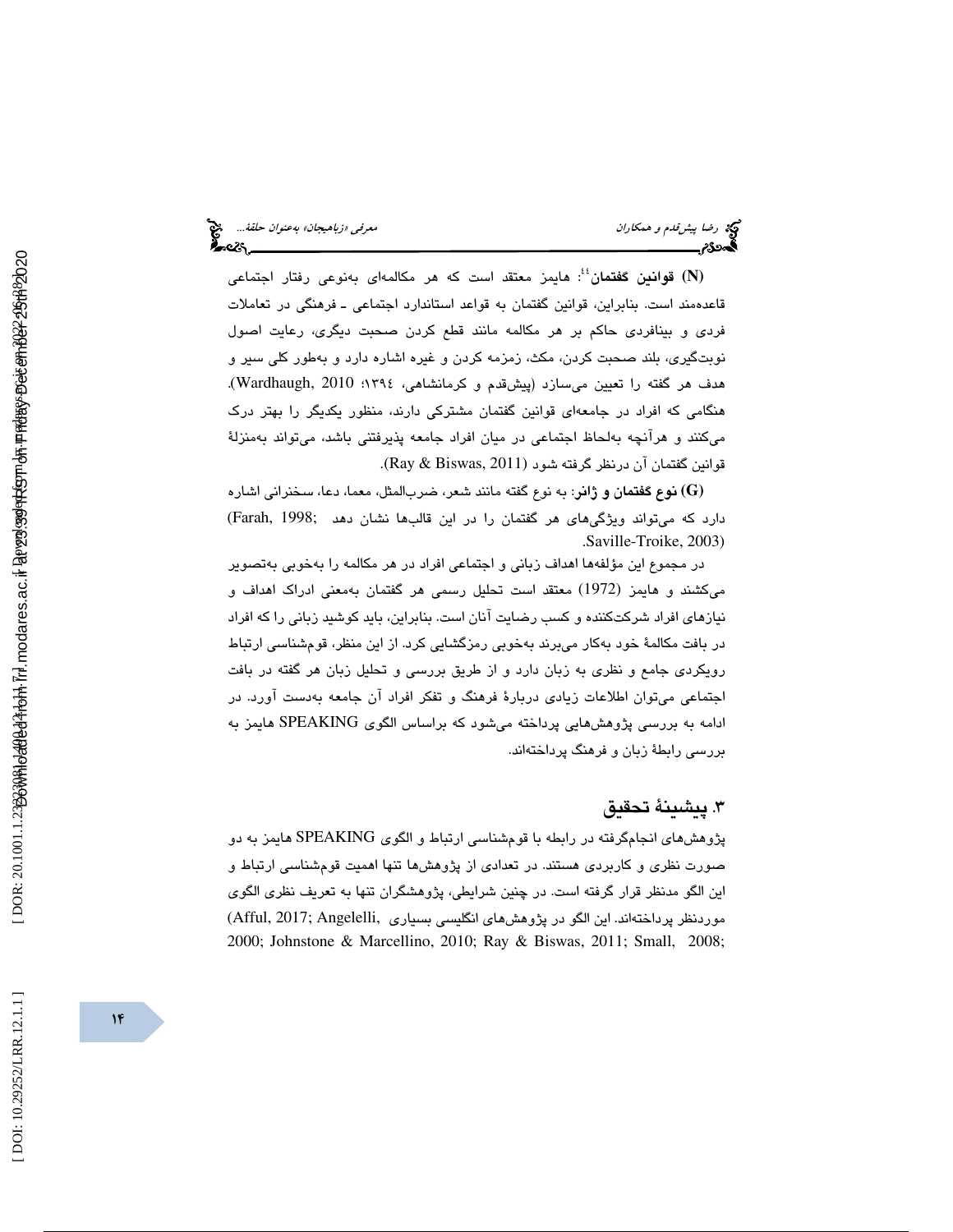**(N) قوانین گفتمان**[44]: هایمز معتقد است که هر مکالمه‌ای به‌نوعی رفتار اجتماعی قاعده‌مند است. بنابراین، قوانین گفتمان به قواعد استاندارد اجتماعی ـ فرهنگی در تعاملات فردی و بینافردی حاکم بر هر مکالمه مانند قطع کردن صحبت دیگری، رعایت اصول نوبت‌گیری، بلند صحبت کردن، مکث، زمزمه کردن و غیره اشاره دارد و به‌طور کلی سیر و هدف هر گفته را تعیین می‌سازد (پیش‌قدم و کرمانشاهی، ۱۳۹٤؛ Wardhaugh, 2010). هنگامی که افراد در جامعه‌ای قوانین گفتمان مشترکی دارند، منظور یکدیگر را بهتر درک می‌کنند و هرآنچه به‌لحاظ اجتماعی در میان افراد جامعه پذیرفتنی باشد، می‌تواند به‌منزلهٔ قوانین گفتمان آن درنظر گرفته شود (Ray & Biswas, 2011).

**(G) نوع گفتمان و ژانر**: به نوع گفته مانند شعر، ضرب‌المثل، معما، دعا، سخنرانی اشاره دارد که می‌تواند ویژگی‌های هر گفتمان را در این قالب‌ها نشان دهد (Farah, 1998; Saville-Troike, 2003).

در مجموع این مؤلفه‌ها اهداف زبانی و اجتماعی افراد در هر مکالمه را به‌خوبی به‌تصویر می‌کشند و هایمز (1972) معتقد است تحلیل رسمی هر گفتمان به‌معنی ادراک اهداف و نیازهای افراد شرکت‌کننده و کسب رضایت آنان است. بنابراین، باید کوشید زبانی را که افراد در بافت مکالمهٔ خود به‌کار می‌برند به‌خوبی رمزگشایی کرد. از این منظر، قوم‌شناسی ارتباط رویکردی جامع و نظری به زبان دارد و از طریق بررسی و تحلیل زبان هر گفته در بافت اجتماعی می‌توان اطلاعات زیادی دربارهٔ فرهنگ و تفکر افراد آن جامعه به‌دست آورد. در ادامه به بررسی پژوهش‌هایی پرداخته می‌شود که براساس الگوی SPEAKING هایمز به بررسی رابطهٔ زبان و فرهنگ پرداخته‌اند.

## ۳. پیشینهٔ تحقیق

پژوهش‌های انجام‌گرفته در رابطه با قوم‌شناسی ارتباط و الگوی SPEAKING هایمز به دو صورت نظری و کاربردی هستند. در تعدادی از پژوهش‌ها تنها اهمیت قوم‌شناسی ارتباط و این الگو مدنظر قرار گرفته است. در چنین شرایطی، پژوهشگران تنها به تعریف نظری الگوی موردنظر پرداخته‌اند. این الگو در پژوهش‌های انگلیسی بسیاری (Afful, 2017; Angelelli, 2000; Johnstone & Marcellino, 2010; Ray & Biswas, 2011; Small, 2008;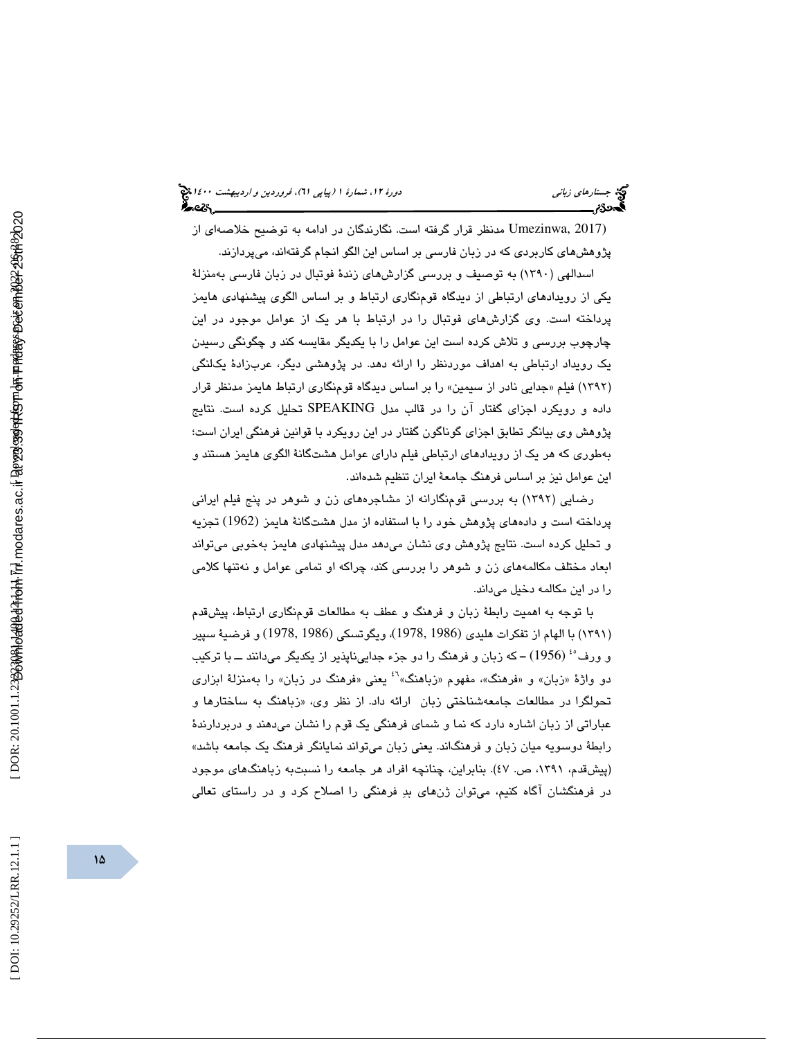Umezinwa, 2017) مدنظر قرار گرفته است. نگارندگان در ادامه به توضیح خلاصه‌ای از پژوهش‌های کاربردی که در زبان فارسی بر اساس این الگو انجام گرفته‌اند، می‌پردازند.

اسدالهی (۱۳۹۰) به توصیف و بررسی گزارش‌های زندهٔ فوتبال در زبان فارسی به‌منزلهٔ یکی از رویدادهای ارتباطی از دیدگاه قوم‌نگاری ارتباط و بر اساس الگوی پیشنهادی هایمز پرداخته است. وی گزارش‌های فوتبال را در ارتباط با هر یک از عوامل موجود در این چارچوب بررسی و تلاش کرده است این عوامل را با یکدیگر مقایسه کند و چگونگی رسیدن یک رویداد ارتباطی به اهداف موردنظر را ارائه دهد. در پژوهشی دیگر، عرب‌زادهٔ یکلنگی (۱۳۹۲) فیلم «جدایی نادر از سیمین» را بر اساس دیدگاه قوم‌نگاری ارتباط هایمز مدنظر قرار داده و رویکرد اجزای گفتار آن را در قالب مدل SPEAKING تحلیل کرده است. نتایج پژوهش وی بیانگر تطابق اجزای گوناگون گفتار در این رویکرد با قوانین فرهنگی ایران است؛ به‌طوری که هر یک از رویدادهای ارتباطی فیلم دارای عوامل هشت‌گانهٔ الگوی هایمز هستند و این عوامل نیز بر اساس فرهنگ جامعهٔ ایران تنظیم شده‌اند.

رضایی (۱۳۹۲) به بررسی قوم‌نگارانه از مشاجره‌های زن و شوهر در پنج فیلم ایرانی پرداخته است و داده‌های پژوهش خود را با استفاده از مدل هشت‌گانهٔ هایمز (1962) تجزیه و تحلیل کرده است. نتایج پژوهش وی نشان می‌دهد مدل پیشنهادی هایمز به‌خوبی می‌تواند ابعاد مختلف مکالمه‌های زن و شوهر را بررسی کند، چراکه او تمامی عوامل و نه‌تنها کلامی را در این مکالمه دخیل می‌داند.

با توجه به اهمیت رابطهٔ زبان و فرهنگ و عطف به مطالعات قوم‌نگاری ارتباط، پیش‌قدم (۱۳۹۱) با الهام از تفکرات هلیدی (1986 ,1978)، ویگوتسکی (1986 ,1978) و فرضیهٔ سپیر و ورف[45] (1956) – که زبان و فرهنگ را دو جزء جدایی‌ناپذیر از یکدیگر می‌دانند ــ با ترکیب دو واژهٔ «زبان» و «فرهنگ»، مفهوم «زباهنگ»[46] یعنی «فرهنگ در زبان» را به‌منزلهٔ ابزاری تحول‌گرا در مطالعات جامعه‌شناختی زبان ارائه داد. از نظر وی، «زباهنگ به ساختارها و عباراتی از زبان اشاره دارد که نما و شمای فرهنگی یک قوم را نشان می‌دهند و دربردارندهٔ رابطهٔ دوسویه میان زبان و فرهنگ‌اند. یعنی زبان می‌تواند نمایانگر فرهنگ یک جامعه باشد» (پیش‌قدم، ۱۳۹۱، ص. ٤٧). بنابراین، چنانچه افراد هر جامعه را نسبت‌به زباهنگ‌های موجود در فرهنگشان آگاه کنیم، می‌توان ژن‌های بدِ فرهنگی را اصلاح کرد و در راستای تعالی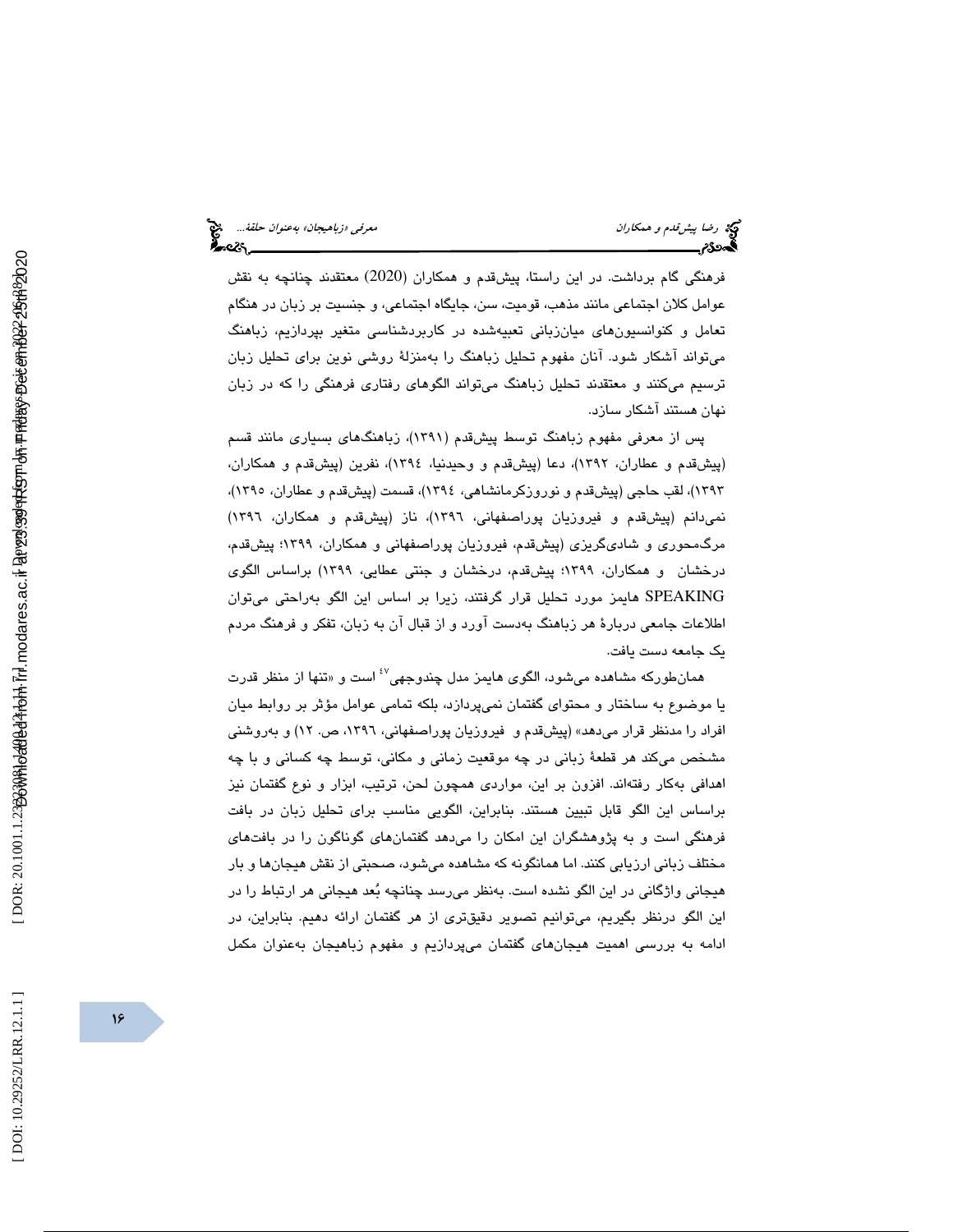فرهنگی گام برداشت. در این راستا، پیش‌قدم و همکاران (2020) معتقدند چنانچه به نقش عوامل کلان اجتماعی مانند مذهب، قومیت، سن، جایگاه اجتماعی، و جنسیت بر زبان در هنگام تعامل و کنوانسیون‌های میان‌زبانی تعبیه‌شده در کاربردشناسی متغیر بپردازیم، زباهنگ می‌تواند آشکار شود. آنان مفهوم تحلیل زباهنگ را به‌منزلهٔ روشی نوین برای تحلیل زبان ترسیم می‌کنند و معتقدند تحلیل زباهنگ می‌تواند الگوهای رفتاری فرهنگی را که در زبان نهان هستند آشکار سازد.

پس از معرفی مفهوم زباهنگ توسط پیش‌قدم (۱۳۹۱)، زباهنگ‌های بسیاری مانند قسم (پیش‌قدم و عطاران، ۱۳۹۲)، دعا (پیش‌قدم و وحیدنیا، ۱۳۹٤)، نفرین (پیش‌قدم و همکاران، ۱۳۹۳)، لقب حاجی (پیش‌قدم و نوروزکرمانشاهی، ۱۳۹٤)، قسمت (پیش‌قدم و عطاران، ۱۳۹۵)، نمی‌دانم (پیش‌قدم و فیروزیان پوراصفهانی، ۱۳۹٦)، ناز (پیش‌قدم و همکاران، ۱۳۹٦) مرگ‌محوری و شادی‌گریزی (پیش‌قدم، فیروزیان پوراصفهانی و همکاران، ۱۳۹۹؛ پیش‌قدم، درخشان و همکاران، ۱۳۹۹؛ پیش‌قدم، درخشان و جنتی عطایی، ۱۳۹۹) براساس الگوی SPEAKING هایمز مورد تحلیل قرار گرفتند، زیرا بر اساس این الگو به‌راحتی می‌توان اطلاعات جامعی دربارهٔ هر زباهنگ به‌دست آورد و از قبال آن به زبان، تفکر و فرهنگ مردم یک جامعه دست یافت.

همان‌طورکه مشاهده می‌شود، الگوی هایمز مدل چندوجهی[47] است و «تنها از منظر قدرت یا موضوع به ساختار و محتوای گفتمان نمی‌پردازد، بلکه تمامی عوامل مؤثر بر روابط میان افراد را مدنظر قرار می‌دهد» (پیش‌قدم و فیروزیان پوراصفهانی، ۱۳۹٦، ص. ۱۲) و به‌روشنی مشخص می‌کند هر قطعهٔ زبانی در چه موقعیت زمانی و مکانی، توسط چه کسانی و با چه اهدافی به‌کار رفته‌اند. افزون بر این، مواردی همچون لحن، ترتیب، ابزار و نوع گفتمان نیز براساس این الگو قابل تبیین هستند. بنابراین، الگویی مناسب برای تحلیل زبان در بافت فرهنگی است و به پژوهشگران این امکان را می‌دهد گفتمان‌های گوناگون را در بافت‌های مختلف زبانی ارزیابی کنند. اما همانگونه که مشاهده می‌شود، صحبتی از نقش هیجان‌ها و بار هیجانی واژگانی در این الگو نشده است. به‌نظر می‌رسد چنانچه بُعد هیجانی هر ارتباط را در این الگو درنظر بگیریم، می‌توانیم تصویر دقیق‌تری از هر گفتمان ارائه دهیم. بنابراین، در ادامه به بررسی اهمیت هیجان‌های گفتمان می‌پردازیم و مفهوم زباهیجان به‌عنوان مکمل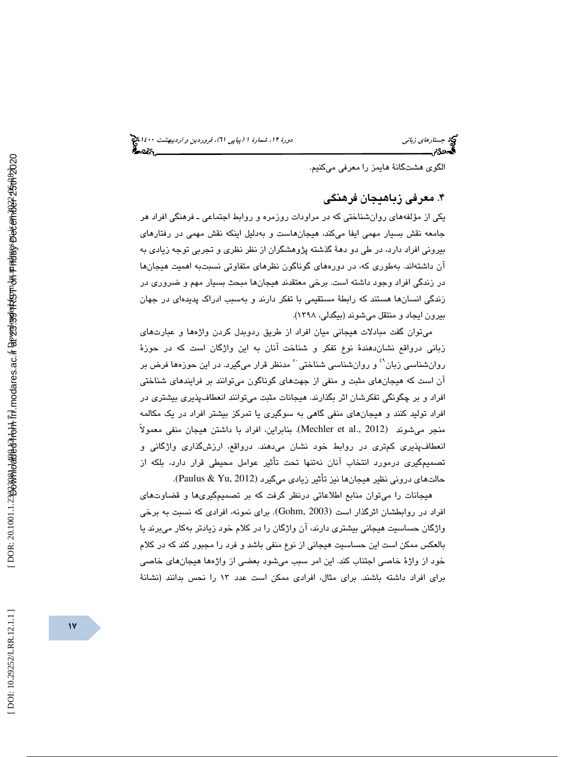الگوی هشتگانهٔ هایمز را معرفی می‌کنیم.

## ۴. معرفی زباهیجان فرهنگی

یکی از مؤلفه‌های روان‌شناختی که در مراودات روزمره و روابط اجتماعی ـ فرهنگی افراد هر جامعه نقش بسیار مهمی ایفا می‌کند، هیجان‌هاست و به‌دلیل اینکه نقش مهمی در رفتارهای بیرونی افراد دارد، در طی دو دههٔ گذشته پژوهشگران از نظر نظری و تجربی توجه زیادی به آن داشته‌اند. به‌طوری که، در دوره‌های گوناگون نظرهای متفاوتی نسبت‌به اهمیت هیجان‌ها در زندگی افراد وجود داشته است. برخی معتقدند هیجان‌ها مبحث بسیار مهم و ضروری در زندگی انسان‌ها هستند که رابطهٔ مستقیمی با تفکر دارند و به‌سبب ادراک پدیده‌ای در جهان بیرون ایجاد و منتقل می‌شوند (بیگدلی، ۱۳۹۸).

می‌توان گفت مبادلات هیجانی میان افراد از طریق ردوبدل کردن واژه‌ها و عبارت‌های زبانی درواقع نشان‌دهندهٔ نوع تفکر و شناخت آنان به این واژگان است که در حوزهٔ روان‌شناسی زبان[۴۹] و روان‌شناسی شناختی[۵۰] مدنظر قرار می‌گیرد. در این حوزه‌ها فرض بر آن است که هیجان‌های مثبت و منفی از جهت‌های گوناگون می‌توانند بر فرایندهای شناختی افراد و بر چگونگی تفکرشان اثر بگذارند. هیجانات مثبت می‌توانند انعطاف‌پذیری بیشتری در افراد تولید کنند و هیجان‌های منفی گاهی به سوگیری یا تمرکز بیشتر افراد در یک مکالمه منجر می‌شوند (Mechler et al., 2012). بنابراین، افراد با داشتن هیجان منفی معمولاً انعطاف‌پذیری کم‌تری در روابط خود نشان می‌دهند. درواقع، ارزش‌گذاری واژگانی و تصمیم‌گیری درمورد انتخاب آنان نه‌تنها تحت تأثیر عوامل محیطی قرار دارد، بلکه از حالت‌های درونی نظیر هیجان‌ها نیز تأثیر زیادی می‌گیرد (Paulus & Yu, 2012).

هیجانات را می‌توان منابع اطلاعاتی درنظر گرفت که بر تصمیم‌گیری‌ها و قضاوت‌های افراد در روابطشان اثرگذار است (Gohm, 2003). برای نمونه، افرادی که نسبت به برخی واژگان حساسیت هیجانی بیشتری دارند، آن واژگان را در کلام خود زیادتر به‌کار می‌برند یا بالعکس ممکن است این حساسیت هیجانی از نوع منفی باشد و فرد را مجبور کند که در کلام خود از واژهٔ خاصی اجتناب کند. این امر سبب می‌شود بعضی از واژه‌ها هیجان‌های خاصی برای افراد داشته باشند. برای مثال، افرادی ممکن است عدد ۱۳ را نحس بدانند (نشانهٔ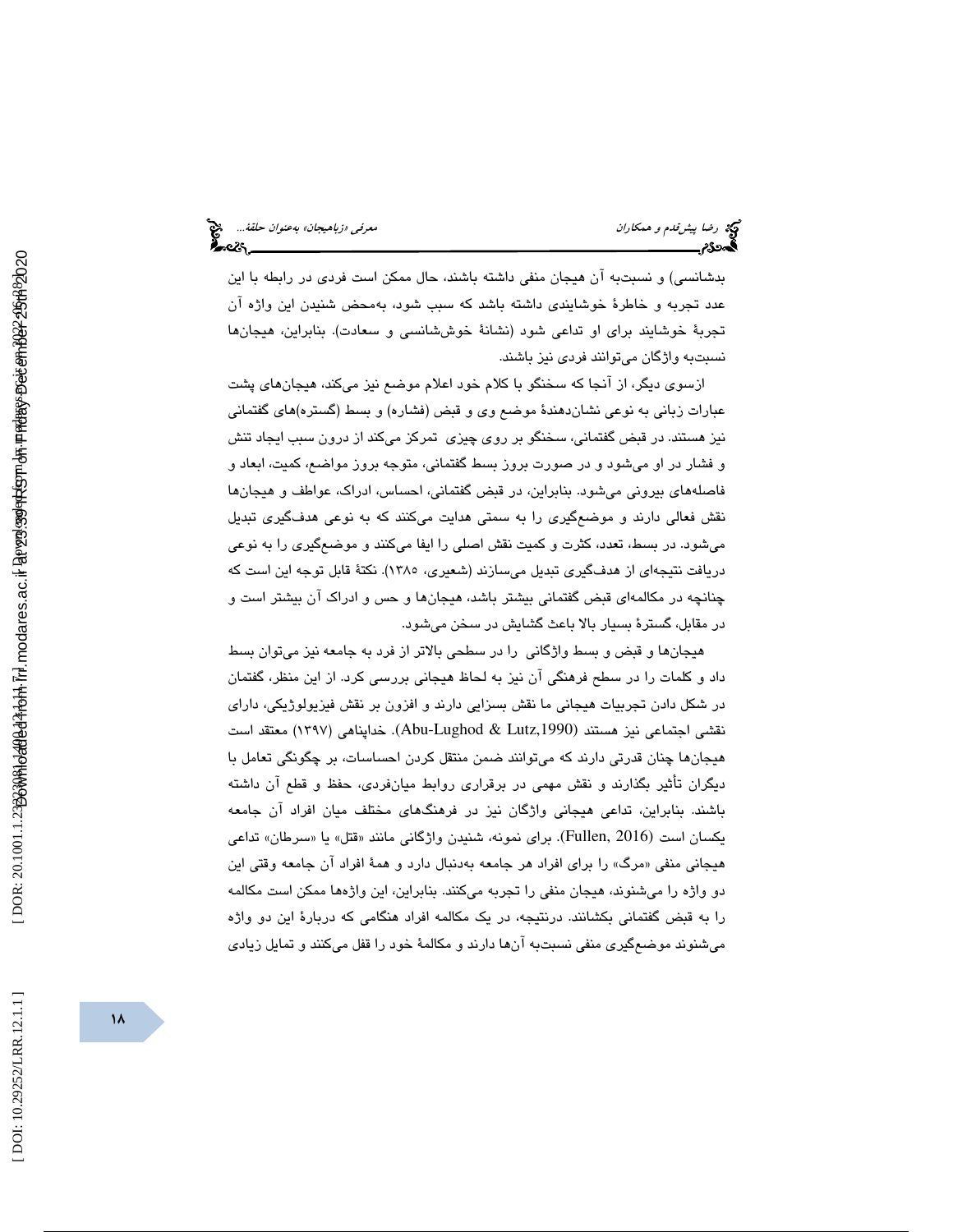بدشانسی) و نسبت‌به آن هیجان منفی داشته باشند، حال ممکن است فردی در رابطه با این عدد تجربه و خاطرهٔ خوشایندی داشته باشد که سبب شود، به‌محض شنیدن این واژه آن تجربهٔ خوشایند برای او تداعی شود (نشانهٔ خوش‌شانسی و سعادت). بنابراین، هیجان‌ها نسبت‌به واژگان می‌توانند فردی نیز باشند.

ازسوی دیگر، از آنجا که سخنگو با کلام خود اعلام موضع نیز می‌کند، هیجان‌های پشت عبارات زبانی به نوعی نشان‌دهندهٔ موضع وی و قبض (فشاره) و بسط (گستره)های گفتمانی نیز هستند. در قبض گفتمانی، سخنگو بر روی چیزی تمرکز می‌کند از درون سبب ایجاد تنش و فشار در او می‌شود و در صورت بروز بسط گفتمانی، متوجه بروز مواضع، کمیت، ابعاد و فاصله‌های بیرونی می‌شود. بنابراین، در قبض گفتمانی، احساس، ادراک، عواطف و هیجان‌ها نقش فعالی دارند و موضع‌گیری را به سمتی هدایت می‌کنند که به نوعی هدف‌گیری تبدیل می‌شود. در بسط، تعدد، کثرت و کمیت نقش اصلی را ایفا می‌کنند و موضع‌گیری را به نوعی دریافت نتیجه‌ای از هدف‌گیری تبدیل می‌سازند (شعیری، ۱۳۸۵). نکتهٔ قابل توجه این است که چنانچه در مکالمه‌ای قبض گفتمانی بیشتر باشد، هیجان‌ها و حس و ادراک آن بیشتر است و در مقابل، گسترهٔ بسیار بالا باعث گشایش در سخن می‌شود.

هیجان‌ها و قبض و بسط واژگانی را در سطحی بالاتر از فرد به جامعه نیز می‌توان بسط داد و کلمات را در سطح فرهنگی آن نیز به لحاظ هیجانی بررسی کرد. از این منظر، گفتمان در شکل دادن تجربیات هیجانی ما نقش بسزایی دارند و افزون بر نقش فیزیولوژیکی، دارای نقشی اجتماعی نیز هستند (Abu-Lughod & Lutz,1990). خداپناهی (۱۳۹۷) معتقد است هیجان‌ها چنان قدرتی دارند که می‌توانند ضمن منتقل کردن احساسات، بر چگونگی تعامل با دیگران تأثیر بگذارند و نقش مهمی در برقراری روابط میان‌فردی، حفظ و قطع آن داشته باشند. بنابراین، تداعی هیجانی واژگان نیز در فرهنگ‌های مختلف میان افراد آن جامعه یکسان است (Fullen, 2016). برای نمونه، شنیدن واژگانی مانند «قتل» یا «سرطان» تداعی هیجانی منفی «مرگ» را برای افراد هر جامعه به‌دنبال دارد و همهٔ افراد آن جامعه وقتی این دو واژه را می‌شنوند، هیجان منفی را تجربه می‌کنند. بنابراین، این واژه‌ها ممکن است مکالمه را به قبض گفتمانی بکشانند. درنتیجه، در یک مکالمه افراد هنگامی که دربارهٔ این دو واژه می‌شنوند موضع‌گیری منفی نسبت‌به آن‌ها دارند و مکالمهٔ خود را قفل می‌کنند و تمایل زیادی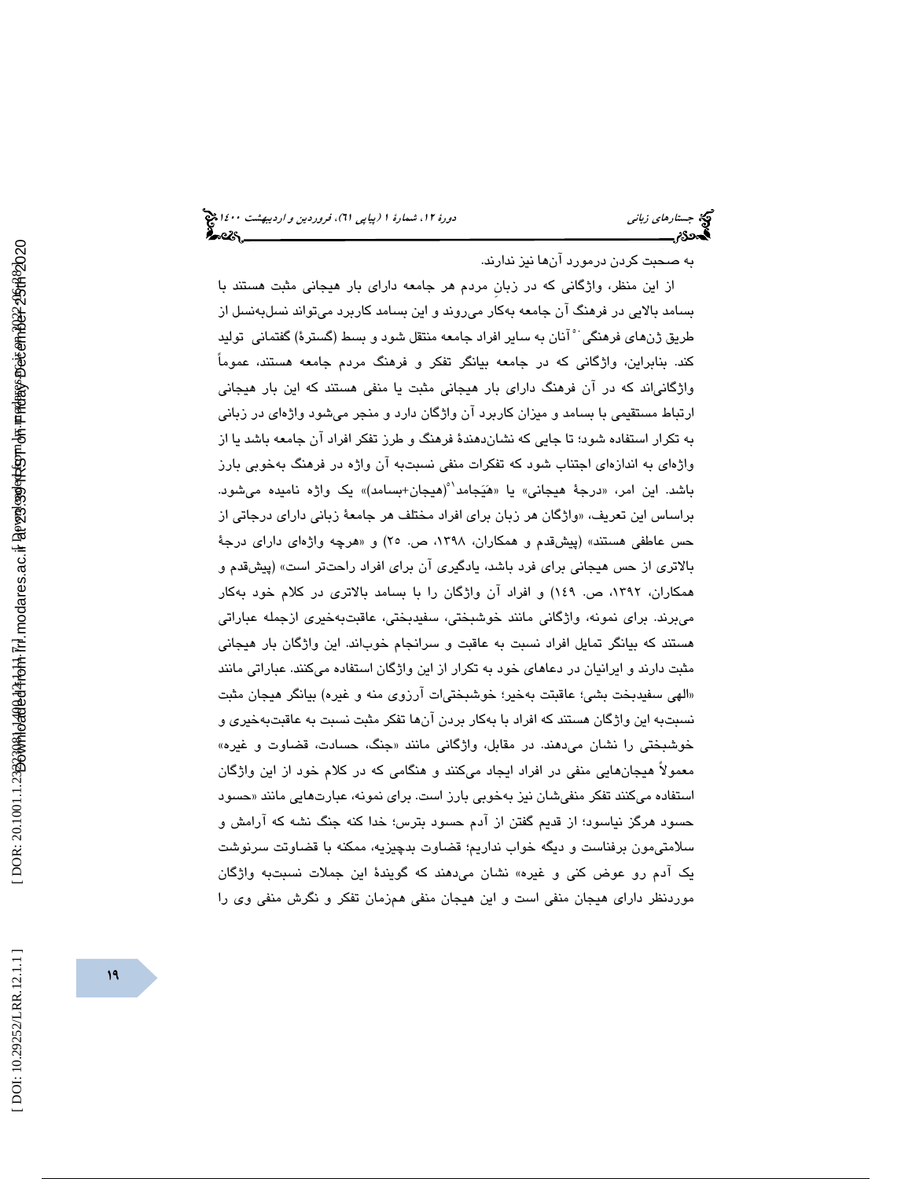به صحبت کردن درمورد آن‌ها نیز ندارند.

از این منظر، واژگانی که در زبان مردم هر جامعه دارای بار هیجانی مثبت هستند با بسامد بالایی در فرهنگ آن جامعه به‌کار می‌روند و این بسامد کاربرد می‌تواند نسل‌به‌نسل از طریق ژن‌های فرهنگی[50] آنان به سایر افراد جامعه منتقل شود و بسط (گسترهٔ) گفتمانی تولید کند. بنابراین، واژگانی که در جامعه بیانگر تفکر و فرهنگ مردم جامعه هستند، عموماً واژگانی‌اند که در آن فرهنگ دارای بار هیجانی مثبت یا منفی هستند که این بار هیجانی ارتباط مستقیمی با بسامد و میزان کاربرد آن واژگان دارد و منجر می‌شود واژه‌ای در زبانی به تکرار استفاده شود؛ تا جایی که نشان‌دهندهٔ فرهنگ و طرز تفکر افراد آن جامعه باشد یا از واژه‌ای به اندازه‌ای اجتناب شود که تفکرات منفی نسبت‌به آن واژه در فرهنگ به‌خوبی بارز باشد. این امر، «درجهٔ هیجانی» یا «هَیَجامد[51](هیجان+بسامد)» یک واژه نامیده می‌شود. براساس این تعریف، «واژگان هر زبان برای افراد مختلف هر جامعهٔ زبانی دارای درجاتی از حس عاطفی هستند» (پیش‌قدم و همکاران، ۱۳۹۸، ص. ۲۵) و «هرچه واژه‌ای دارای درجهٔ بالاتری از حس هیجانی برای فرد باشد، یادگیری آن برای افراد راحت‌تر است» (پیش‌قدم و همکاران، ۱۳۹۲، ص. ۱۴۹) و افراد آن واژگان را با بسامد بالاتری در کلام خود به‌کار می‌برند. برای نمونه، واژگانی مانند خوشبختی، سفیدبختی، عاقبت‌به‌خیری ازجمله عباراتی هستند که بیانگر تمایل افراد نسبت به عاقبت و سرانجام خوب‌اند. این واژگان بار هیجانی مثبت دارند و ایرانیان در دعاهای خود به تکرار از این واژگان استفاده می‌کنند. عباراتی مانند «الهی سفیدبخت بشی؛ عاقبتت به‌خیر؛ خوشبختی‌ات آرزوی منه و غیره» بیانگر هیجان مثبت نسبت‌به این واژگان هستند که افراد با به‌کار بردن آن‌ها تفکر مثبت نسبت به عاقبت‌به‌خیری و خوشبختی را نشان می‌دهند. در مقابل، واژگانی مانند «جنگ، حسادت، قضاوت و غیره» معمولاً هیجان‌هایی منفی در افراد ایجاد می‌کنند و هنگامی که در کلام خود از این واژگان استفاده می‌کنند تفکر منفی‌شان نیز به‌خوبی بارز است. برای نمونه، عبارت‌هایی مانند «حسود حسود هرگز نیاسود؛ از قدیم گفتن از آدم حسود بترس؛ خدا کنه که جنگ نشه که آرامش و سلامتی‌مون برفناست و دیگه خواب نداریم؛ قضاوت بدچیزیه، ممکنه با قضاوتت سرنوشت یک آدم رو عوض کنی و غیره» نشان می‌دهند که گویندهٔ این جملات نسبت‌به واژگان موردنظر دارای هیجان منفی است و این هیجان منفی هم‌زمان تفکر و نگرش منفی وی را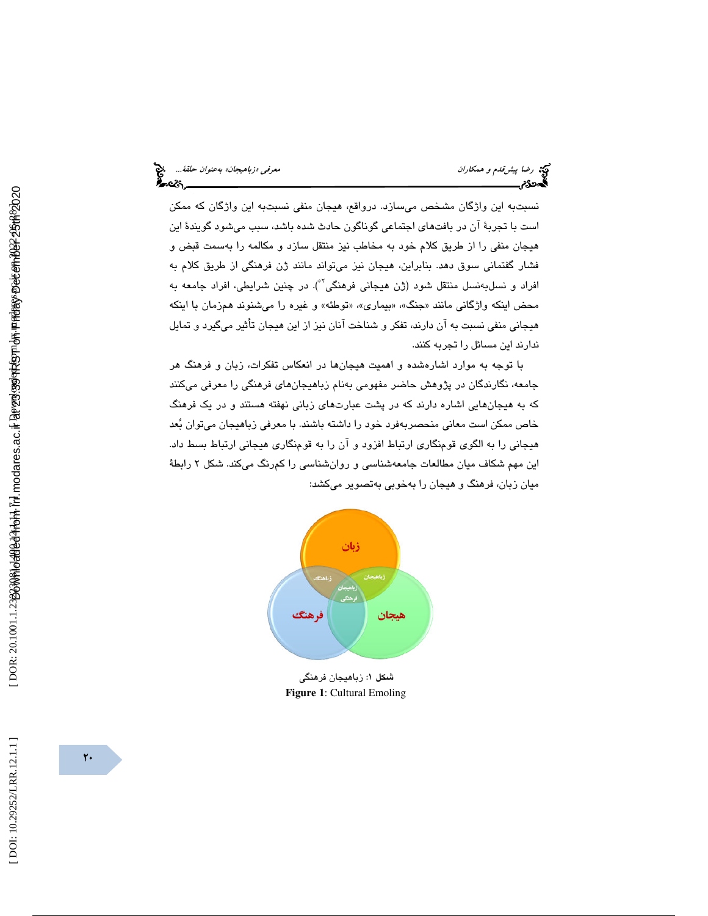نسبت‌به این واژگان مشخص می‌سازد. درواقع، هیجان منفی نسبت‌به این واژگان که ممکن است با تجربهٔ آن در بافت‌های اجتماعی گوناگون حادث شده باشد، سبب می‌شود گویندهٔ این هیجان منفی را از طریق کلام خود به مخاطب نیز منتقل سازد و مکالمه را به‌سمت قبض و فشار گفتمانی سوق دهد. بنابراین، هیجان نیز می‌تواند مانند ژن فرهنگی از طریق کلام به افراد و نسل‌به‌نسل منتقل شود (ژن هیجانی فرهنگی[52]). در چنین شرایطی، افراد جامعه به محض اینکه واژگانی مانند «جنگ»، «بیماری»، «توطئه» و غیره را می‌شنوند همزمان با اینکه هیجانی منفی نسبت به آن دارند، تفکر و شناخت آنان نیز از این هیجان تأثیر می‌گیرد و تمایل ندارند این مسائل را تجربه کنند.

با توجه به موارد اشاره‌شده و اهمیت هیجان‌ها در انعکاس تفکرات، زبان و فرهنگ هر جامعه، نگارندگان در پژوهش حاضر مفهومی به‌نام زباهیجان‌های فرهنگی را معرفی می‌کنند که به هیجان‌هایی اشاره دارند که در پشت عبارت‌های زبانی نهفته هستند و در یک فرهنگ خاص ممکن است معانی منحصربه‌فرد خود را داشته باشند. با معرفی زباهیجان می‌توان بُعد هیجانی را به الگوی قوم‌نگاری ارتباط افزود و آن را به قوم‌نگاری هیجانی ارتباط بسط داد. این مهم شکاف میان مطالعات جامعه‌شناسی و روان‌شناسی را کمرنگ می‌کند. شکل ۲ رابطهٔ میان زبان، فرهنگ و هیجان را به‌خوبی به‌تصویر می‌کشد:

**شکل ۱**: زباهیجان فرهنگی
**Figure 1**: Cultural Emoling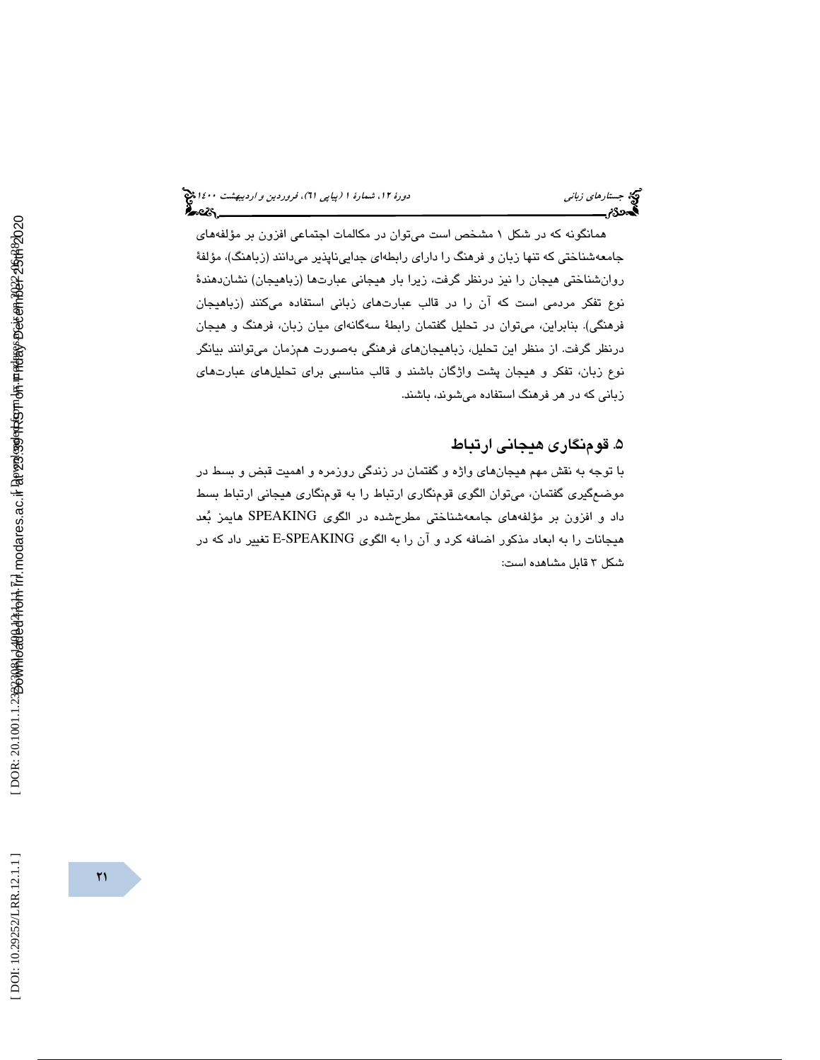همانگونه که در شکل ۱ مشخص است می‌توان در مکالمات اجتماعی افزون بر مؤلفه‌های جامعه‌شناختی که تنها زبان و فرهنگ را دارای رابطه‌ای جدایی‌ناپذیر می‌دانند (زباهنگ)، مؤلفهٔ روان‌شناختی هیجان را نیز درنظر گرفت، زیرا بار هیجانی عبارت‌ها (زباهیجان) نشان‌دهندهٔ نوع تفکر مردمی است که آن را در قالب عبارت‌های زبانی استفاده می‌کنند (زباهیجان فرهنگی). بنابراین، می‌توان در تحلیل گفتمان رابطهٔ سه‌گانه‌ای میان زبان، فرهنگ و هیجان درنظر گرفت. از منظر این تحلیل، زباهیجان‌های فرهنگی به‌صورت هم‌زمان می‌توانند بیانگر نوع زبان، تفکر و هیجان پشت واژگان باشند و قالب مناسبی برای تحلیل‌های عبارت‌های زبانی که در هر فرهنگ استفاده می‌شوند، باشند.

## ۵. قوم‌نگاری هیجانی ارتباط

با توجه به نقش مهم هیجان‌های واژه و گفتمان در زندگی روزمره و اهمیت قبض و بسط در موضع‌گیری گفتمان، می‌توان الگوی قوم‌نگاری ارتباط را به قوم‌نگاری هیجانی ارتباط بسط داد و افزون بر مؤلفه‌های جامعه‌شناختی مطرح‌شده در الگوی SPEAKING هایمز بُعد هیجانات را به ابعاد مذکور اضافه کرد و آن را به الگوی E-SPEAKING تغییر داد که در شکل ۳ قابل مشاهده است: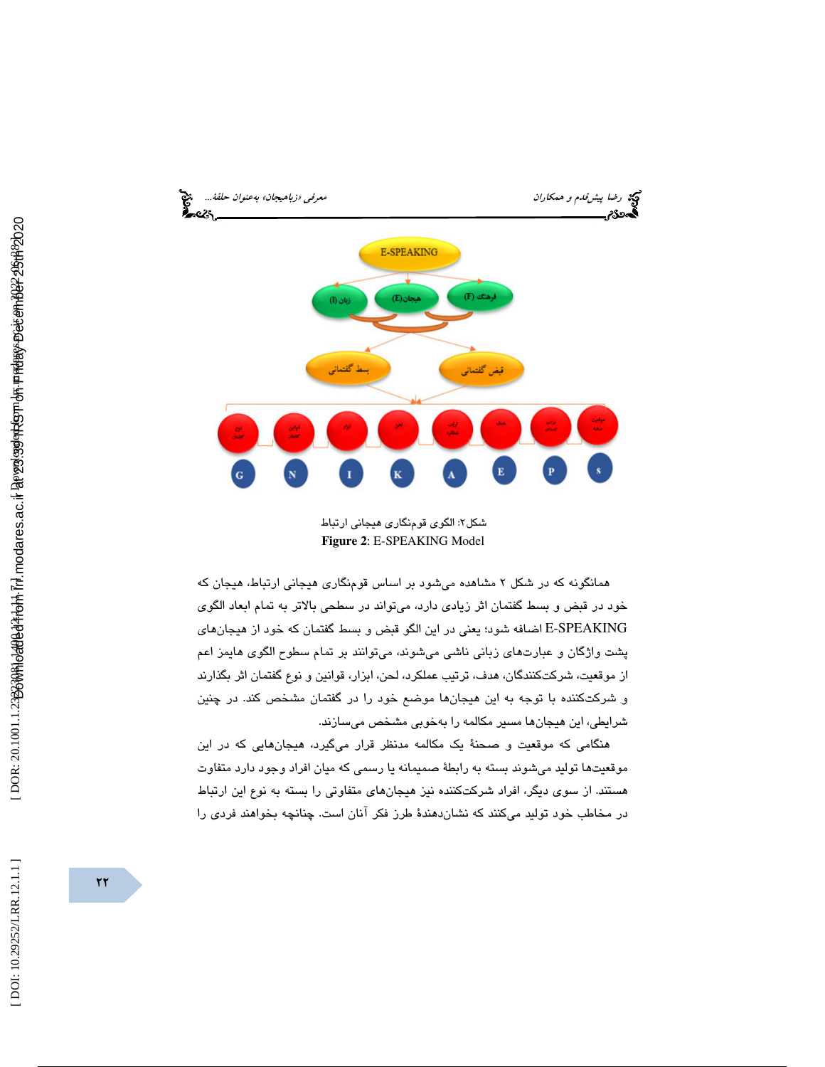شکل۲: الگوی قوم‌نگاری هیجانی ارتباط

**Figure 2**: E-SPEAKING Model

همانگونه که در شکل ۲ مشاهده می‌شود بر اساس قوم‌نگاری هیجانی ارتباط، هیجان که خود در قبض و بسط گفتمان اثر زیادی دارد، می‌تواند در سطحی بالاتر به تمام ابعاد الگوی E-SPEAKING اضافه شود؛ یعنی در این الگو قبض و بسط گفتمان که خود از هیجان‌های پشت واژگان و عبارت‌های زبانی ناشی می‌شوند، می‌توانند بر تمام سطوح الگوی هایمز اعم از موقعیت، شرکت‌کنندگان، هدف، ترتیب عملکرد، لحن، ابزار، قوانین و نوع گفتمان اثر بگذارند و شرکت‌کننده با توجه به این هیجان‌ها موضع خود را در گفتمان مشخص کند. در چنین شرایطی، این هیجان‌ها مسیر مکالمه را به‌خوبی مشخص می‌سازند.

هنگامی که موقعیت و صحنهٔ یک مکالمه مدنظر قرار می‌گیرد، هیجان‌هایی که در این موقعیت‌ها تولید می‌شوند بسته به رابطهٔ صمیمانه یا رسمی که میان افراد وجود دارد متفاوت هستند. از سوی دیگر، افراد شرکت‌کننده نیز هیجان‌های متفاوتی را بسته به نوع این ارتباط در مخاطب خود تولید می‌کنند که نشان‌دهندهٔ طرز فکر آنان است. چنانچه بخواهند فردی را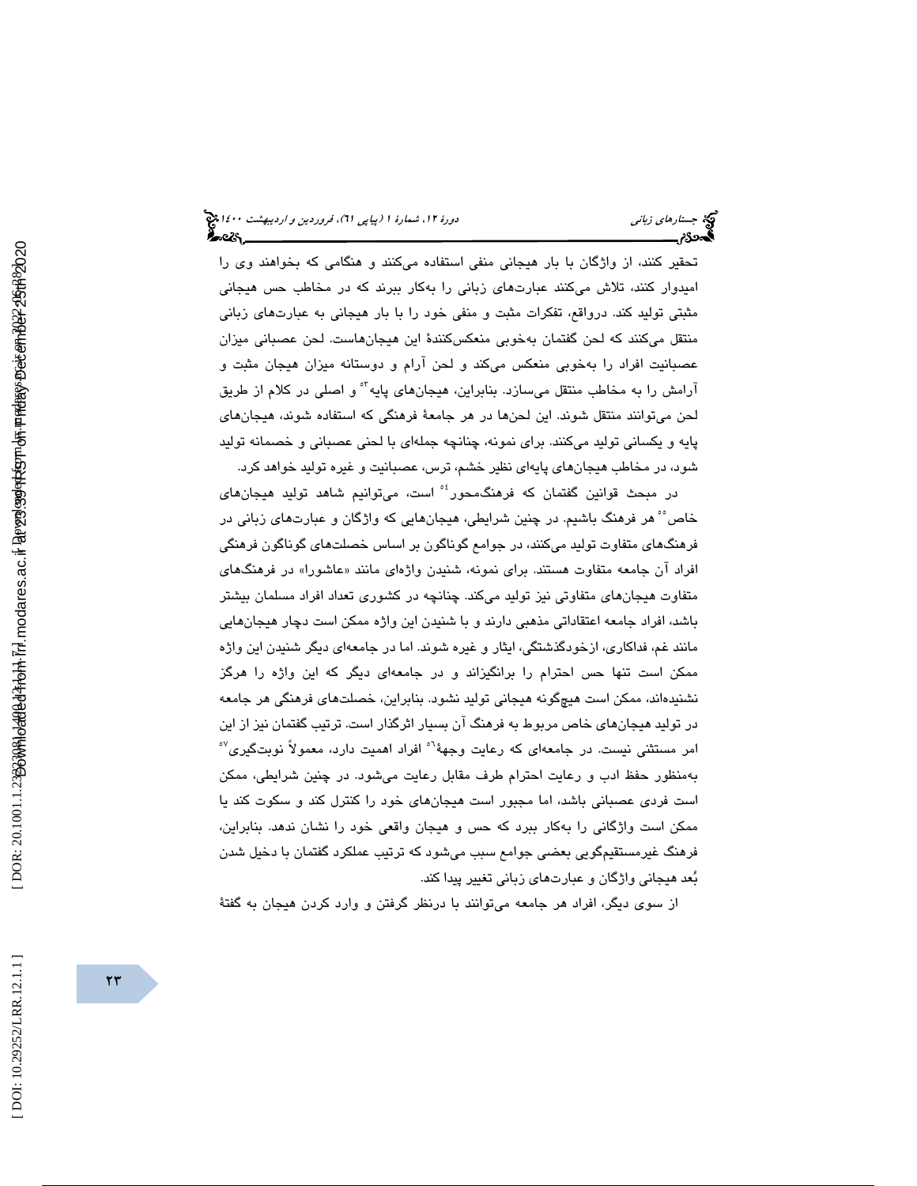تحقیر کنند، از واژگان با بار هیجانی منفی استفاده می‌کنند و هنگامی که بخواهند وی را امیدوار کنند، تلاش می‌کنند عبارت‌های زبانی را به‌کار ببرند که در مخاطب حس هیجانی مثبتی تولید کند. درواقع، تفکرات مثبت و منفی خود را با بار هیجانی به عبارت‌های زبانی منتقل می‌کنند که لحن گفتمان به‌خوبی منعکس‌کنندهٔ این هیجان‌هاست. لحن عصبانی میزان عصبانیت افراد را به‌خوبی منعکس می‌کند و لحن آرام و دوستانه میزان هیجان مثبت و آرامش را به مخاطب منتقل می‌سازد. بنابراین، هیجان‌های پایه[53] و اصلی در کلام از طریق لحن می‌توانند منتقل شوند. این لحن‌ها در هر جامعهٔ فرهنگی که استفاده شوند، هیجان‌های پایه و یکسانی تولید می‌کنند. برای نمونه، چنانچه جمله‌ای با لحنی عصبانی و خصمانه تولید شود، در مخاطب هیجان‌های پایه‌ای نظیر خشم، ترس، عصبانیت و غیره تولید خواهد کرد.

در مبحث قوانین گفتمان که فرهنگ‌محور[54] است، می‌توانیم شاهد تولید هیجان‌های خاص[55] هر فرهنگ باشیم. در چنین شرایطی، هیجان‌هایی که واژگان و عبارت‌های زبانی در فرهنگ‌های متفاوت تولید می‌کنند، در جوامع گوناگون بر اساس خصلت‌های گوناگون فرهنگی افراد آن جامعه متفاوت هستند. برای نمونه، شنیدن واژه‌ای مانند «عاشورا» در فرهنگ‌های متفاوت هیجان‌های متفاوتی نیز تولید می‌کند. چنانچه در کشوری تعداد افراد مسلمان بیشتر باشد، افراد جامعه اعتقاداتی مذهبی دارند و با شنیدن این واژه ممکن است دچار هیجان‌هایی مانند غم، فداکاری، ازخودگذشتگی، ایثار و غیره شوند. اما در جامعه‌ای دیگر شنیدن این واژه ممکن است تنها حس احترام را برانگیزاند و در جامعه‌ای دیگر که این واژه را هرگز نشنیده‌اند، ممکن است هیچ‌گونه هیجانی تولید نشود. بنابراین، خصلت‌های فرهنگی هر جامعه در تولید هیجان‌های خاص مربوط به فرهنگ آن بسیار اثرگذار است. ترتیب گفتمان نیز از این امر مستثنی نیست. در جامعه‌ای که رعایت وجههٔ[56] افراد اهمیت دارد، معمولاً نوبت‌گیری[57] به‌منظور حفظ ادب و رعایت احترام طرف مقابل رعایت می‌شود. در چنین شرایطی، ممکن است فردی عصبانی باشد، اما مجبور است هیجان‌های خود را کنترل کند و سکوت کند یا ممکن است واژگانی را به‌کار ببرد که حس و هیجان واقعی خود را نشان ندهد. بنابراین، فرهنگ غیرمستقیم‌گویی بعضی جوامع سبب می‌شود که ترتیب عملکرد گفتمان با دخیل شدن بُعد هیجانی واژگان و عبارت‌های زبانی تغییر پیدا کند.

از سوی دیگر، افراد هر جامعه می‌توانند با درنظر گرفتن و وارد کردن هیجان به گفتهٔ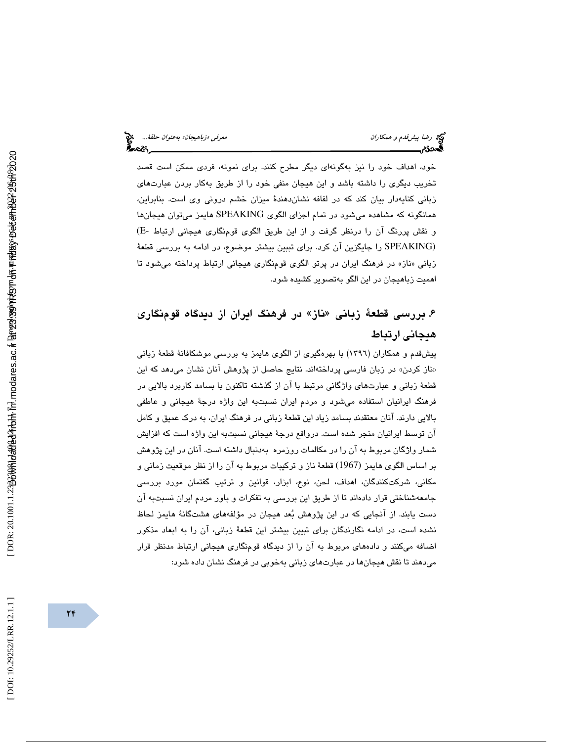خود، اهداف خود را نیز به‌گونه‌ای دیگر مطرح کنند. برای نمونه، فردی ممکن است قصد تخریب دیگری را داشته باشد و این هیجان منفی خود را از طریق به‌کار بردن عبارت‌های زبانی کنایه‌دار بیان کند که در لفافه نشان‌دهندهٔ میزان خشم درونی وی است. بنابراین، همانگونه که مشاهده می‌شود در تمام اجزای الگوی SPEAKING هایمز می‌توان هیجان‌ها و نقش پررنگ آن را درنظر گرفت و از این طریق الگوی قوم‌نگاری هیجانی ارتباط (E-SPEAKING) را جایگزین آن کرد. برای تبیین بیشتر موضوع، در ادامه به بررسی قطعهٔ زبانی «ناز» در فرهنگ ایران در پرتو الگوی قوم‌نگاری هیجانی ارتباط پرداخته می‌شود تا اهمیت زباهیجان در این الگو به‌تصویر کشیده شود.

## ۶. بررسی قطعهٔ زبانی «ناز» در فرهنگ ایران از دیدگاه قوم‌نگاری هیجانی ارتباط

پیش‌قدم و همکاران (۱۳۹٦) با بهره‌گیری از الگوی هایمز به بررسی موشکافانهٔ قطعهٔ زبانی «ناز کردن» در زبان فارسی پرداخته‌اند. نتایج حاصل از پژوهش آنان نشان می‌دهد که این قطعهٔ زبانی و عبارت‌های واژگانی مرتبط با آن از گذشته تاکنون با بسامد کاربرد بالایی در فرهنگ ایرانیان استفاده می‌شود و مردم ایران نسبت‌به این واژه درجهٔ هیجانی و عاطفی بالایی دارند. آنان معتقدند بسامد زیاد این قطعهٔ زبانی در فرهنگ ایران، به درک عمیق و کامل آن توسط ایرانیان منجر شده است. درواقع درجهٔ هیجانی نسبت‌به این واژه است که افزایش شمار واژگان مربوط به آن را در مکالمات روزمره به‌دنبال داشته است. آنان در این پژوهش بر اساس الگوی هایمز (1967) قطعهٔ ناز و ترکیبات مربوط به آن را از نظر موقعیت زمانی و مکانی، شرکت‌کنندگان، اهداف، لحن، نوع، ابزار، قوانین و ترتیب گفتمان مورد بررسی جامعه‌شناختی قرار داده‌اند تا از طریق این بررسی به تفکرات و باور مردم ایران نسبت‌به آن دست یابند. از آنجایی که در این پژوهش بُعد هیجان در مؤلفه‌های هشت‌گانهٔ هایمز لحاظ نشده است، در ادامه نگارندگان برای تبیین بیشتر این قطعهٔ زبانی، آن را به ابعاد مذکور اضافه می‌کنند و داده‌های مربوط به آن را از دیدگاه قوم‌نگاری هیجانی ارتباط مدنظر قرار می‌دهند تا نقش هیجان‌ها در عبارت‌های زبانی به‌خوبی در فرهنگ نشان داده شود: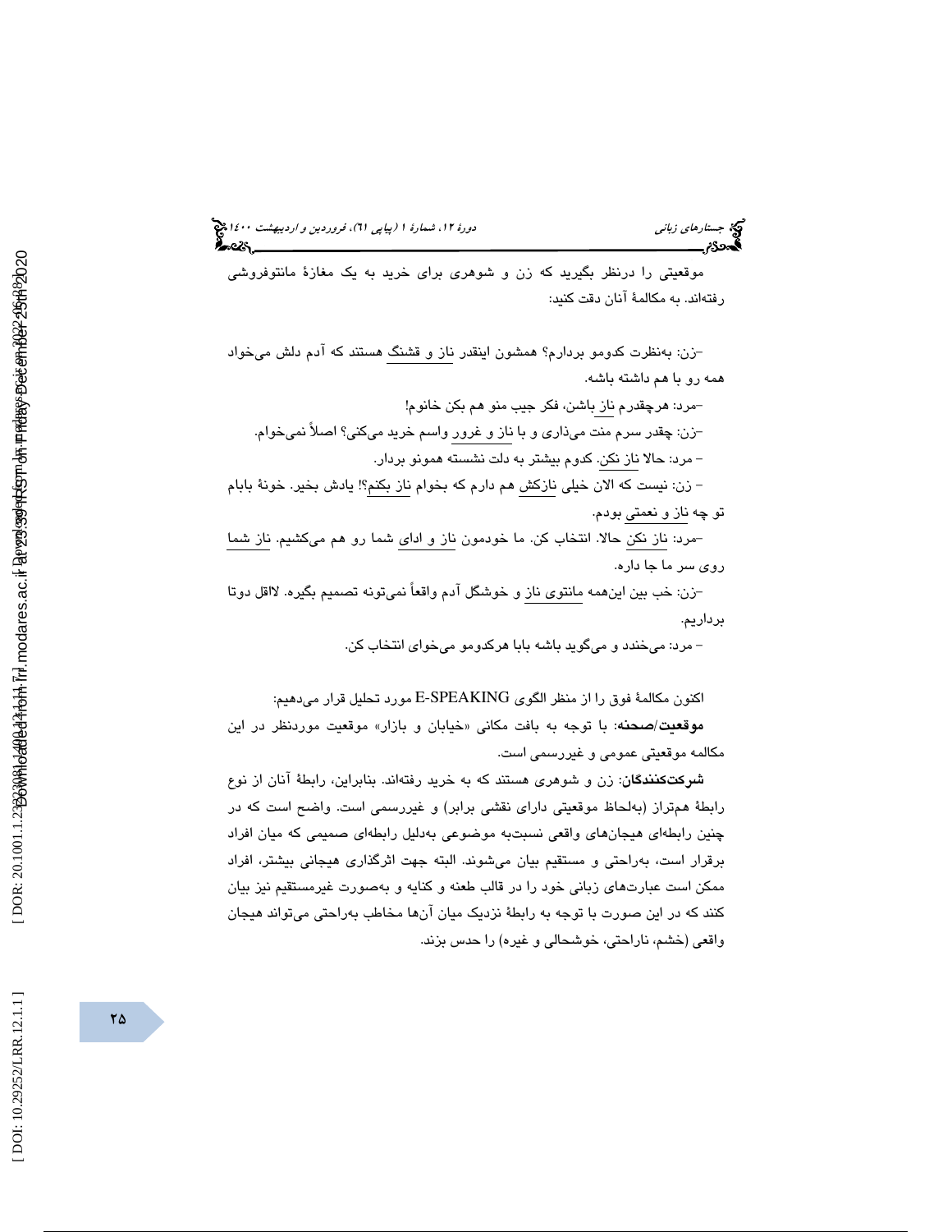موقعیتی را درنظر بگیرید که زن و شوهری برای خرید به یک مغازهٔ مانتوفروشی رفته‌اند. به مکالمهٔ آنان دقت کنید:

–زن: به‌نظرت کدومو بردارم؟ همشون اینقدر ناز و قشنگ هستند که آدم دلش می‌خواد همه رو با هم داشته باشه.

–مرد: هرچقدرم ناز باشن، فکر جیب منو هم بکن خانوم!

–زن: چقدر سرم منت می‌ذاری و با ناز و غرور واسم خرید می‌کنی؟ اصلاً نمی‌خوام.

– مرد: حالا ناز نکن. کدوم بیشتر به دلت نشسته همونو بردار.

– زن: نیست که الان خیلی نازکش هم دارم که بخوام ناز بکنم؟! یادش بخیر. خونهٔ بابام تو چه ناز و نعمتی بودم.

–مرد: ناز نکن حالا. انتخاب کن. ما خودمون ناز و ادای شما رو هم می‌کشیم. ناز شما روی سر ما جا داره.

–زن: خب بین این‌همه مانتوی ناز و خوشگل آدم واقعاً نمی‌تونه تصمیم بگیره. لااقل دوتا برداریم.

– مرد: می‌خندد و می‌گوید باشه بابا هرکدومو می‌خوای انتخاب کن.

اکنون مکالمهٔ فوق را از منظر الگوی E-SPEAKING مورد تحلیل قرار می‌دهیم:

**موقعیت/صحنه**: با توجه به بافت مکانی «خیابان و بازار» موقعیت موردنظر در این مکالمه موقعیتی عمومی و غیررسمی است.

**شرکت‌کنندگان**: زن و شوهری هستند که به خرید رفته‌اند. بنابراین، رابطهٔ آنان از نوع رابطهٔ هم‌تراز (به‌لحاظ موقعیتی دارای نقشی برابر) و غیررسمی است. واضح است که در چنین رابطه‌ای هیجان‌های واقعی نسبت‌به موضوعی به‌دلیل رابطه‌ای صمیمی که میان افراد برقرار است، به‌راحتی و مستقیم بیان می‌شوند. البته جهت اثرگذاری هیجانی بیشتر، افراد ممکن است عبارت‌های زبانی خود را در قالب طعنه و کنایه و به‌صورت غیرمستقیم نیز بیان کنند که در این صورت با توجه به رابطهٔ نزدیک میان آن‌ها مخاطب به‌راحتی می‌تواند هیجان واقعی (خشم، ناراحتی، خوشحالی و غیره) را حدس بزند.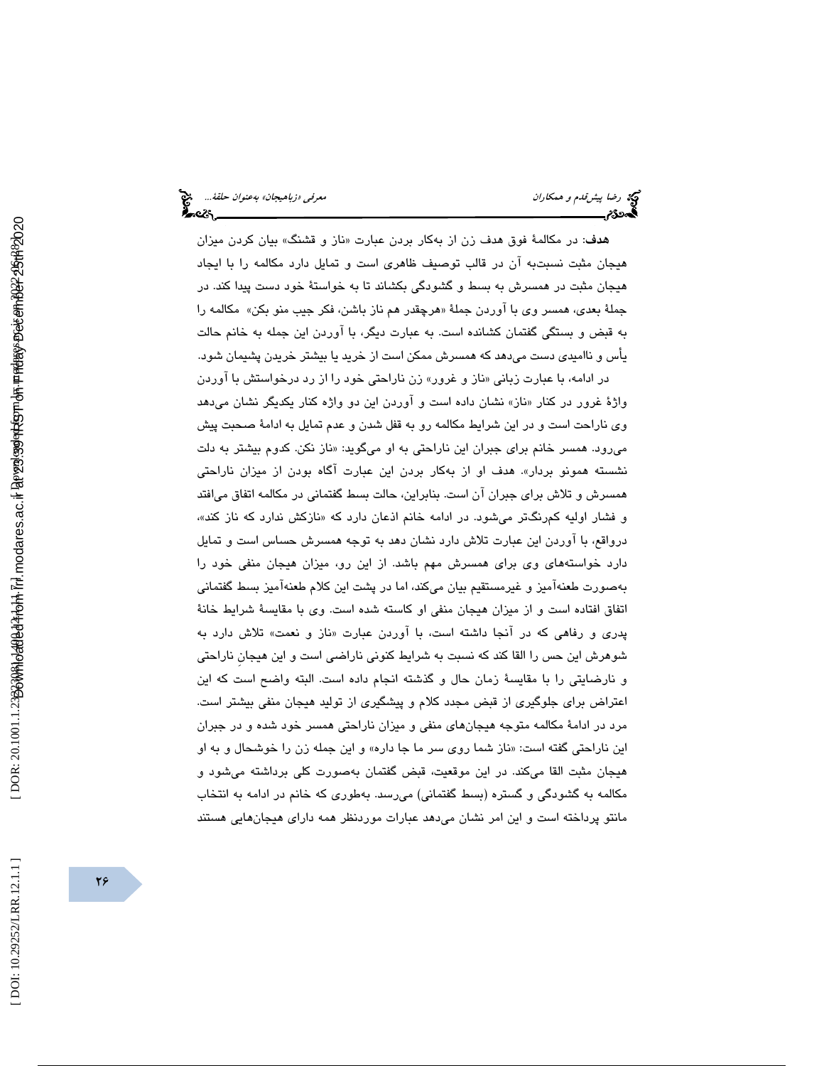**هدف**: در مکالمهٔ فوق هدف زن از به‌کار بردن عبارت «ناز و قشنگ» بیان کردن میزان هیجان مثبت نسبت‌به آن در قالب توصیف ظاهری است و تمایل دارد مکالمه را با ایجاد هیجان مثبت در همسرش به بسط و گشودگی بکشاند تا به خواستهٔ خود دست پیدا کند. در جملهٔ بعدی، همسر وی با آوردن جملهٔ «هرچقدر هم ناز باشن، فکر جیب منو بکن» مکالمه را به قبض و بستگی گفتمان کشانده است. به عبارت دیگر، با آوردن این جمله به خانم حالت یأس و ناامیدی دست می‌دهد که همسرش ممکن است از خرید یا بیشتر خریدن پشیمان شود.

در ادامه، با عبارت زبانی «ناز و غرور» زن ناراحتی خود را از رد درخواستش با آوردن واژهٔ غرور در کنار «ناز» نشان داده است و آوردن این دو واژه کنار یکدیگر نشان می‌دهد وی ناراحت است و در این شرایط مکالمه رو به قفل شدن و عدم تمایل به ادامهٔ صحبت پیش می‌رود. همسر خانم برای جبران این ناراحتی به او می‌گوید: «ناز نکن. کدوم بیشتر به دلت نشسته همونو بردار». هدف او از به‌کار بردن این عبارت آگاه بودن از میزان ناراحتی همسرش و تلاش برای جبران آن است. بنابراین، حالت بسط گفتمانی در مکالمه اتفاق می‌افتد و فشار اولیه کم‌رنگ‌تر می‌شود. در ادامه خانم اذعان دارد که «نازکش ندارد که ناز کند»، درواقع، با آوردن این عبارت تلاش دارد نشان دهد به توجه همسرش حساس است و تمایل دارد خواسته‌های وی برای همسرش مهم باشد. از این رو، میزان هیجان منفی خود را به‌صورت طعنه‌آمیز و غیرمستقیم بیان می‌کند، اما در پشت این کلام طعنه‌آمیز بسط گفتمانی اتفاق افتاده است و از میزان هیجان منفی او کاسته شده است. وی با مقایسهٔ شرایط خانهٔ پدری و رفاهی که در آنجا داشته است، با آوردن عبارت «ناز و نعمت» تلاش دارد به شوهرش این حس را القا کند که نسبت به شرایط کنونی ناراضی است و این هیجانِ ناراحتی و نارضایتی را با مقایسهٔ زمان حال و گذشته انجام داده است. البته واضح است که این اعتراض برای جلوگیری از قبض مجدد کلام و پیشگیری از تولید هیجان منفی بیشتر است. مرد در ادامهٔ مکالمه متوجه هیجان‌های منفی و میزان ناراحتی همسر خود شده و در جبران این ناراحتی گفته است: «ناز شما روی سر ما جا داره» و این جمله زن را خوشحال و به او هیجان مثبت القا می‌کند. در این موقعیت، قبض گفتمان به‌صورت کلی برداشته می‌شود و مکالمه به گشودگی و گستره (بسط گفتمانی) می‌رسد. به‌طوری که خانم در ادامه به انتخاب مانتو پرداخته است و این امر نشان می‌دهد عبارات موردنظر همه دارای هیجان‌هایی هستند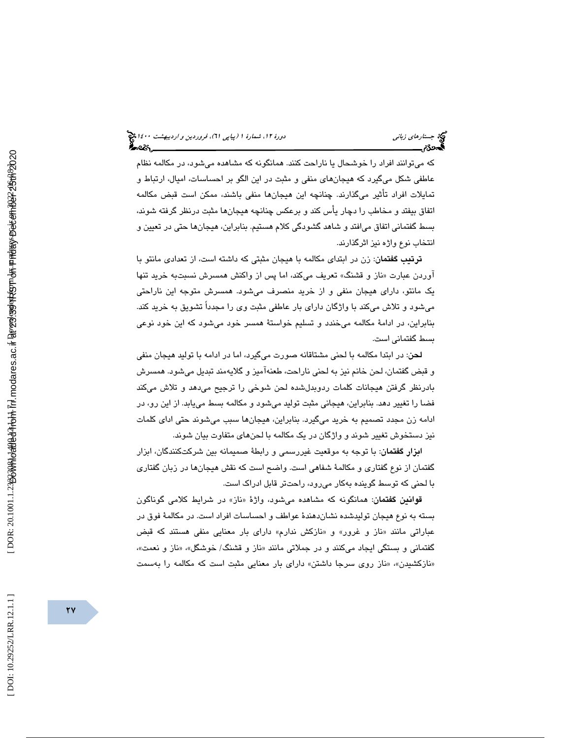که می‌توانند افراد را خوشحال یا ناراحت کنند. همانگونه که مشاهده می‌شود، در مکالمه نظام عاطفی شکل می‌گیرد که هیجان‌های منفی و مثبت در این الگو بر احساسات، امیال، ارتباط و تمایلات افراد تأثیر می‌گذارند. چنانچه این هیجان‌ها منفی باشند، ممکن است قبض مکالمه اتفاق بیفتد و مخاطب را دچار یأس کند و برعکس چنانچه هیجان‌ها مثبت درنظر گرفته شوند، بسط گفتمانی اتفاق می‌افتد و شاهد گشودگی کلام هستیم. بنابراین، هیجان‌ها حتی در تعیین و انتخاب نوع واژه نیز اثرگذارند.

**ترتیب گفتمان**: زن در ابتدای مکالمه با هیجان مثبتی که داشته است، از تعدادی مانتو با آوردن عبارت «ناز و قشنگ» تعریف می‌کند، اما پس از واکنش همسرش نسبت‌به خرید تنها یک مانتو، دارای هیجان منفی و از خرید منصرف می‌شود. همسرش متوجه این ناراحتی می‌شود و تلاش می‌کند با واژگان دارای بار عاطفی مثبت وی را مجدداً تشویق به خرید کند. بنابراین، در ادامهٔ مکالمه می‌خندد و تسلیم خواستهٔ همسر خود می‌شود که این خود نوعی بسط گفتمانی است.

**لحن**: در ابتدا مکالمه با لحنی مشتاقانه صورت می‌گیرد، اما در ادامه با تولید هیجان منفی و قبض گفتمان، لحن خانم نیز به لحنی ناراحت، طعنه‌آمیز و گلایه‌مند تبدیل می‌شود. همسرش بادرنظر گرفتن هیجانات کلمات ردوبدل‌شده لحن شوخی را ترجیح می‌دهد و تلاش می‌کند فضا را تغییر دهد. بنابراین، هیجانی مثبت تولید می‌شود و مکالمه بسط می‌یابد. از این رو، در ادامه زن مجدد تصمیم به خرید می‌گیرد. بنابراین، هیجان‌ها سبب می‌شوند حتی ادای کلمات نیز دستخوش تغییر شوند و واژگان در یک مکالمه با لحن‌های متفاوت بیان شوند.

**ابزار گفتمان**: با توجه به موقعیت غیررسمی و رابطهٔ صمیمانه بین شرکت‌کنندگان، ابزار گفتمان از نوع گفتاری و مکالمهٔ شفاهی است. واضح است که نقش هیجان‌ها در زبان گفتاری با لحنی که توسط گوینده به‌کار می‌رود، راحت‌تر قابل ادراک است.

**قوانین گفتمان**: همانگونه که مشاهده می‌شود، واژهٔ «ناز» در شرایط کلامی گوناگون بسته به نوع هیجان تولیدشده نشان‌دهندهٔ عواطف و احساسات افراد است. در مکالمهٔ فوق در عباراتی مانند «ناز و غرور» و «نازکش ندارم» دارای بار معنایی منفی هستند که قبض گفتمانی و بستگی ایجاد می‌کنند و در جملاتی مانند «ناز و قشنگ/ خوشگل»، «ناز و نعمت»، «نازکشیدن»، «ناز روی سرجا داشتن» دارای بار معنایی مثبت است که مکالمه را به‌سمت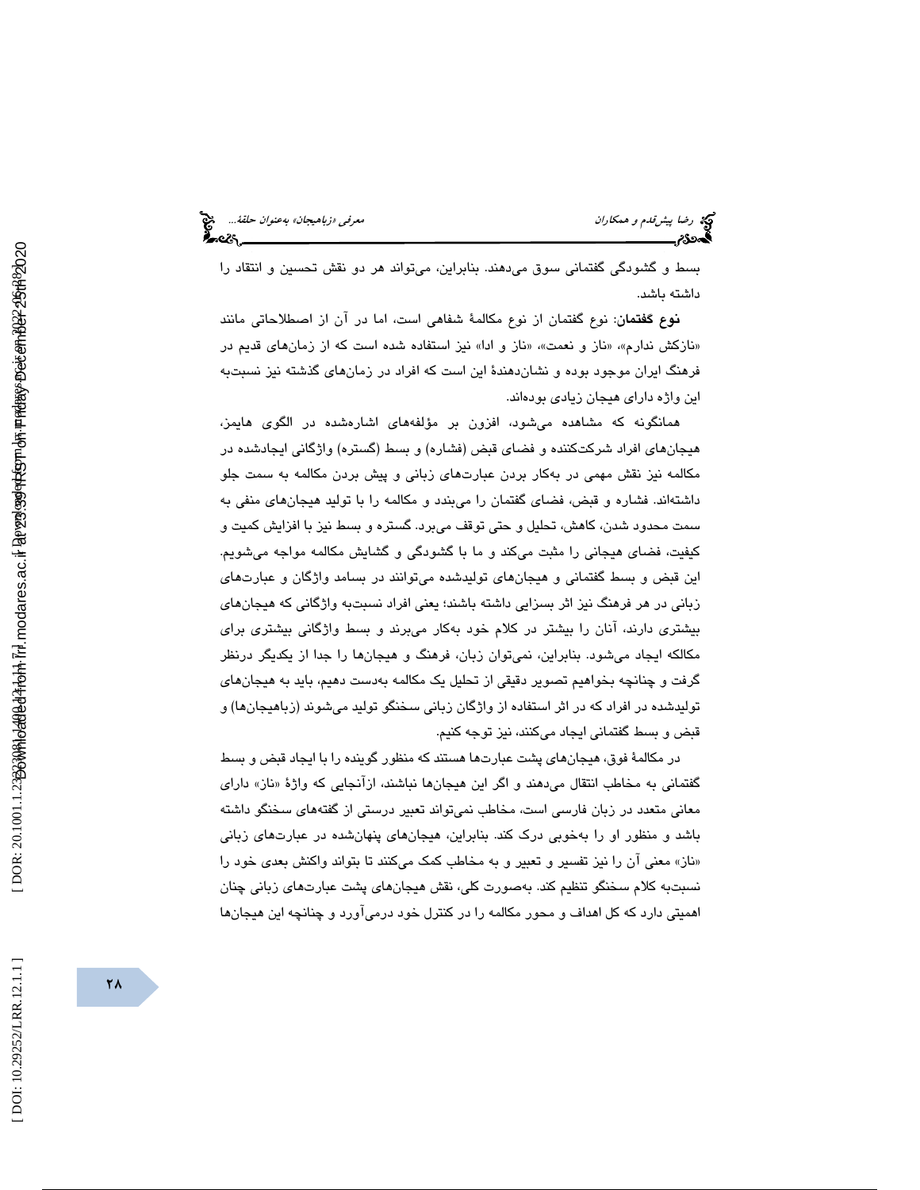بسط و گشودگی گفتمانی سوق می‌دهند. بنابراین، می‌تواند هر دو نقش تحسین و انتقاد را داشته باشد.

**نوع گفتمان**: نوع گفتمان از نوع مکالمهٔ شفاهی است، اما در آن از اصطلاحاتی مانند «نازکش ندارم»، «ناز و نعمت»، «ناز و ادا» نیز استفاده شده است که از زمان‌های قدیم در فرهنگ ایران موجود بوده و نشان‌دهندهٔ این است که افراد در زمان‌های گذشته نیز نسبت‌به این واژه دارای هیجان زیادی بوده‌اند.

همانگونه که مشاهده می‌شود، افزون بر مؤلفه‌های اشاره‌شده در الگوی هایمز، هیجان‌های افراد شرکت‌کننده و فضای قبض (فشاره) و بسط (گستره) واژگانی ایجادشده در مکالمه نیز نقش مهمی در به‌کار بردن عبارت‌های زبانی و پیش بردن مکالمه به سمت جلو داشته‌اند. فشاره و قبض، فضای گفتمان را می‌بندد و مکالمه را با تولید هیجان‌های منفی به سمت محدود شدن، کاهش، تحلیل و حتی توقف می‌برد. گستره و بسط نیز با افزایش کمیت و کیفیت، فضای هیجانی را مثبت می‌کند و ما با گشودگی و گشایش مکالمه مواجه می‌شویم. این قبض و بسط گفتمانی و هیجان‌های تولیدشده می‌توانند در بسامد واژگان و عبارت‌های زبانی در هر فرهنگ نیز اثر بسزایی داشته باشند؛ یعنی افراد نسبت‌به واژگانی که هیجان‌های بیشتری دارند، آنان را بیشتر در کلام خود به‌کار می‌برند و بسط واژگانی بیشتری برای مکالکه ایجاد می‌شود. بنابراین، نمی‌توان زبان، فرهنگ و هیجان‌ها را جدا از یکدیگر درنظر گرفت و چنانچه بخواهیم تصویر دقیقی از تحلیل یک مکالمه به‌دست دهیم، باید به هیجان‌های تولیدشده در افراد که در اثر استفاده از واژگان زبانی سخنگو تولید می‌شوند (زباهیجان‌ها) و قبض و بسط گفتمانی ایجاد می‌کنند، نیز توجه کنیم.

در مکالمهٔ فوق، هیجان‌های پشت عبارت‌ها هستند که منظور گوینده را با ایجاد قبض و بسط گفتمانی به مخاطب انتقال می‌دهند و اگر این هیجان‌ها نباشند، ازآنجایی که واژهٔ «ناز» دارای معانی متعدد در زبان فارسی است، مخاطب نمی‌تواند تعبیر درستی از گفته‌های سخنگو داشته باشد و منظور او را به‌خوبی درک کند. بنابراین، هیجان‌های پنهان‌شده در عبارت‌های زبانی «ناز» معنی آن را نیز تفسیر و تعبیر و به مخاطب کمک می‌کنند تا بتواند واکنش بعدی خود را نسبت‌به کلام سخنگو تنظیم کند. به‌صورت کلی، نقش هیجان‌های پشت عبارت‌های زبانی چنان اهمیتی دارد که کل اهداف و محور مکالمه را در کنترل خود درمی‌آورد و چنانچه این هیجان‌ها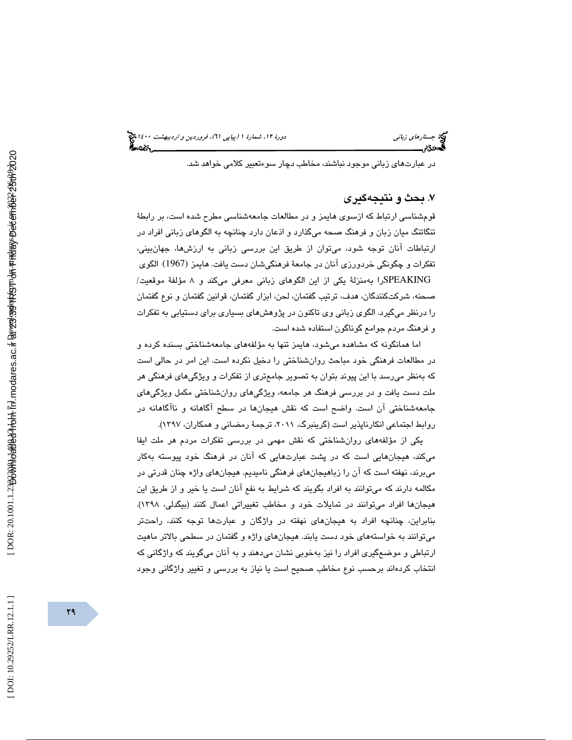در عبارت‌های زبانی موجود نباشند، مخاطب دچار سوءتعبیر کلامی خواهد شد.

## ۷. بحث و نتیجه‌گیری

قوم‌شناسی ارتباط که ازسوی هایمز و در مطالعات جامعه‌شناسی مطرح شده است، بر رابطهٔ تنگاتنگ میان زبان و فرهنگ صحه می‌گذارد و اذعان دارد چنانچه به الگوهای زبانی افراد در ارتباطات آنان توجه شود، می‌توان از طریق این بررسی زبانی به ارزش‌ها، جهان‌بینی، تفکرات و چگونگی خردورزی آنان در جامعهٔ فرهنگی‌شان دست یافت. هایمز (1967) الگوی SPEAKINGرا به‌منزلهٔ یکی از این الگوهای زبانی معرفی می‌کند و ۸ مؤلفهٔ موقعیت/ صحنه، شرکت‌کنندگان، هدف، ترتیب گفتمان، لحن، ابزار گفتمان، قوانین گفتمان و نوع گفتمان را درنظر می‌گیرد. الگوی زبانی وی تاکنون در پژوهش‌های بسیاری برای دستیابی به تفکرات و فرهنگ مردم جوامع گوناگون استفاده شده است.

اما همانگونه که مشاهده می‌شود، هایمز تنها به مؤلفه‌های جامعه‌شناختی بسنده کرده و در مطالعات فرهنگی خود مباحث روان‌شناختی را دخیل نکرده است. این امر در حالی است که به‌نظر می‌رسد با این پیوند بتوان به تصویر جامع‌تری از تفکرات و ویژگی‌های فرهنگی هر ملت دست یافت و در بررسی فرهنگ هر جامعه، ویژگی‌های روان‌شناختی مکمل ویژگی‌های جامعه‌شناختی آن است. واضح است که نقش هیجان‌ها در سطح آگاهانه و ناآگاهانه در روابط اجتماعی انکارناپذیر است (گرینبرگ، ۲۰۱۱، ترجمهٔ رمضانی و همکاران، ۱۳۹۷).

یکی از مؤلفه‌های روان‌شناختی که نقش مهمی در بررسی تفکرات مردم هر ملت ایفا می‌کند، هیجان‌هایی است که در پشت عبارت‌هایی که آنان در فرهنگ خود پیوسته به‌کار می‌برند، نهفته است که آن را زباهیجان‌های فرهنگی نامیدیم. هیجان‌های واژه چنان قدرتی در مکالمه دارند که می‌توانند به افراد بگویند که شرایط به نفع آنان است یا خیر و از طریق این هیجان‌ها افراد می‌توانند در تمایلات خود و مخاطب تغییراتی اعمال کنند (بیگدلی، ۱۳۹۸). بنابراین، چنانچه افراد به هیجان‌های نهفته در واژگان و عبارت‌ها توجه کنند، راحت‌تر می‌توانند به خواسته‌های خود دست یابند. هیجان‌های واژه و گفتمان در سطحی بالاتر ماهیت ارتباطی و موضع‌گیری افراد را نیز به‌خوبی نشان می‌دهند و به آنان می‌گویند که واژگانی که انتخاب کرده‌اند برحسب نوع مخاطب صحیح است یا نیاز به بررسی و تغییر واژگانی وجود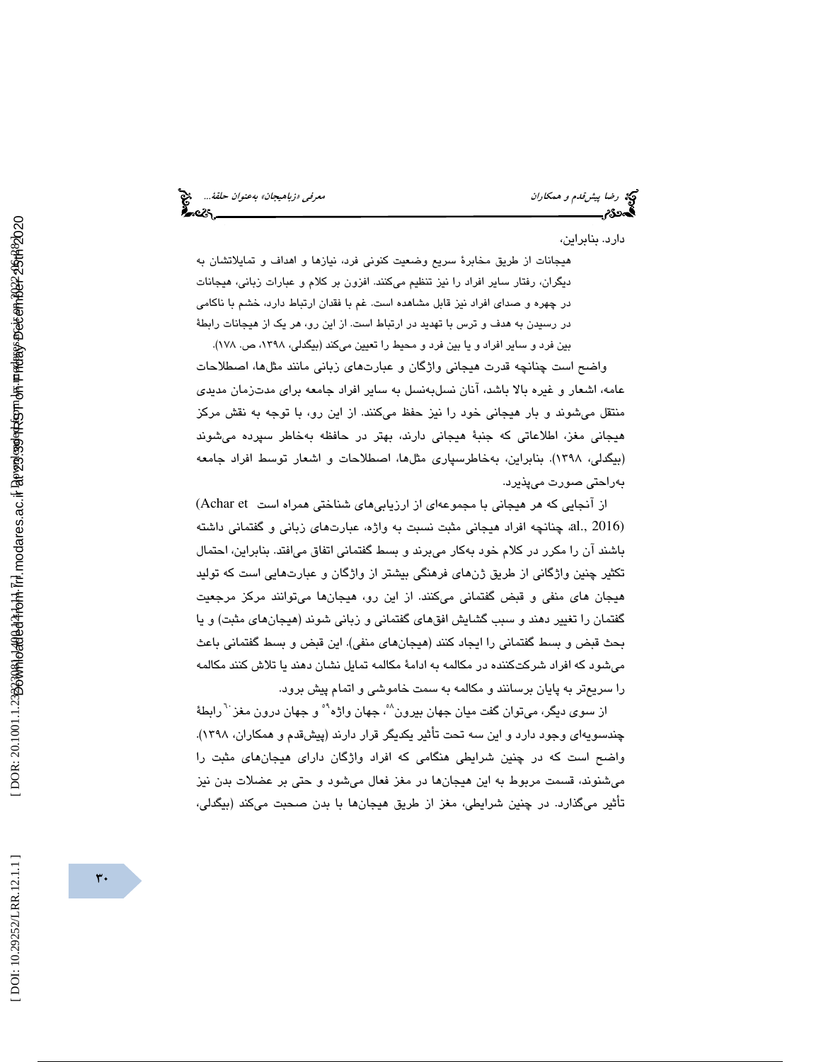دارد. بنابراین،

> هیجانات از طریق مخابرهٔ سریع وضعیت کنونی فرد، نیازها و اهداف و تمایلاتشان به دیگران، رفتار سایر افراد را نیز تنظیم می‌کنند. افزون بر کلام و عبارات زبانی، هیجانات در چهره و صدای افراد نیز قابل مشاهده است. غم با فقدان ارتباط دارد، خشم با ناکامی در رسیدن به هدف و ترس با تهدید در ارتباط است. از این رو، هر یک از هیجانات رابطهٔ بین فرد و سایر افراد و یا بین فرد و محیط را تعیین می‌کند (بیگدلی، ۱۳۹۸، ص. ۱۷۸).

واضح است چنانچه قدرت هیجانی واژگان و عبارت‌های زبانی مانند مثل‌ها، اصطلاحات عامه، اشعار و غیره بالا باشد، آنان نسل‌به‌نسل به سایر افراد جامعه برای مدت‌زمان مدیدی منتقل می‌شوند و بار هیجانی خود را نیز حفظ می‌کنند. از این رو، با توجه به نقش مرکز هیجانی مغز، اطلاعاتی که جنبهٔ هیجانی دارند، بهتر در حافظه به‌خاطر سپرده می‌شوند (بیگدلی، ۱۳۹۸). بنابراین، به‌خاطرسپاری مثل‌ها، اصطلاحات و اشعار توسط افراد جامعه به‌راحتی صورت می‌پذیرد.

از آنجایی که هر هیجانی با مجموعه‌ای از ارزیابی‌های شناختی همراه است (Achar et al., 2016) چنانچه افراد هیجانی مثبت نسبت به واژه، عبارت‌های زبانی و گفتمانی داشته باشند آن را مکرر در کلام خود به‌کار می‌برند و بسط گفتمانی اتفاق می‌افتد. بنابراین، احتمال تکثیر چنین واژگانی از طریق ژن‌های فرهنگی بیشتر از واژگان و عبارت‌هایی است که تولید هیجان های منفی و قبض گفتمانی می‌کنند. از این رو، هیجان‌ها می‌توانند مرکز مرجعیت گفتمان را تغییر دهند و سبب گشایش افق‌های گفتمانی و زبانی شوند (هیجان‌های مثبت) و یا بحث قبض و بسط گفتمانی را ایجاد کنند (هیجان‌های منفی). این قبض و بسط گفتمانی باعث می‌شود که افراد شرکت‌کننده در مکالمه به ادامهٔ مکالمه تمایل نشان دهند یا تلاش کنند مکالمه را سریع‌تر به پایان برسانند و مکالمه به سمت خاموشی و اتمام پیش برود.

از سوی دیگر، می‌توان گفت میان جهان بیرون[۵۸]، جهان واژه[۵۹] و جهان درون مغز[۶۰] رابطهٔ چندسویه‌ای وجود دارد و این سه تحت تأثیر یکدیگر قرار دارند (پیش‌قدم و همکاران، ۱۳۹۸). واضح است که در چنین شرایطی هنگامی که افراد واژگان دارای هیجان‌های مثبت را می‌شنوند، قسمت مربوط به این هیجان‌ها در مغز فعال می‌شود و حتی بر عضلات بدن نیز تأثیر می‌گذارد. در چنین شرایطی، مغز از طریق هیجان‌ها با بدن صحبت می‌کند (بیگدلی،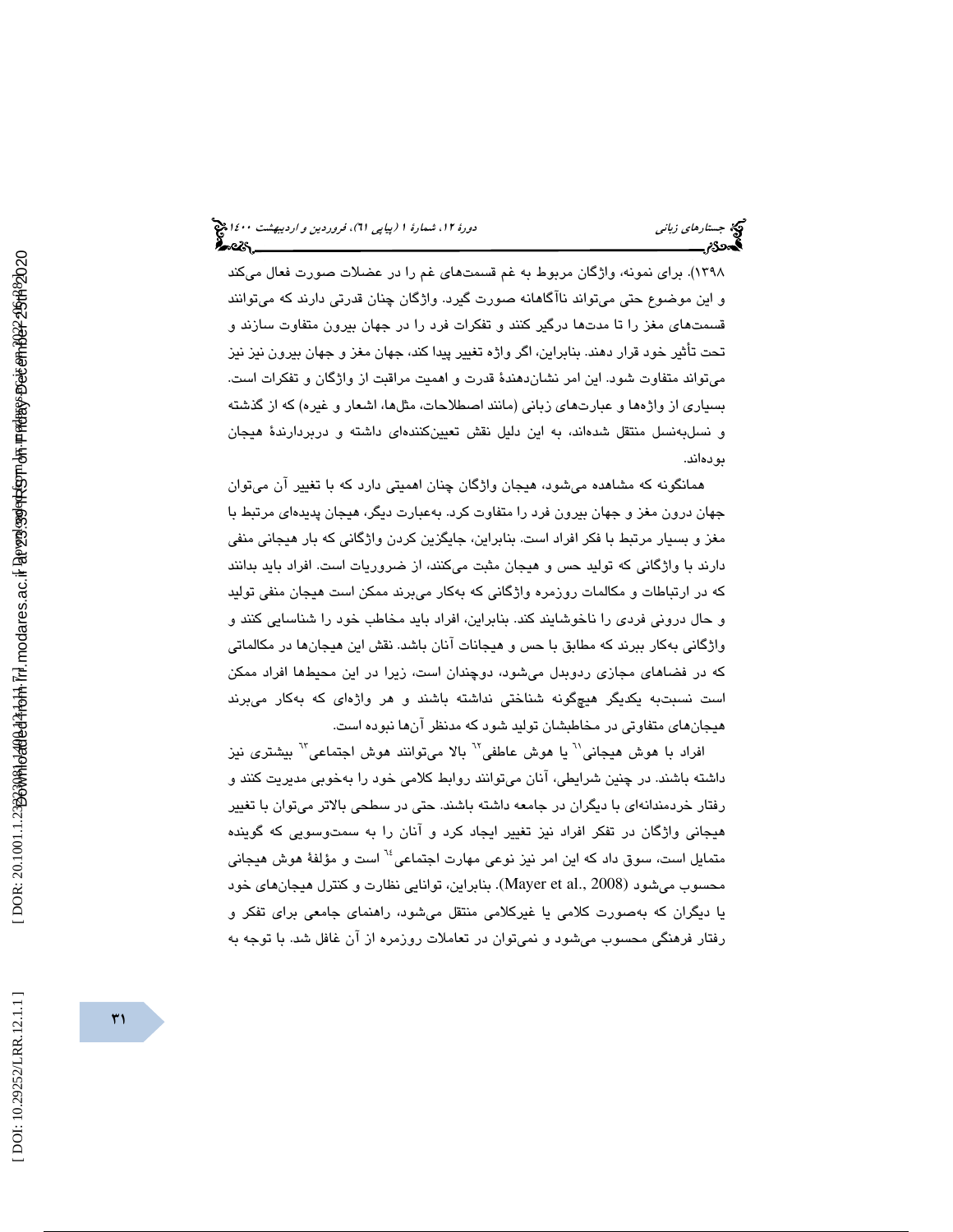۱۳۹۸). برای نمونه، واژگان مربوط به غم قسمت‌های غم را در عضلات صورت فعال می‌کند و این موضوع حتی می‌تواند ناآگاهانه صورت گیرد. واژگان چنان قدرتی دارند که می‌توانند قسمت‌های مغز را تا مدت‌ها درگیر کنند و تفکرات فرد را در جهان بیرون متفاوت سازند و تحت تأثیر خود قرار دهند. بنابراین، اگر واژه تغییر پیدا کند، جهان مغز و جهان بیرون نیز نیز می‌تواند متفاوت شود. این امر نشان‌دهندهٔ قدرت و اهمیت مراقبت از واژگان و تفکرات است. بسیاری از واژه‌ها و عبارت‌های زبانی (مانند اصطلاحات، مثل‌ها، اشعار و غیره) که از گذشته و نسل‌به‌نسل منتقل شده‌اند، به این دلیل نقش تعیین‌کننده‌ای داشته و دربردارندهٔ هیجان بوده‌اند.

همانگونه که مشاهده می‌شود، هیجان واژگان چنان اهمیتی دارد که با تغییر آن می‌توان جهان درون مغز و جهان بیرون فرد را متفاوت کرد. به‌عبارت دیگر، هیجان پدیده‌ای مرتبط با مغز و بسیار مرتبط با فکر افراد است. بنابراین، جایگزین کردن واژگانی که بار هیجانی منفی دارند با واژگانی که تولید حس و هیجان مثبت می‌کنند، از ضروریات است. افراد باید بدانند که در ارتباطات و مکالمات روزمره واژگانی که به‌کار می‌برند ممکن است هیجان منفی تولید و حال درونی فردی را ناخوشایند کند. بنابراین، افراد باید مخاطب خود را شناسایی کنند و واژگانی به‌کار ببرند که مطابق با حس و هیجانات آنان باشد. نقش این هیجان‌ها در مکالماتی که در فضاهای مجازی ردوبدل می‌شود، دوچندان است، زیرا در این محیط‌ها افراد ممکن است نسبت‌به یکدیگر هیچ‌گونه شناختی نداشته باشند و هر واژه‌ای که به‌کار می‌برند هیجان‌های متفاوتی در مخاطبشان تولید شود که مدنظر آن‌ها نبوده است.

افراد با هوش هیجانی[۶۱] یا هوش عاطفی[۶۲] بالا می‌توانند هوش اجتماعی[۶۳] بیشتری نیز داشته باشند. در چنین شرایطی، آنان می‌توانند روابط کلامی خود را به‌خوبی مدیریت کنند و رفتار خردمندانه‌ای با دیگران در جامعه داشته باشند. حتی در سطحی بالاتر می‌توان با تغییر هیجانی واژگان در تفکر افراد نیز تغییر ایجاد کرد و آنان را به سمت‌وسویی که گوینده متمایل است، سوق داد که این امر نیز نوعی مهارت اجتماعی[۶۴] است و مؤلفهٔ هوش هیجانی محسوب می‌شود (Mayer et al., 2008). بنابراین، توانایی نظارت و کنترل هیجان‌های خود یا دیگران که به‌صورت کلامی یا غیرکلامی منتقل می‌شود، راهنمای جامعی برای تفکر و رفتار فرهنگی محسوب می‌شود و نمی‌توان در تعاملات روزمره از آن غافل شد. با توجه به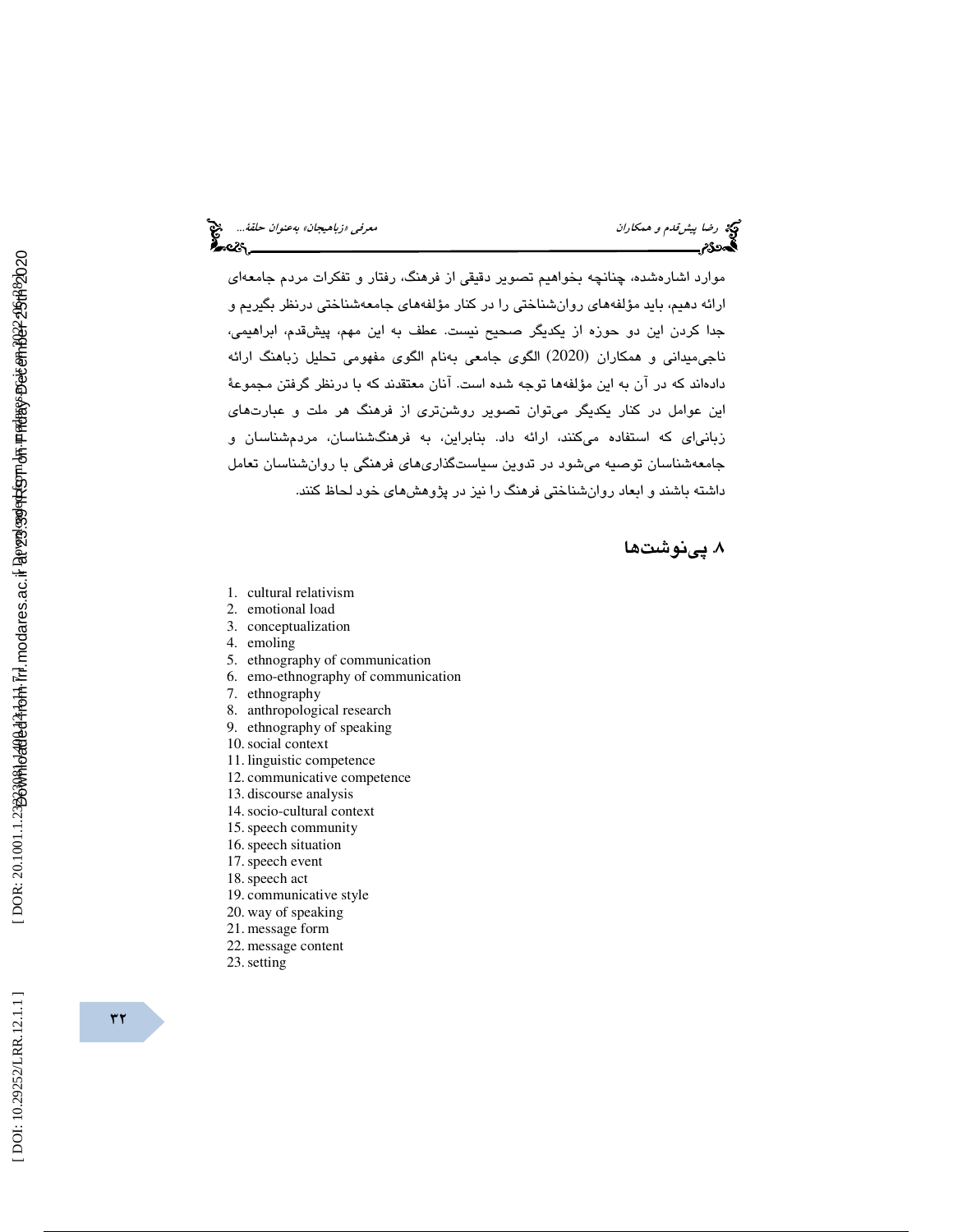موارد اشاره‌شده، چنانچه بخواهیم تصویر دقیقی از فرهنگ، رفتار و تفکرات مردم جامعه‌ای ارائه دهیم، باید مؤلفه‌های روان‌شناختی را در کنار مؤلفه‌های جامعه‌شناختی درنظر بگیریم و جدا کردن این دو حوزه از یکدیگر صحیح نیست. عطف به این مهم، پیش‌قدم، ابراهیمی، ناجی‌میدانی و همکاران (2020) الگوی جامعی به‌نام الگوی مفهومی تحلیل زباهنگ ارائه داده‌اند که در آن به این مؤلفه‌ها توجه شده است. آنان معتقدند که با درنظر گرفتن مجموعهٔ این عوامل در کنار یکدیگر می‌توان تصویر روشن‌تری از فرهنگ هر ملت و عبارت‌های زبانی‌ای که استفاده می‌کنند، ارائه داد. بنابراین، به فرهنگ‌شناسان، مردم‌شناسان و جامعه‌شناسان توصیه می‌شود در تدوین سیاست‌گذاری‌های فرهنگی با روان‌شناسان تعامل داشته باشند و ابعاد روان‌شناختی فرهنگ را نیز در پژوهش‌های خود لحاظ کنند.

## ۸. پی‌نوشت‌ها

1. cultural relativism
2. emotional load
3. conceptualization
4. emoling
5. ethnography of communication
6. emo-ethnography of communication
7. ethnography
8. anthropological research
9. ethnography of speaking
10. social context
11. linguistic competence
12. communicative competence
13. discourse analysis
14. socio-cultural context
15. speech community
16. speech situation
17. speech event
18. speech act
19. communicative style
20. way of speaking
21. message form
22. message content
23. setting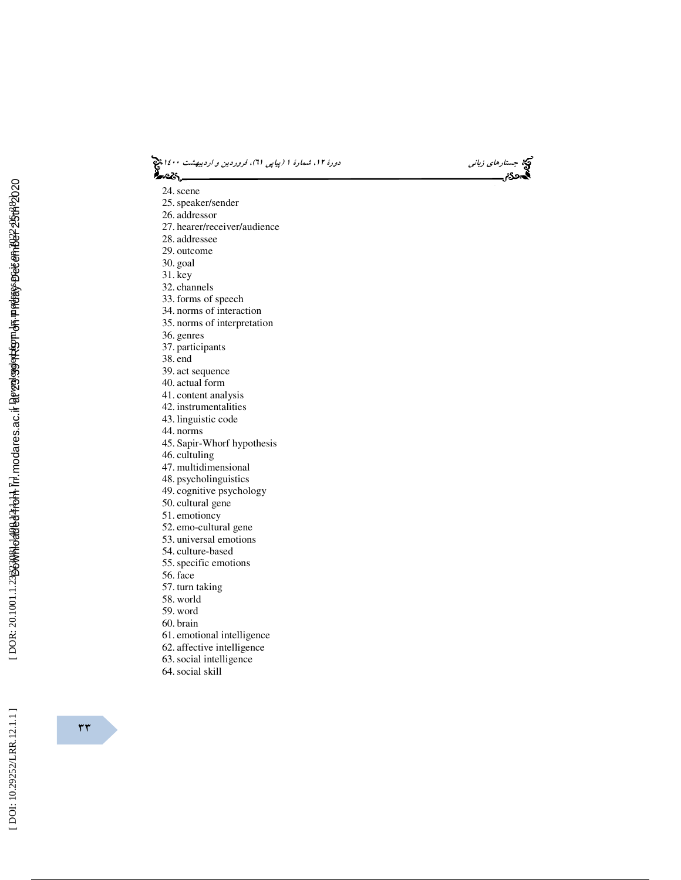24. scene
25. speaker/sender
26. addressor
27. hearer/receiver/audience
28. addressee
29. outcome
30. goal
31. key
32. channels
33. forms of speech
34. norms of interaction
35. norms of interpretation
36. genres
37. participants
38. end
39. act sequence
40. actual form
41. content analysis
42. instrumentalities
43. linguistic code
44. norms
45. Sapir-Whorf hypothesis
46. cultuling
47. multidimensional
48. psycholinguistics
49. cognitive psychology
50. cultural gene
51. emotioncy
52. emo-cultural gene
53. universal emotions
54. culture-based
55. specific emotions
56. face
57. turn taking
58. world
59. word
60. brain
61. emotional intelligence
62. affective intelligence
63. social intelligence
64. social skill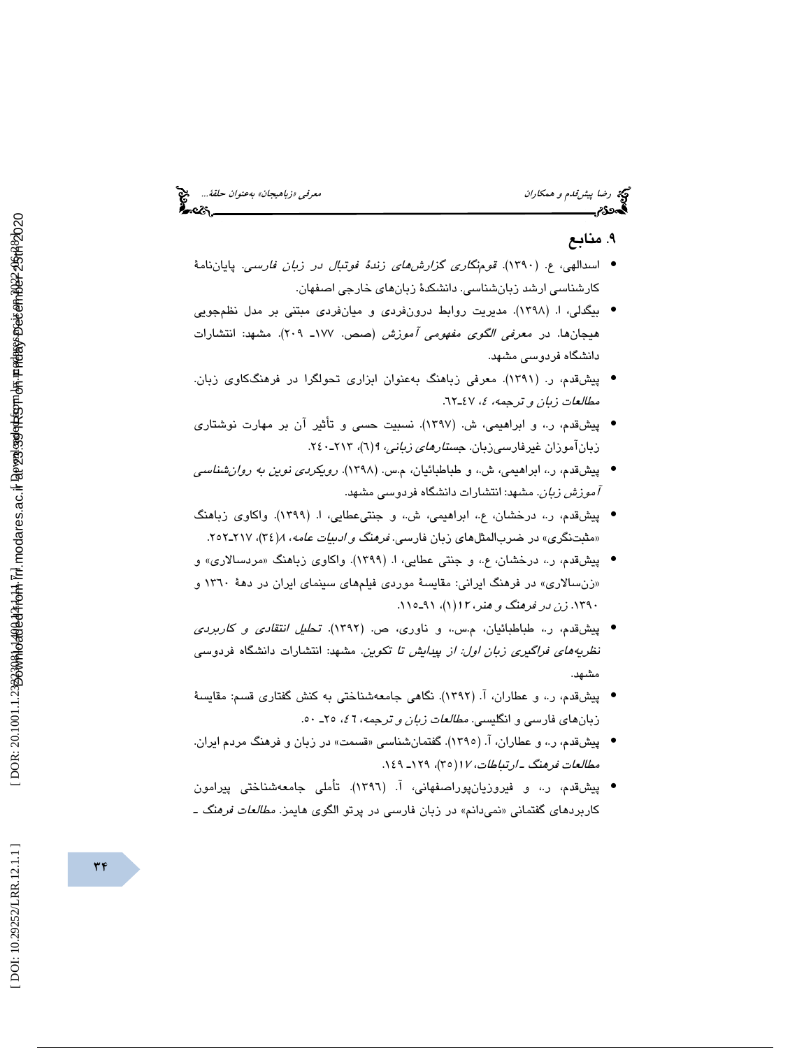## ۹. منابع

- اسدالهی، ع. (۱۳۹۰). *قوم‌نگاری گزارش‌های زندهٔ فوتبال در زبان فارسی*. پایان‌نامهٔ کارشناسی ارشد زبان‌شناسی. دانشکدهٔ زبان‌های خارجی اصفهان.
- بیگدلی، ا. (۱۳۹۸). مدیریت روابط درون‌فردی و میان‌فردی مبتنی بر مدل نظم‌جویی هیجان‌ها. در *معرفی الگوی مفهومی آموزش* (صص. ۱۷۷- ۲۰۹). مشهد: انتشارات دانشگاه فردوسی مشهد.
- پیش‌قدم، ر. (۱۳۹۱). معرفی زباهنگ به‌عنوان ابزاری تحول‌گرا در فرهنگ‌کاوی زبان. *مطالعات زبان و ترجمه*، ٤، ٤٧-٦٢.
- پیش‌قدم، ر.، و ابراهیمی، ش. (۱۳۹۷). نسبیت حسی و تأثیر آن بر مهارت نوشتاری زبان‌آموزان غیرفارسی‌زبان. *جستارهای زبانی*، ۹(٦)، ۲۱۳-۲٤۰.
- پیش‌قدم، ر.، ابراهیمی، ش.، و طباطبائیان، م.س. (۱۳۹۸). *رویکردی نوین به روان‌شناسی آموزش زبان*. مشهد: انتشارات دانشگاه فردوسی مشهد.
- پیش‌قدم، ر.، درخشان، ع.، ابراهیمی، ش.، و جنتی‌عطایی، ا. (۱۳۹۹). واکاوی زباهنگ «مثبت‌نگری» در ضرب‌المثل‌های زبان فارسی. *فرهنگ و ادبیات عامه*، ۸(۳٤)، ۲۱۷-۲۵۲.
- پیش‌قدم، ر.، درخشان، ع.، و جنتی عطایی، ا. (۱۳۹۹). واکاوی زباهنگ «مردسالاری» و «زن‌سالاری» در فرهنگ ایرانی: مقایسهٔ موردی فیلم‌های سینمای ایران در دههٔ ۱۳٦۰ و ۱۳۹۰. *زن در فرهنگ و هنر*، ۱۲(۱)، ۹۱-۱۱۵.
- پیش‌قدم، ر.، طباطبائیان، م.س.، و ناوری، ص. (۱۳۹۲). *تحلیل انتقادی و کاربردی نظریه‌های فراگیری زبان اول: از پیدایش تا تکوین*. مشهد: انتشارات دانشگاه فردوسی مشهد.
- پیش‌قدم، ر.، و عطاران، آ. (۱۳۹۲). نگاهی جامعه‌شناختی به کنش گفتاری قسم: مقایسهٔ زبان‌های فارسی و انگلیسی. *مطالعات زبان و ترجمه*، ٤٦، ۲۵- ۵۰.
- پیش‌قدم، ر.، و عطاران، آ. (۱۳۹۵). گفتمان‌شناسی «قسمت» در زبان و فرهنگ مردم ایران. *مطالعات فرهنگ - ارتباطات*، ۱۷(۳۵)، ۱۲۹- ۱٤۹.
- پیش‌قدم، ر.، و فیروزیان‌پوراصفهانی، آ. (۱۳۹٦). تأملی جامعه‌شناختی پیرامون کاربردهای گفتمانی «نمی‌دانم» در زبان فارسی در پرتو الگوی هایمز. *مطالعات فرهنگ -*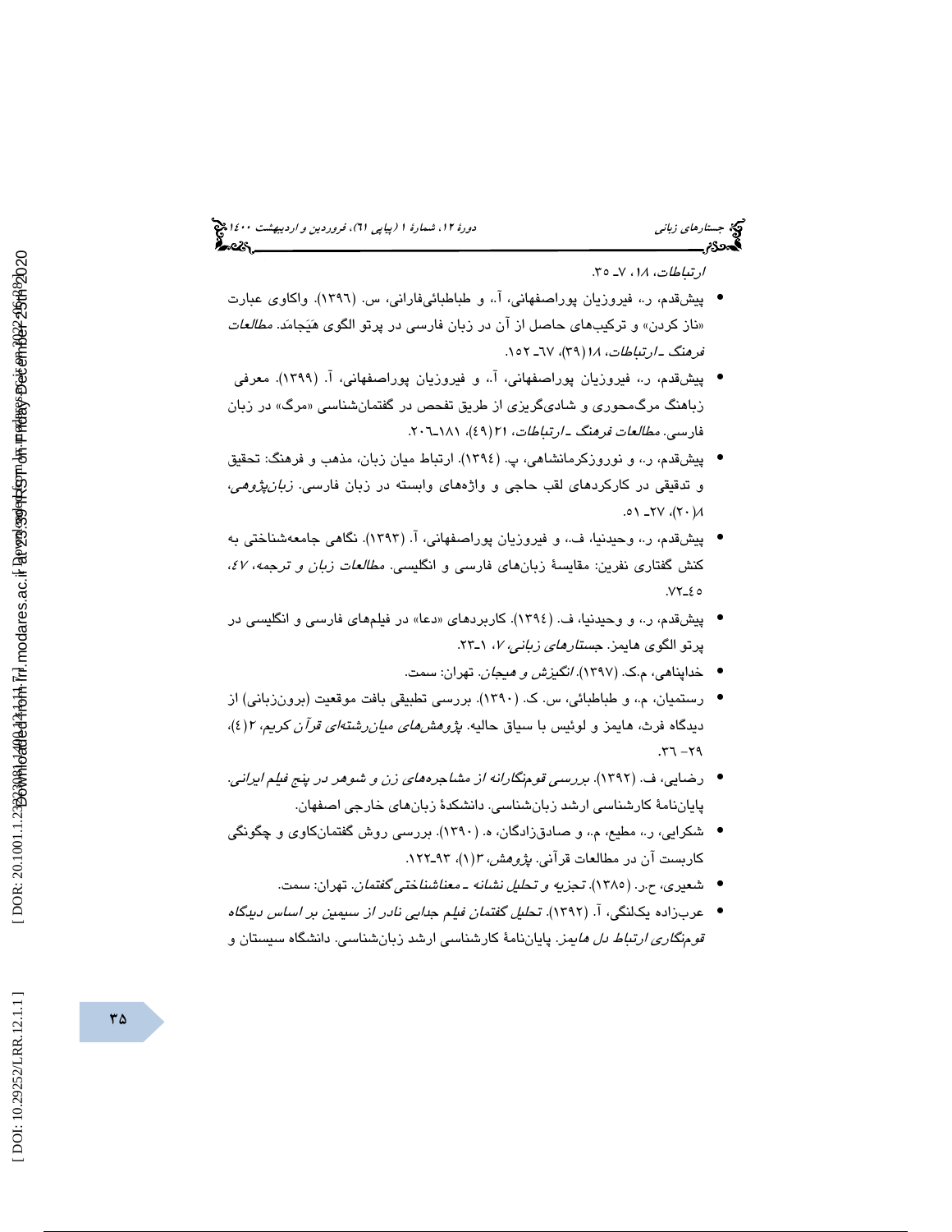*ارتباطات*، ۱۸، ۷ـ ۳۵.

- پیش‌قدم، ر.، فیروزیان پوراصفهانی، آ.، و طباطبائی‌فارانی، س. (۱۳۹۶). واکاوی عبارت «ناز کردن» و ترکیب‌های حاصل از آن در زبان فارسی در پرتو الگوی هَیَجامَد. *مطالعات فرهنگ ـ ارتباطات*، ۱۸(۳۹)، ۶۷ـ ۱۵۲.
- پیش‌قدم، ر.، فیروزیان پوراصفهانی، آ.، و فیروزیان پوراصفهانی، آ. (۱۳۹۹). معرفی زباهنگ مرگ‌محوری و شادی‌گریزی از طریق تفحص در گفتمان‌شناسی «مرگ» در زبان فارسی. *مطالعات فرهنگ ـ ارتباطات*، ۲۱(۴۹)، ۱۸۱ـ۲۰۶.
- پیش‌قدم، ر.، و نوروزکرمانشاهی، پ. (۱۳۹۴). ارتباط میان زبان، مذهب و فرهنگ: تحقیق و تدقیقی در کارکردهای لقب حاجی و واژه‌های وابسته در زبان فارسی. *زبان‌پژوهی*، ۸(۲۰)، ۲۷ـ ۵۱.
- پیش‌قدم، ر.، وحیدنیا، ف.، و فیروزیان پوراصفهانی، آ. (۱۳۹۳). نگاهی جامعه‌شناختی به کنش گفتاری نفرین: مقایسۀ زبان‌های فارسی و انگلیسی. *مطالعات زبان و ترجمه*، ۴۷، ۴۵ـ۷۲.
- پیش‌قدم، ر.، و وحیدنیا، ف. (۱۳۹۴). کاربردهای «دعا» در فیلم‌های فارسی و انگلیسی در پرتو الگوی هایمز. *جستارهای زبانی*، ۷، ۱ـ۲۳.
- خداپناهی، م.ک. (۱۳۹۷). *انگیزش و هیجان*. تهران: سمت.
- رستمیان، م.، و طباطبائی، س. ک. (۱۳۹۰). بررسی تطبیقی بافت موقعیت (برون‌زبانی) از دیدگاه فرث، هایمز و لوئیس با سیاق حالیه. *پژوهش‌های میان‌رشته‌ای قرآن کریم*، ۲(۴)، ۲۹ -۳۶.
- رضایی، ف. (۱۳۹۲). *بررسی قوم‌نگارانه از مشاجره‌های زن و شوهر در پنج فیلم ایرانی*. پایان‌نامۀ کارشناسی ارشد زبان‌شناسی. دانشکدۀ زبان‌های خارجی اصفهان.
- شکرایی، ر.، مطیع، م.، و صادق‌زادگان، ه. (۱۳۹۰). بررسی روش گفتمان‌کاوی و چگونگی کاربست آن در مطالعات قرآنی. *پژوهش*، ۳(۱)، ۹۳ـ۱۲۲.
- شعیری، ح.ر. (۱۳۸۵). *تجزیه و تحلیل نشانه ـ معناشناختی گفتمان*. تهران: سمت.
- عرب‌زاده یک‌لنگی، آ. (۱۳۹۲). *تحلیل گفتمان فیلم جدایی نادر از سیمین بر اساس دیدگاه قوم‌نگاری ارتباط دل هایمز*. پایان‌نامۀ کارشناسی ارشد زبان‌شناسی. دانشگاه سیستان و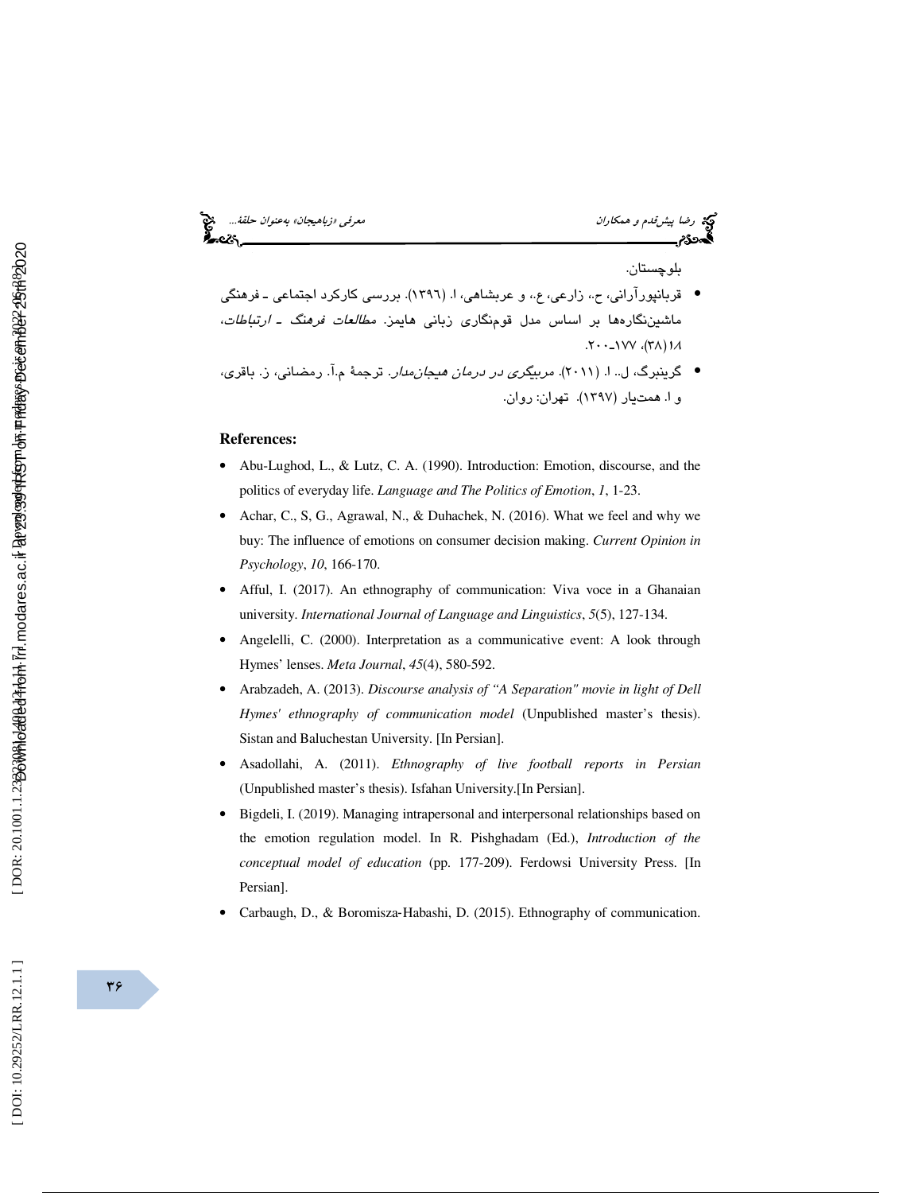بلوچستان.

- قربانپورآرانی، ح.، زارعی، ع.، و عربشاهی، ا. (۱۳۹۶). بررسی کارکرد اجتماعی ـ فرهنگی ماشین‌نگاره‌ها بر اساس مدل قوم‌نگاری زبانی هایمز. *مطالعات فرهنگ ـ ارتباطات*، ۱۸(۳۸)، ۱۷۷ـ۲۰۰.
- گرینبرگ، ل.، ا. (۲۰۱۱). *مربیگری در درمان هیجان‌مدار*. ترجمهٔ م.آ. رمضانی، ز. باقری، و ا. همت‌یار (۱۳۹۷). تهران: روان.

**References:**

- Abu-Lughod, L., & Lutz, C. A. (1990). Introduction: Emotion, discourse, and the politics of everyday life. *Language and The Politics of Emotion*, *1*, 1-23.
- Achar, C., S, G., Agrawal, N., & Duhachek, N. (2016). What we feel and why we buy: The influence of emotions on consumer decision making. *Current Opinion in Psychology*, *10*, 166-170.
- Afful, I. (2017). An ethnography of communication: Viva voce in a Ghanaian university. *International Journal of Language and Linguistics*, *5*(5), 127-134.
- Angelelli, C. (2000). Interpretation as a communicative event: A look through Hymes' lenses. *Meta Journal*, *45*(4), 580-592.
- Arabzadeh, A. (2013). *Discourse analysis of "A Separation" movie in light of Dell Hymes' ethnography of communication model* (Unpublished master's thesis). Sistan and Baluchestan University. [In Persian].
- Asadollahi, A. (2011). *Ethnography of live football reports in Persian* (Unpublished master's thesis). Isfahan University.[In Persian].
- Bigdeli, I. (2019). Managing intrapersonal and interpersonal relationships based on the emotion regulation model. In R. Pishghadam (Ed.), *Introduction of the conceptual model of education* (pp. 177-209). Ferdowsi University Press. [In Persian].
- Carbaugh, D., & Boromisza-Habashi, D. (2015). Ethnography of communication.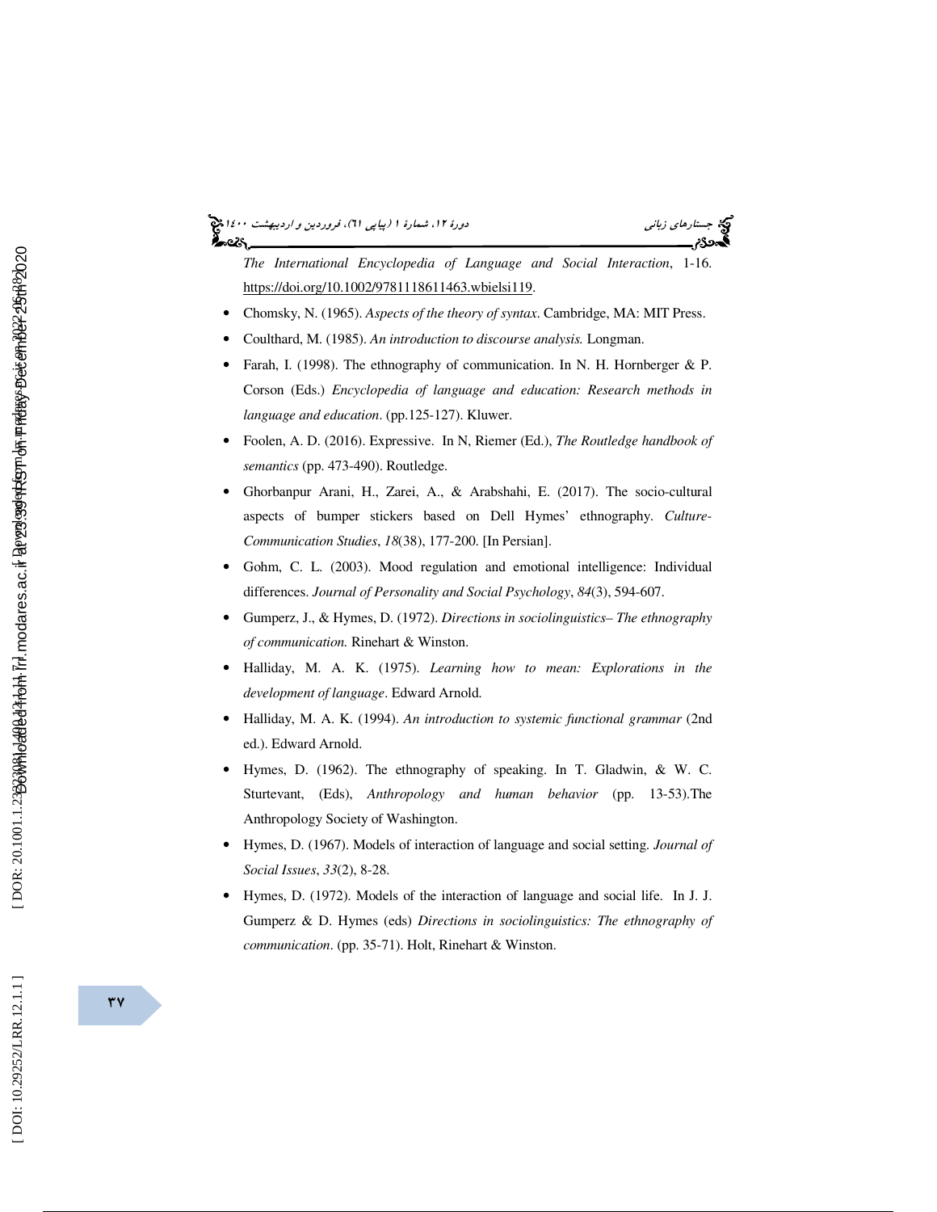*The International Encyclopedia of Language and Social Interaction*, 1-16. https://doi.org/10.1002/9781118611463.wbielsi119.

- Chomsky, N. (1965). *Aspects of the theory of syntax*. Cambridge, MA: MIT Press.
- Coulthard, M. (1985). *An introduction to discourse analysis.* Longman.
- Farah, I. (1998). The ethnography of communication. In N. H. Hornberger & P. Corson (Eds.) *Encyclopedia of language and education: Research methods in language and education*. (pp.125-127). Kluwer.
- Foolen, A. D. (2016). Expressive. In N, Riemer (Ed.), *The Routledge handbook of semantics* (pp. 473-490). Routledge.
- Ghorbanpur Arani, H., Zarei, A., & Arabshahi, E. (2017). The socio-cultural aspects of bumper stickers based on Dell Hymes' ethnography. *Culture-Communication Studies*, *18*(38), 177-200. [In Persian].
- Gohm, C. L. (2003). Mood regulation and emotional intelligence: Individual differences. *Journal of Personality and Social Psychology*, *84*(3), 594-607.
- Gumperz, J., & Hymes, D. (1972). *Directions in sociolinguistics– The ethnography of communication.* Rinehart & Winston.
- Halliday, M. A. K. (1975). *Learning how to mean: Explorations in the development of language*. Edward Arnold.
- Halliday, M. A. K. (1994). *An introduction to systemic functional grammar* (2nd ed.). Edward Arnold.
- Hymes, D. (1962). The ethnography of speaking. In T. Gladwin, & W. C. Sturtevant, (Eds), *Anthropology and human behavior* (pp. 13-53).The Anthropology Society of Washington.
- Hymes, D. (1967). Models of interaction of language and social setting. *Journal of Social Issues*, *33*(2), 8-28.
- Hymes, D. (1972). Models of the interaction of language and social life. In J. J. Gumperz & D. Hymes (eds) *Directions in sociolinguistics: The ethnography of communication*. (pp. 35-71). Holt, Rinehart & Winston.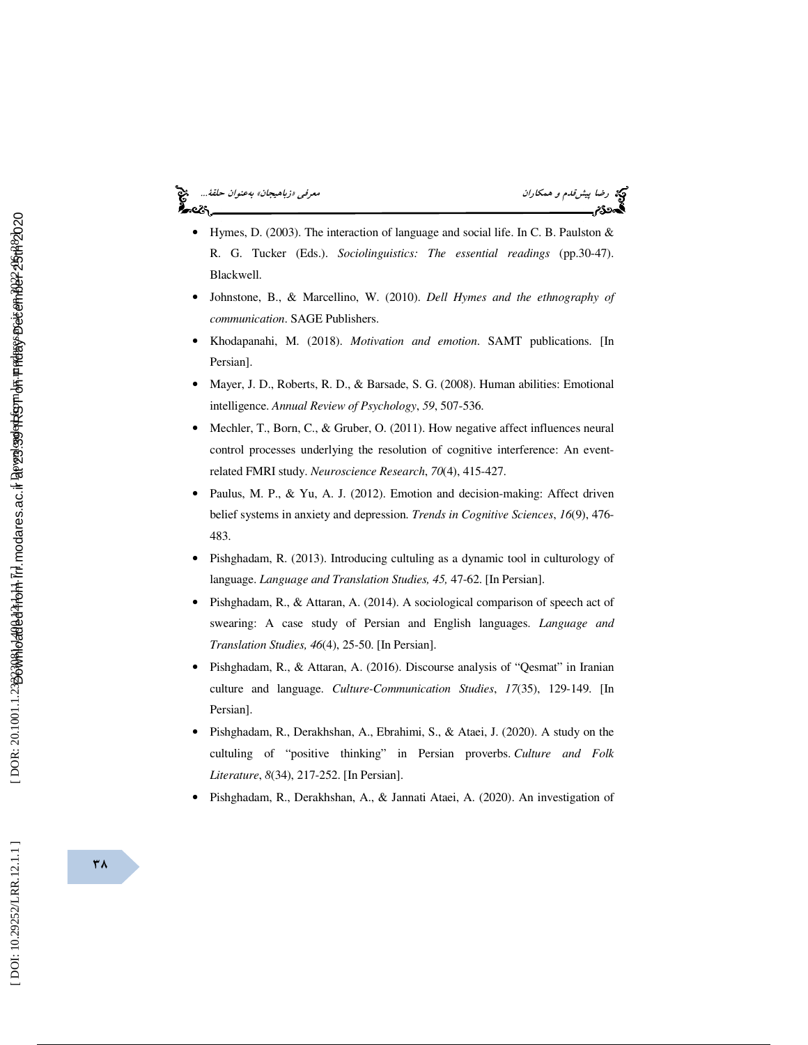- Hymes, D. (2003). The interaction of language and social life. In C. B. Paulston & R. G. Tucker (Eds.). *Sociolinguistics: The essential readings* (pp.30-47). Blackwell.
- Johnstone, B., & Marcellino, W. (2010). *Dell Hymes and the ethnography of communication*. SAGE Publishers.
- Khodapanahi, M. (2018). *Motivation and emotion*. SAMT publications. [In Persian].
- Mayer, J. D., Roberts, R. D., & Barsade, S. G. (2008). Human abilities: Emotional intelligence. *Annual Review of Psychology*, *59*, 507-536.
- Mechler, T., Born, C., & Gruber, O. (2011). How negative affect influences neural control processes underlying the resolution of cognitive interference: An event-related FMRI study. *Neuroscience Research*, *70*(4), 415-427.
- Paulus, M. P., & Yu, A. J. (2012). Emotion and decision-making: Affect driven belief systems in anxiety and depression. *Trends in Cognitive Sciences*, *16*(9), 476-483.
- Pishghadam, R. (2013). Introducing culturing as a dynamic tool in culturology of language. *Language and Translation Studies, 45,* 47-62. [In Persian].
- Pishghadam, R., & Attaran, A. (2014). A sociological comparison of speech act of swearing: A case study of Persian and English languages. *Language and Translation Studies, 46*(4), 25-50. [In Persian].
- Pishghadam, R., & Attaran, A. (2016). Discourse analysis of "Qesmat" in Iranian culture and language. *Culture-Communication Studies*, *17*(35), 129-149. [In Persian].
- Pishghadam, R., Derakhshan, A., Ebrahimi, S., & Ataei, J. (2020). A study on the culturing of "positive thinking" in Persian proverbs. *Culture and Folk Literature*, *8*(34), 217-252. [In Persian].
- Pishghadam, R., Derakhshan, A., & Jannati Ataei, A. (2020). An investigation of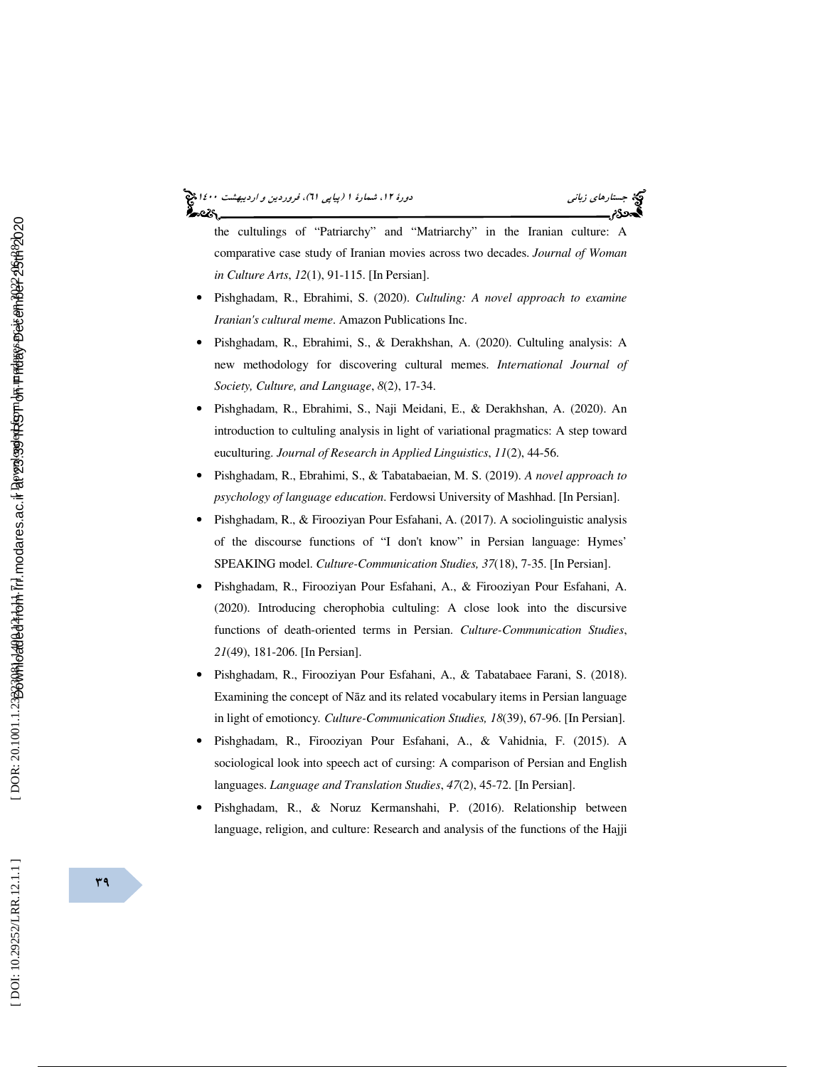the cultulings of "Patriarchy" and "Matriarchy" in the Iranian culture: A comparative case study of Iranian movies across two decades. *Journal of Woman in Culture Arts*, *12*(1), 91-115. [In Persian].

- Pishghadam, R., Ebrahimi, S. (2020). *Cultuling: A novel approach to examine Iranian's cultural meme*. Amazon Publications Inc.
- Pishghadam, R., Ebrahimi, S., & Derakhshan, A. (2020). Cultuling analysis: A new methodology for discovering cultural memes. *International Journal of Society, Culture, and Language*, *8*(2), 17-34.
- Pishghadam, R., Ebrahimi, S., Naji Meidani, E., & Derakhshan, A. (2020). An introduction to cultuling analysis in light of variational pragmatics: A step toward euculturing. *Journal of Research in Applied Linguistics*, *11*(2), 44-56.
- Pishghadam, R., Ebrahimi, S., & Tabatabaeian, M. S. (2019). *A novel approach to psychology of language education*. Ferdowsi University of Mashhad. [In Persian].
- Pishghadam, R., & Firooziyan Pour Esfahani, A. (2017). A sociolinguistic analysis of the discourse functions of "I don't know" in Persian language: Hymes' SPEAKING model. *Culture-Communication Studies, 37*(18), 7-35. [In Persian].
- Pishghadam, R., Firooziyan Pour Esfahani, A., & Firooziyan Pour Esfahani, A. (2020). Introducing cherophobia cultuling: A close look into the discursive functions of death-oriented terms in Persian. *Culture-Communication Studies*, *21*(49), 181-206. [In Persian].
- Pishghadam, R., Firooziyan Pour Esfahani, A., & Tabatabaee Farani, S. (2018). Examining the concept of Nāz and its related vocabulary items in Persian language in light of emotioncy. *Culture-Communication Studies, 18*(39), 67-96. [In Persian].
- Pishghadam, R., Firooziyan Pour Esfahani, A., & Vahidnia, F. (2015). A sociological look into speech act of cursing: A comparison of Persian and English languages. *Language and Translation Studies*, *47*(2), 45-72. [In Persian].
- Pishghadam, R., & Noruz Kermanshahi, P. (2016). Relationship between language, religion, and culture: Research and analysis of the functions of the Hajji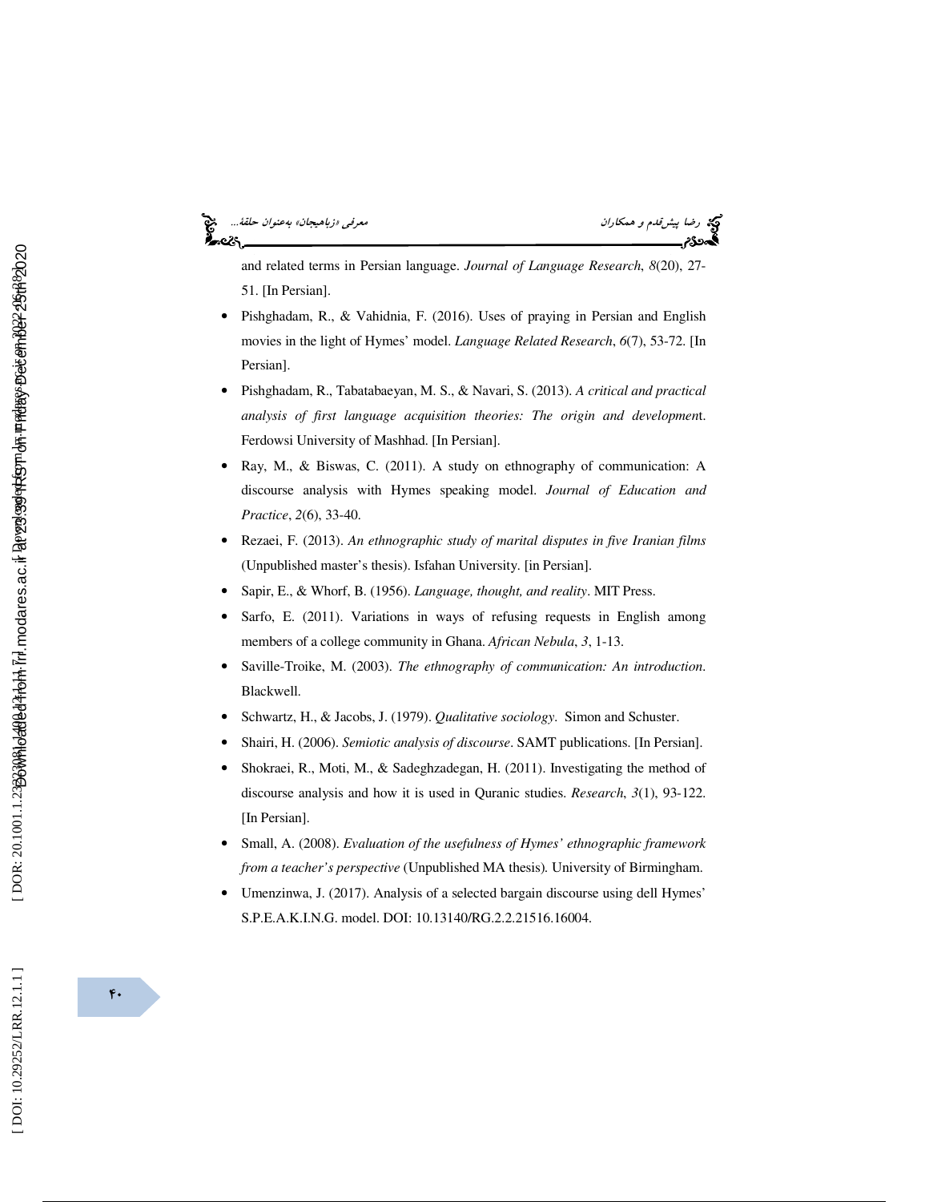and related terms in Persian language. *Journal of Language Research*, *8*(20), 27-51. [In Persian].

- Pishghadam, R., & Vahidnia, F. (2016). Uses of praying in Persian and English movies in the light of Hymes' model. *Language Related Research*, *6*(7), 53-72. [In Persian].
- Pishghadam, R., Tabatabaeyan, M. S., & Navari, S. (2013). *A critical and practical analysis of first language acquisition theories: The origin and development*. Ferdowsi University of Mashhad. [In Persian].
- Ray, M., & Biswas, C. (2011). A study on ethnography of communication: A discourse analysis with Hymes speaking model. *Journal of Education and Practice*, *2*(6), 33-40.
- Rezaei, F. (2013). *An ethnographic study of marital disputes in five Iranian films* (Unpublished master's thesis). Isfahan University. [in Persian].
- Sapir, E., & Whorf, B. (1956). *Language, thought, and reality*. MIT Press.
- Sarfo, E. (2011). Variations in ways of refusing requests in English among members of a college community in Ghana. *African Nebula*, *3*, 1-13.
- Saville-Troike, M. (2003). *The ethnography of communication: An introduction*. Blackwell.
- Schwartz, H., & Jacobs, J. (1979). *Qualitative sociology*. Simon and Schuster.
- Shairi, H. (2006). *Semiotic analysis of discourse*. SAMT publications. [In Persian].
- Shokraei, R., Moti, M., & Sadeghzadegan, H. (2011). Investigating the method of discourse analysis and how it is used in Quranic studies. *Research*, *3*(1), 93-122. [In Persian].
- Small, A. (2008). *Evaluation of the usefulness of Hymes' ethnographic framework from a teacher's perspective* (Unpublished MA thesis). University of Birmingham.
- Umenzinwa, J. (2017). Analysis of a selected bargain discourse using dell Hymes' S.P.E.A.K.I.N.G. model. DOI: 10.13140/RG.2.2.21516.16004.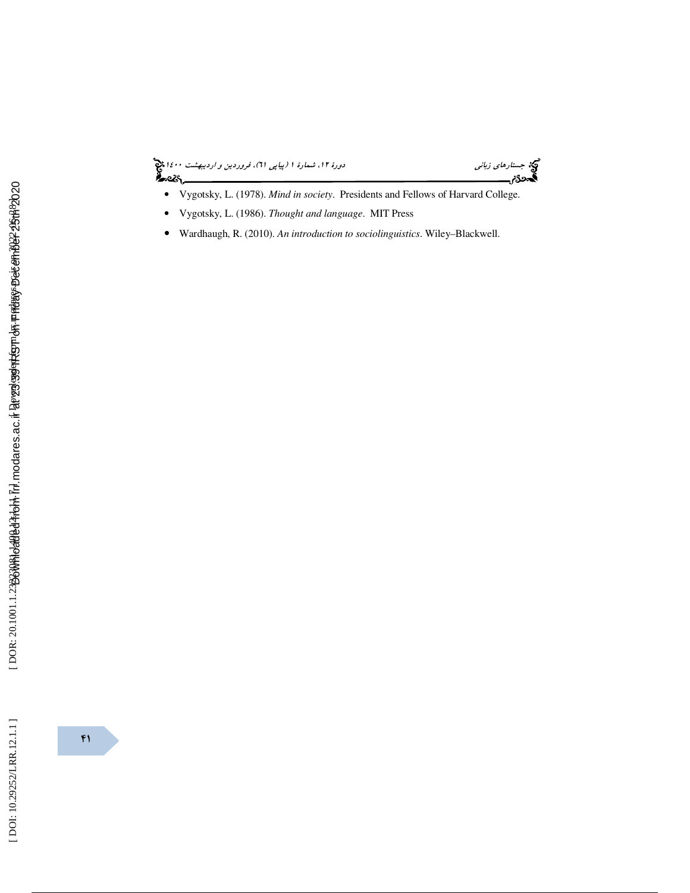- Vygotsky, L. (1978). *Mind in society*. Presidents and Fellows of Harvard College.
- Vygotsky, L. (1986). *Thought and language*. MIT Press
- Wardhaugh, R. (2010). *An introduction to sociolinguistics*. Wiley–Blackwell.